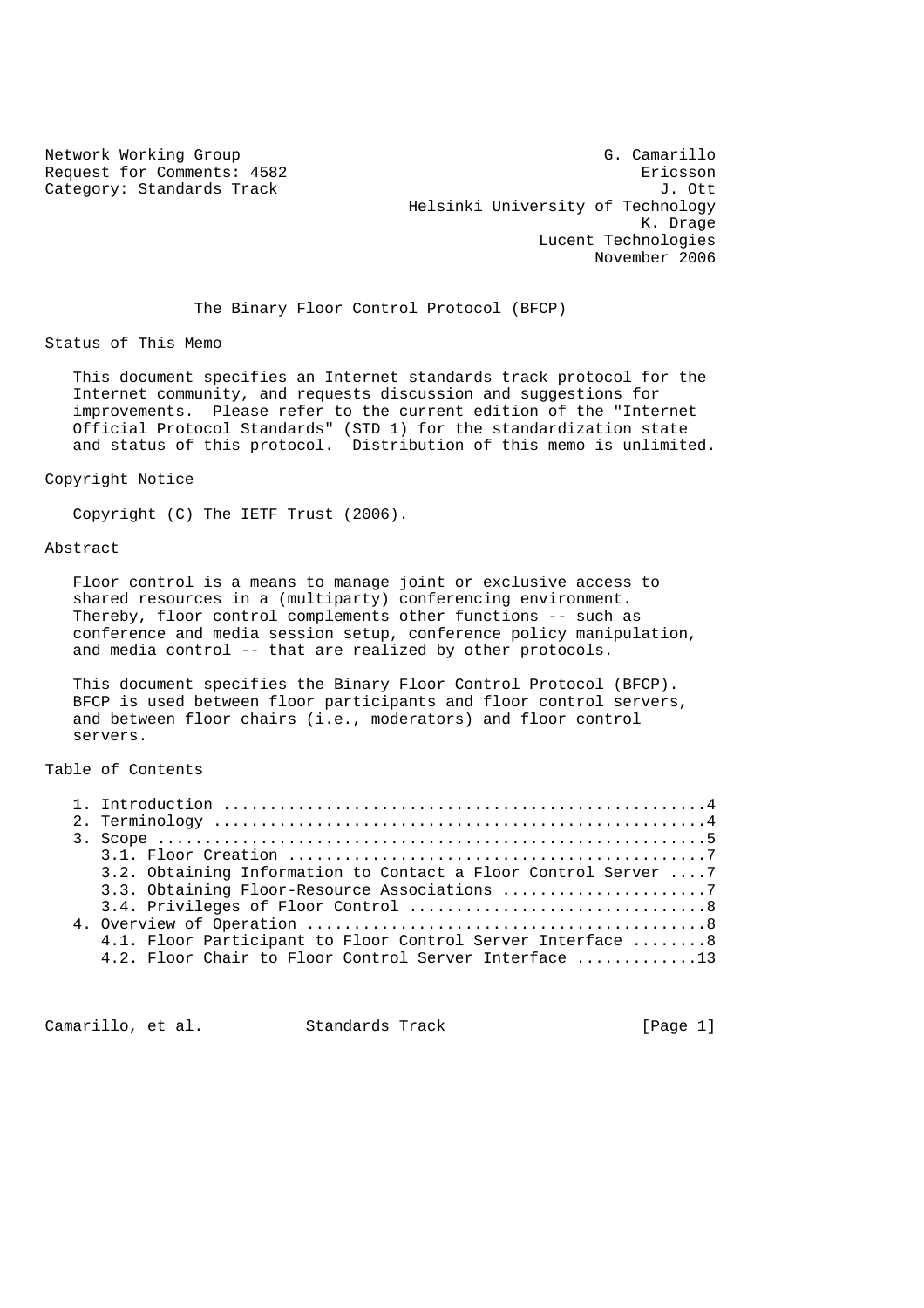Network Working Group G. Camarillo
Request for Comments: 4582 Ericsson
Category: Standards Track J. Ott
Helsinki University of Technology
K. Drage
Lucent Technologies
November 2006

# The Binary Floor Control Protocol (BFCP)

## Status of This Memo

This document specifies an Internet standards track protocol for the Internet community, and requests discussion and suggestions for improvements. Please refer to the current edition of the "Internet Official Protocol Standards" (STD 1) for the standardization state and status of this protocol. Distribution of this memo is unlimited.

## Copyright Notice

Copyright (C) The IETF Trust (2006).

## Abstract

Floor control is a means to manage joint or exclusive access to shared resources in a (multiparty) conferencing environment. Thereby, floor control complements other functions -- such as conference and media session setup, conference policy manipulation, and media control -- that are realized by other protocols.

This document specifies the Binary Floor Control Protocol (BFCP). BFCP is used between floor participants and floor control servers, and between floor chairs (i.e., moderators) and floor control servers.

## Table of Contents

```
1. Introduction ....................................................4
2. Terminology .....................................................4
3. Scope ...........................................................5
   3.1. Floor Creation .............................................7
   3.2. Obtaining Information to Contact a Floor Control Server ....7
   3.3. Obtaining Floor-Resource Associations ......................7
   3.4. Privileges of Floor Control ................................8
4. Overview of Operation ...........................................8
   4.1. Floor Participant to Floor Control Server Interface ........8
   4.2. Floor Chair to Floor Control Server Interface .............13
```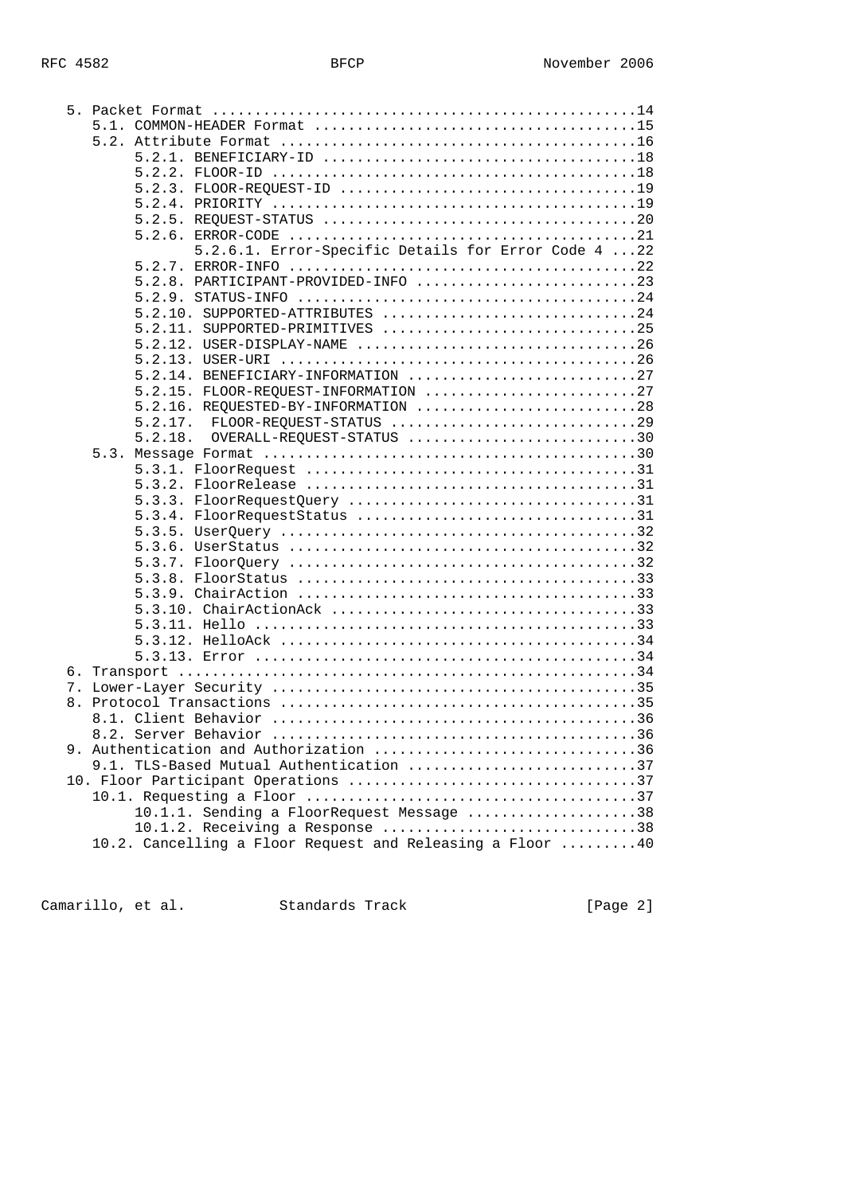```
   5. Packet Format ..................................................14
      5.1. COMMON-HEADER Format ......................................15
      5.2. Attribute Format ..........................................16
           5.2.1. BENEFICIARY-ID .....................................18
           5.2.2. FLOOR-ID ...........................................18
           5.2.3. FLOOR-REQUEST-ID ...................................19
           5.2.4. PRIORITY ...........................................19
           5.2.5. REQUEST-STATUS .....................................20
           5.2.6. ERROR-CODE .........................................21
                  5.2.6.1. Error-Specific Details for Error Code 4 ...22
           5.2.7. ERROR-INFO .........................................22
           5.2.8. PARTICIPANT-PROVIDED-INFO ..........................23
           5.2.9. STATUS-INFO ........................................24
           5.2.10. SUPPORTED-ATTRIBUTES ..............................24
           5.2.11. SUPPORTED-PRIMITIVES ..............................25
           5.2.12. USER-DISPLAY-NAME .................................26
           5.2.13. USER-URI ..........................................26
           5.2.14. BENEFICIARY-INFORMATION ...........................27
           5.2.15. FLOOR-REQUEST-INFORMATION .........................27
           5.2.16. REQUESTED-BY-INFORMATION ..........................28
           5.2.17.  FLOOR-REQUEST-STATUS .............................29
           5.2.18.  OVERALL-REQUEST-STATUS ...........................30
      5.3. Message Format ............................................30
           5.3.1. FloorRequest .......................................31
           5.3.2. FloorRelease .......................................31
           5.3.3. FloorRequestQuery ..................................31
           5.3.4. FloorRequestStatus .................................31
           5.3.5. UserQuery ..........................................32
           5.3.6. UserStatus .........................................32
           5.3.7. FloorQuery .........................................32
           5.3.8. FloorStatus ........................................33
           5.3.9. ChairAction ........................................33
           5.3.10. ChairActionAck ....................................33
           5.3.11. Hello .............................................33
           5.3.12. HelloAck ..........................................34
           5.3.13. Error .............................................34
   6. Transport ......................................................34
   7. Lower-Layer Security ...........................................35
   8. Protocol Transactions ..........................................35
      8.1. Client Behavior ...........................................36
      8.2. Server Behavior ...........................................36
   9. Authentication and Authorization ...............................36
      9.1. TLS-Based Mutual Authentication ...........................37
   10. Floor Participant Operations ..................................37
      10.1. Requesting a Floor .......................................37
           10.1.1. Sending a FloorRequest Message ....................38
           10.1.2. Receiving a Response ..............................38
      10.2. Cancelling a Floor Request and Releasing a Floor .........40
```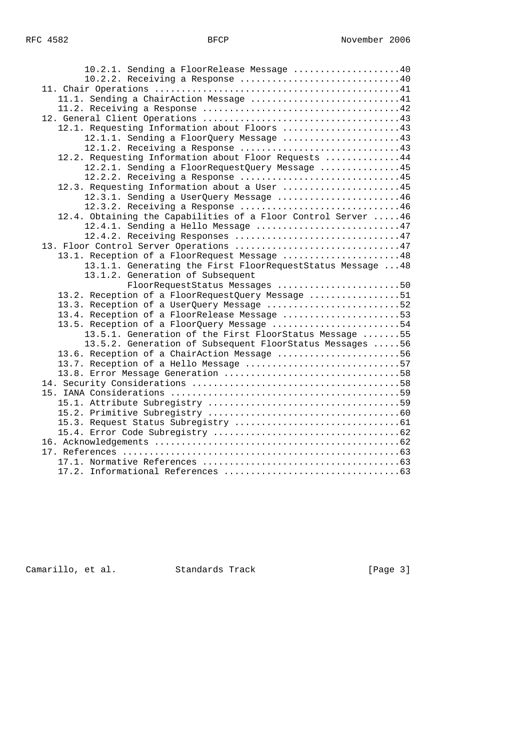```
         10.2.1. Sending a FloorRelease Message ....................40
         10.2.2. Receiving a Response ..............................40
   11. Chair Operations ............................................41
      11.1. Sending a ChairAction Message ..........................41
      11.2. Receiving a Response ...................................42
   12. General Client Operations ...................................43
      12.1. Requesting Information about Floors ....................43
         12.1.1. Sending a FloorQuery Message ......................43
         12.1.2. Receiving a Response ..............................43
      12.2. Requesting Information about Floor Requests ............44
         12.2.1. Sending a FloorRequestQuery Message ...............45
         12.2.2. Receiving a Response ..............................45
      12.3. Requesting Information about a User ....................45
         12.3.1. Sending a UserQuery Message .......................46
         12.3.2. Receiving a Response ..............................46
      12.4. Obtaining the Capabilities of a Floor Control Server .....46
         12.4.1. Sending a Hello Message ...........................47
         12.4.2. Receiving Responses ...............................47
   13. Floor Control Server Operations .............................47
      13.1. Reception of a FloorRequest Message ....................48
         13.1.1. Generating the First FloorRequestStatus Message ...48
         13.1.2. Generation of Subsequent
                 FloorRequestStatus Messages .......................50
      13.2. Reception of a FloorRequestQuery Message ...............51
      13.3. Reception of a UserQuery Message .......................52
      13.4. Reception of a FloorRelease Message ....................53
      13.5. Reception of a FloorQuery Message ......................54
         13.5.1. Generation of the First FloorStatus Message .......55
         13.5.2. Generation of Subsequent FloorStatus Messages .....56
      13.6. Reception of a ChairAction Message .....................56
      13.7. Reception of a Hello Message ...........................57
      13.8. Error Message Generation ...............................58
   14. Security Considerations .....................................58
   15. IANA Considerations .........................................59
      15.1. Attribute Subregistry ..................................59
      15.2. Primitive Subregistry ..................................60
      15.3. Request Status Subregistry .............................61
      15.4. Error Code Subregistry .................................62
   16. Acknowledgements ............................................62
   17. References ..................................................63
      17.1. Normative References ...................................63
      17.2. Informational References ...............................63
```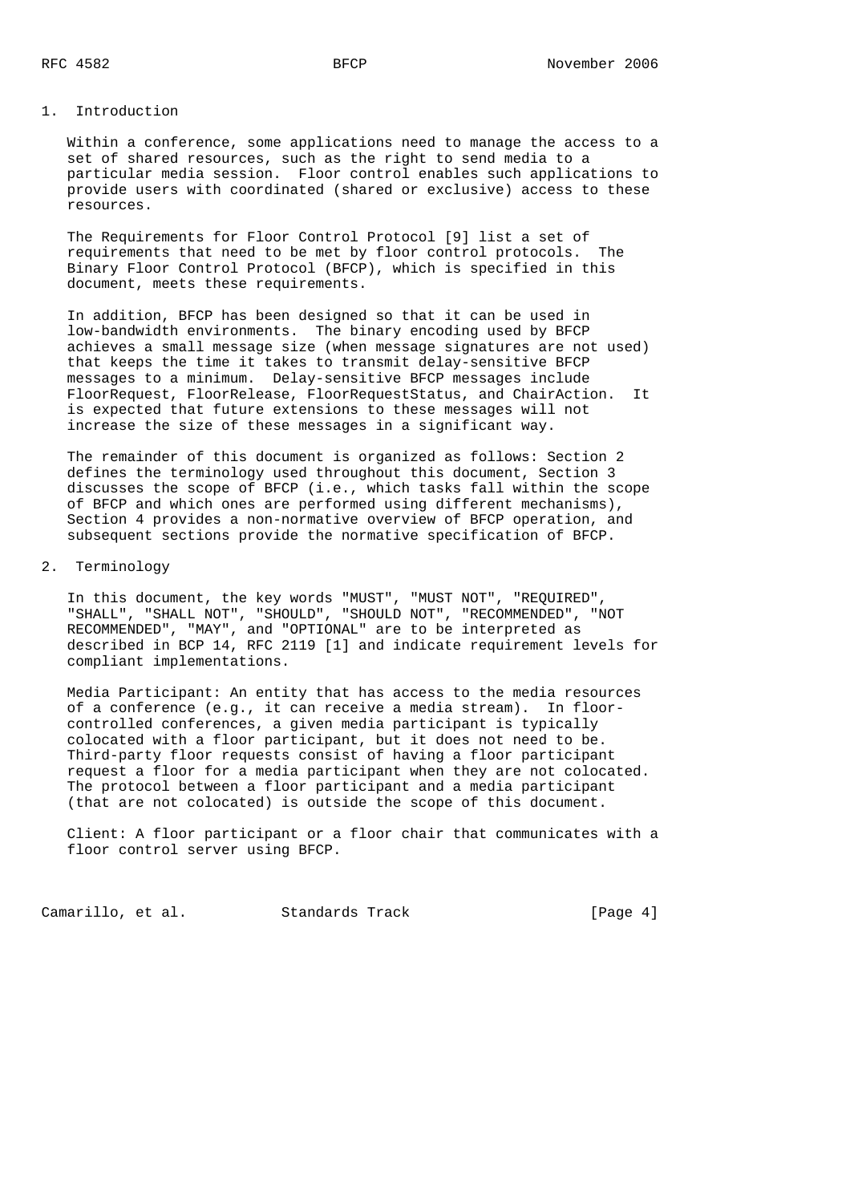## 1. Introduction

Within a conference, some applications need to manage the access to a set of shared resources, such as the right to send media to a particular media session. Floor control enables such applications to provide users with coordinated (shared or exclusive) access to these resources.

The Requirements for Floor Control Protocol [9] list a set of requirements that need to be met by floor control protocols. The Binary Floor Control Protocol (BFCP), which is specified in this document, meets these requirements.

In addition, BFCP has been designed so that it can be used in low-bandwidth environments. The binary encoding used by BFCP achieves a small message size (when message signatures are not used) that keeps the time it takes to transmit delay-sensitive BFCP messages to a minimum. Delay-sensitive BFCP messages include FloorRequest, FloorRelease, FloorRequestStatus, and ChairAction. It is expected that future extensions to these messages will not increase the size of these messages in a significant way.

The remainder of this document is organized as follows: Section 2 defines the terminology used throughout this document, Section 3 discusses the scope of BFCP (i.e., which tasks fall within the scope of BFCP and which ones are performed using different mechanisms), Section 4 provides a non-normative overview of BFCP operation, and subsequent sections provide the normative specification of BFCP.

## 2. Terminology

In this document, the key words "MUST", "MUST NOT", "REQUIRED", "SHALL", "SHALL NOT", "SHOULD", "SHOULD NOT", "RECOMMENDED", "NOT RECOMMENDED", "MAY", and "OPTIONAL" are to be interpreted as described in BCP 14, RFC 2119 [1] and indicate requirement levels for compliant implementations.

Media Participant: An entity that has access to the media resources of a conference (e.g., it can receive a media stream). In floor-controlled conferences, a given media participant is typically colocated with a floor participant, but it does not need to be. Third-party floor requests consist of having a floor participant request a floor for a media participant when they are not colocated. The protocol between a floor participant and a media participant (that are not colocated) is outside the scope of this document.

Client: A floor participant or a floor chair that communicates with a floor control server using BFCP.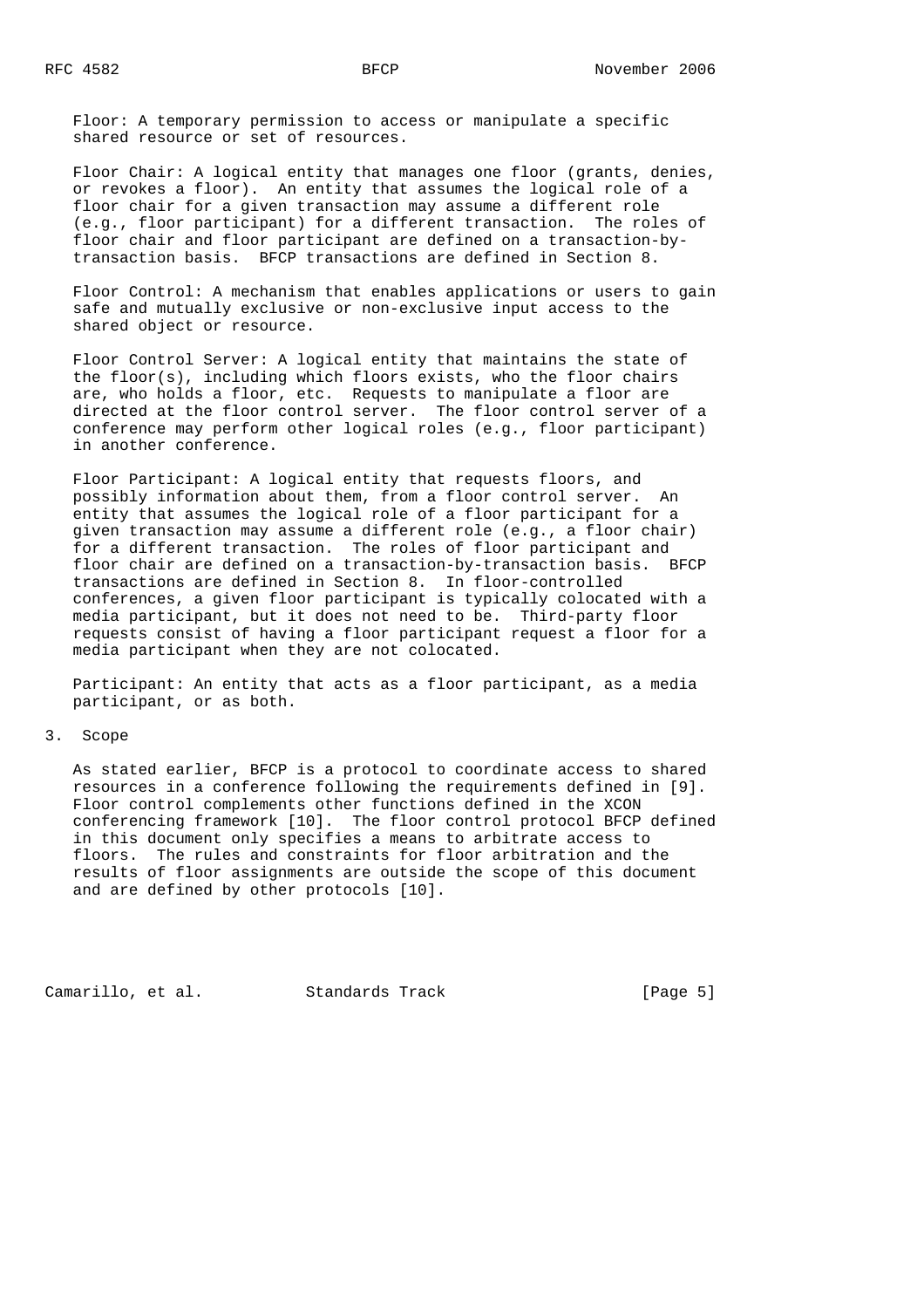Floor: A temporary permission to access or manipulate a specific shared resource or set of resources.

Floor Chair: A logical entity that manages one floor (grants, denies, or revokes a floor). An entity that assumes the logical role of a floor chair for a given transaction may assume a different role (e.g., floor participant) for a different transaction. The roles of floor chair and floor participant are defined on a transaction-by-transaction basis. BFCP transactions are defined in Section 8.

Floor Control: A mechanism that enables applications or users to gain safe and mutually exclusive or non-exclusive input access to the shared object or resource.

Floor Control Server: A logical entity that maintains the state of the floor(s), including which floors exists, who the floor chairs are, who holds a floor, etc. Requests to manipulate a floor are directed at the floor control server. The floor control server of a conference may perform other logical roles (e.g., floor participant) in another conference.

Floor Participant: A logical entity that requests floors, and possibly information about them, from a floor control server. An entity that assumes the logical role of a floor participant for a given transaction may assume a different role (e.g., a floor chair) for a different transaction. The roles of floor participant and floor chair are defined on a transaction-by-transaction basis. BFCP transactions are defined in Section 8. In floor-controlled conferences, a given floor participant is typically colocated with a media participant, but it does not need to be. Third-party floor requests consist of having a floor participant request a floor for a media participant when they are not colocated.

Participant: An entity that acts as a floor participant, as a media participant, or as both.

## 3. Scope

As stated earlier, BFCP is a protocol to coordinate access to shared resources in a conference following the requirements defined in [9]. Floor control complements other functions defined in the XCON conferencing framework [10]. The floor control protocol BFCP defined in this document only specifies a means to arbitrate access to floors. The rules and constraints for floor arbitration and the results of floor assignments are outside the scope of this document and are defined by other protocols [10].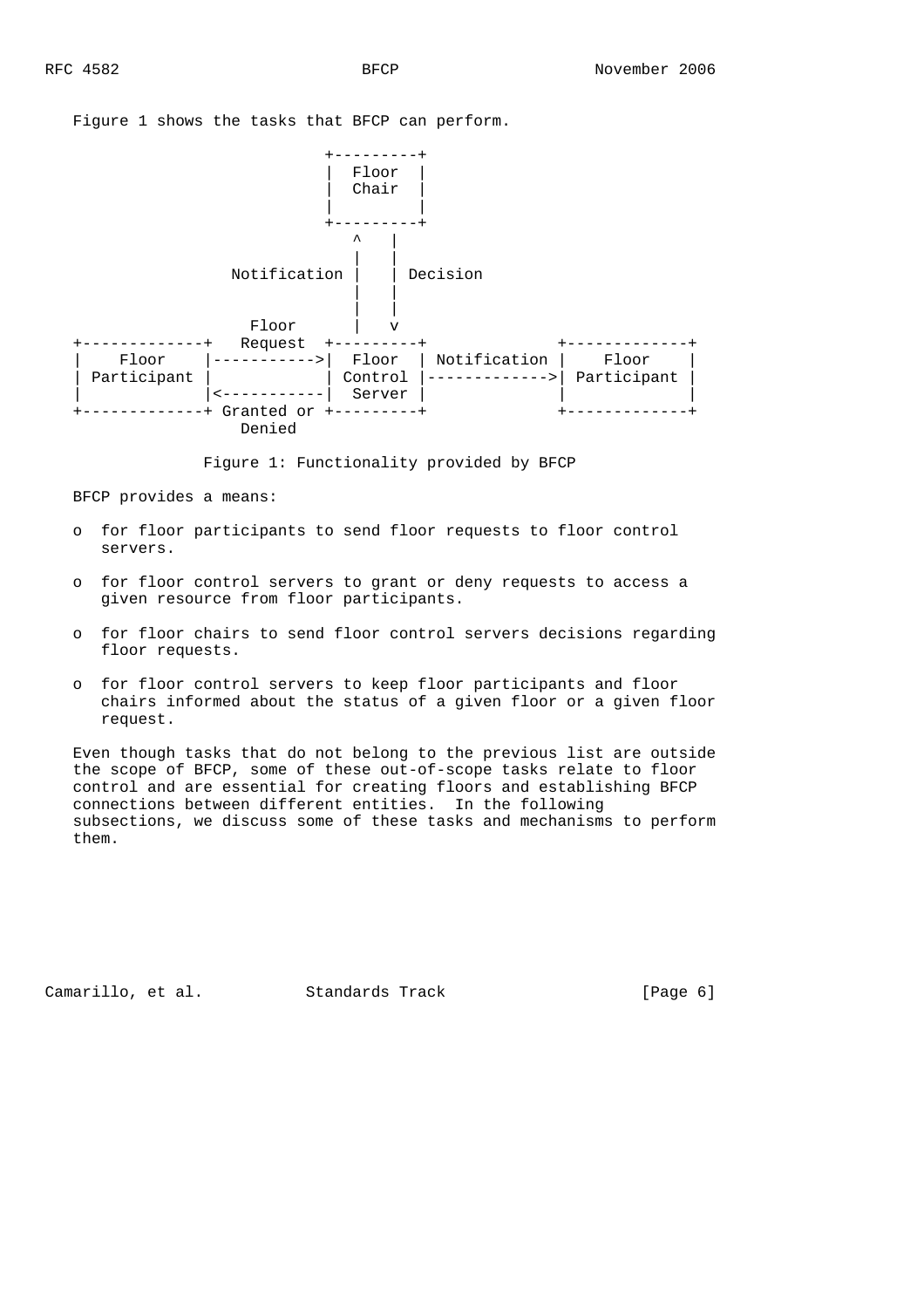Figure 1 shows the tasks that BFCP can perform.

```
                          +---------+
                          |  Floor  |
                          |  Chair  |
                          |         |
                          +---------+
                             ^   |
                             |   |
                Notification |   | Decision
                             |   |
                             |   |
                  Floor      |   v
+-------------+   Request  +---------+             +-------------+
|    Floor    |----------->|  Floor  | Notification |    Floor    |
| Participant |            | Control |------------->| Participant |
|             |<-----------|  Server |             |             |
+-------------+ Granted or +---------+             +-------------+
                  Denied
```

Figure 1: Functionality provided by BFCP

BFCP provides a means:

- for floor participants to send floor requests to floor control servers.
- for floor control servers to grant or deny requests to access a given resource from floor participants.
- for floor chairs to send floor control servers decisions regarding floor requests.
- for floor control servers to keep floor participants and floor chairs informed about the status of a given floor or a given floor request.

Even though tasks that do not belong to the previous list are outside the scope of BFCP, some of these out-of-scope tasks relate to floor control and are essential for creating floors and establishing BFCP connections between different entities. In the following subsections, we discuss some of these tasks and mechanisms to perform them.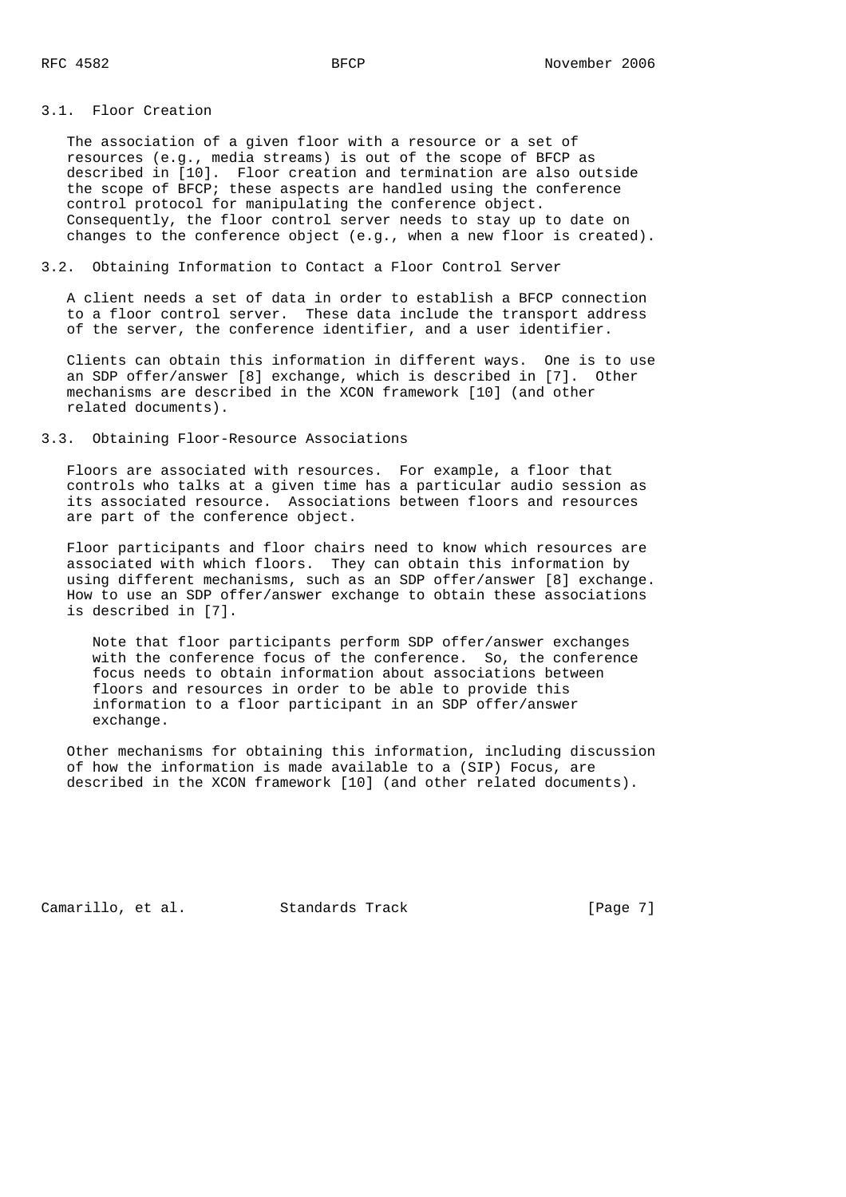### 3.1. Floor Creation

The association of a given floor with a resource or a set of resources (e.g., media streams) is out of the scope of BFCP as described in [10]. Floor creation and termination are also outside the scope of BFCP; these aspects are handled using the conference control protocol for manipulating the conference object. Consequently, the floor control server needs to stay up to date on changes to the conference object (e.g., when a new floor is created).

### 3.2. Obtaining Information to Contact a Floor Control Server

A client needs a set of data in order to establish a BFCP connection to a floor control server. These data include the transport address of the server, the conference identifier, and a user identifier.

Clients can obtain this information in different ways. One is to use an SDP offer/answer [8] exchange, which is described in [7]. Other mechanisms are described in the XCON framework [10] (and other related documents).

### 3.3. Obtaining Floor-Resource Associations

Floors are associated with resources. For example, a floor that controls who talks at a given time has a particular audio session as its associated resource. Associations between floors and resources are part of the conference object.

Floor participants and floor chairs need to know which resources are associated with which floors. They can obtain this information by using different mechanisms, such as an SDP offer/answer [8] exchange. How to use an SDP offer/answer exchange to obtain these associations is described in [7].

> Note that floor participants perform SDP offer/answer exchanges with the conference focus of the conference. So, the conference focus needs to obtain information about associations between floors and resources in order to be able to provide this information to a floor participant in an SDP offer/answer exchange.

Other mechanisms for obtaining this information, including discussion of how the information is made available to a (SIP) Focus, are described in the XCON framework [10] (and other related documents).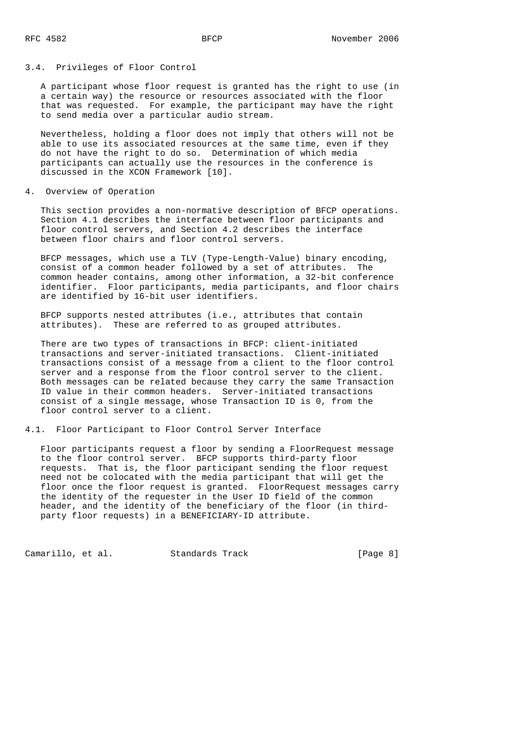### 3.4. Privileges of Floor Control

A participant whose floor request is granted has the right to use (in a certain way) the resource or resources associated with the floor that was requested. For example, the participant may have the right to send media over a particular audio stream.

Nevertheless, holding a floor does not imply that others will not be able to use its associated resources at the same time, even if they do not have the right to do so. Determination of which media participants can actually use the resources in the conference is discussed in the XCON Framework [10].

## 4. Overview of Operation

This section provides a non-normative description of BFCP operations. Section 4.1 describes the interface between floor participants and floor control servers, and Section 4.2 describes the interface between floor chairs and floor control servers.

BFCP messages, which use a TLV (Type-Length-Value) binary encoding, consist of a common header followed by a set of attributes. The common header contains, among other information, a 32-bit conference identifier. Floor participants, media participants, and floor chairs are identified by 16-bit user identifiers.

BFCP supports nested attributes (i.e., attributes that contain attributes). These are referred to as grouped attributes.

There are two types of transactions in BFCP: client-initiated transactions and server-initiated transactions. Client-initiated transactions consist of a message from a client to the floor control server and a response from the floor control server to the client. Both messages can be related because they carry the same Transaction ID value in their common headers. Server-initiated transactions consist of a single message, whose Transaction ID is 0, from the floor control server to a client.

### 4.1. Floor Participant to Floor Control Server Interface

Floor participants request a floor by sending a FloorRequest message to the floor control server. BFCP supports third-party floor requests. That is, the floor participant sending the floor request need not be colocated with the media participant that will get the floor once the floor request is granted. FloorRequest messages carry the identity of the requester in the User ID field of the common header, and the identity of the beneficiary of the floor (in third-party floor requests) in a BENEFICIARY-ID attribute.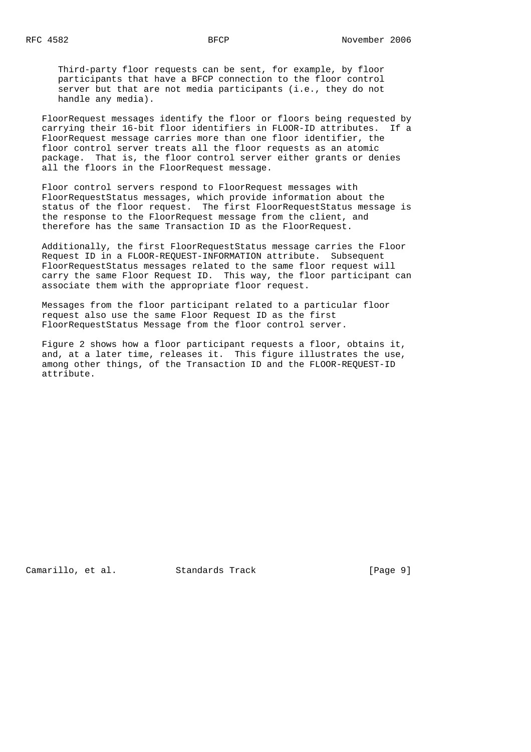Third-party floor requests can be sent, for example, by floor participants that have a BFCP connection to the floor control server but that are not media participants (i.e., they do not handle any media).

FloorRequest messages identify the floor or floors being requested by carrying their 16-bit floor identifiers in FLOOR-ID attributes. If a FloorRequest message carries more than one floor identifier, the floor control server treats all the floor requests as an atomic package. That is, the floor control server either grants or denies all the floors in the FloorRequest message.

Floor control servers respond to FloorRequest messages with FloorRequestStatus messages, which provide information about the status of the floor request. The first FloorRequestStatus message is the response to the FloorRequest message from the client, and therefore has the same Transaction ID as the FloorRequest.

Additionally, the first FloorRequestStatus message carries the Floor Request ID in a FLOOR-REQUEST-INFORMATION attribute. Subsequent FloorRequestStatus messages related to the same floor request will carry the same Floor Request ID. This way, the floor participant can associate them with the appropriate floor request.

Messages from the floor participant related to a particular floor request also use the same Floor Request ID as the first FloorRequestStatus Message from the floor control server.

Figure 2 shows how a floor participant requests a floor, obtains it, and, at a later time, releases it. This figure illustrates the use, among other things, of the Transaction ID and the FLOOR-REQUEST-ID attribute.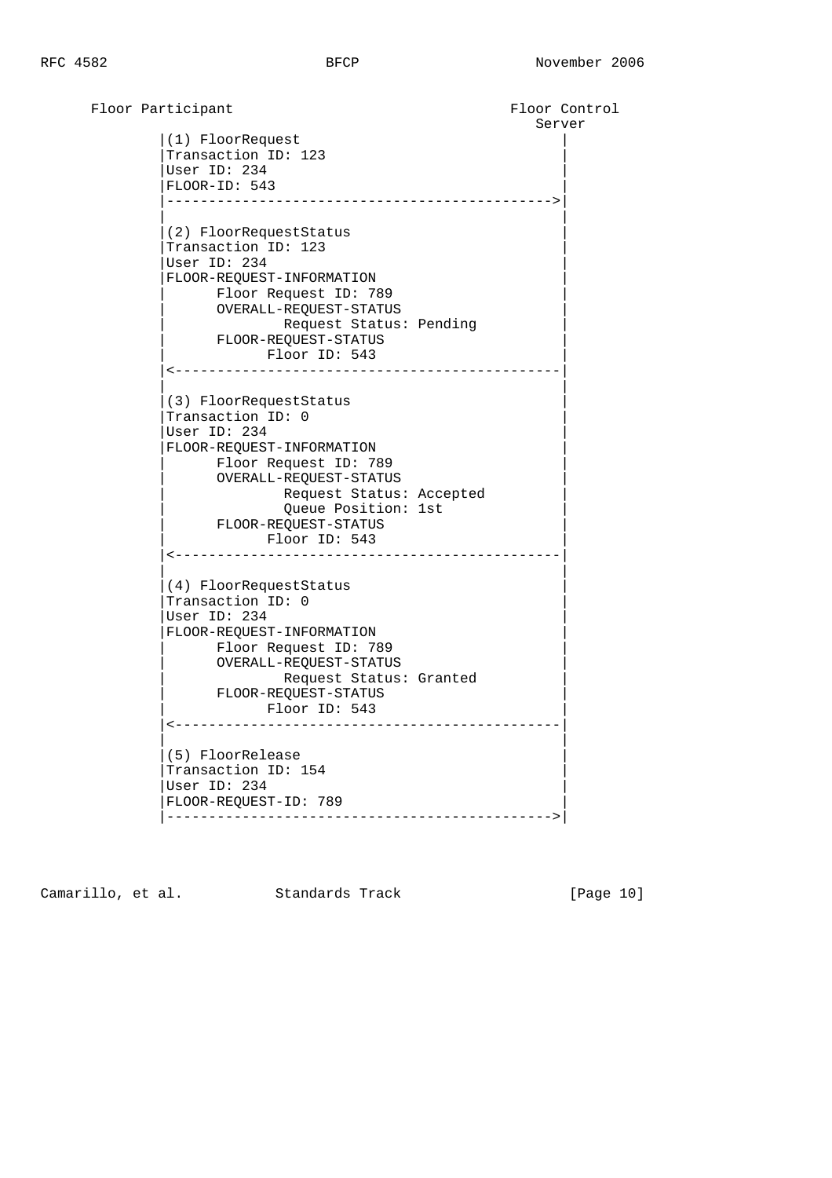```
Floor Participant                                  Floor Control
                                                      Server
         |(1) FloorRequest                              |
         |Transaction ID: 123                           |
         |User ID: 234                                  |
         |FLOOR-ID: 543                                 |
         |--------------------------------------------->|
         |                                              |
         |(2) FloorRequestStatus                        |
         |Transaction ID: 123                           |
         |User ID: 234                                  |
         |FLOOR-REQUEST-INFORMATION                     |
         |      Floor Request ID: 789                   |
         |      OVERALL-REQUEST-STATUS                  |
         |              Request Status: Pending         |
         |      FLOOR-REQUEST-STATUS                    |
         |            Floor ID: 543                     |
         |<---------------------------------------------|
         |                                              |
         |(3) FloorRequestStatus                        |
         |Transaction ID: 0                             |
         |User ID: 234                                  |
         |FLOOR-REQUEST-INFORMATION                     |
         |      Floor Request ID: 789                   |
         |      OVERALL-REQUEST-STATUS                  |
         |              Request Status: Accepted        |
         |              Queue Position: 1st             |
         |      FLOOR-REQUEST-STATUS                    |
         |            Floor ID: 543                     |
         |<---------------------------------------------|
         |                                              |
         |(4) FloorRequestStatus                        |
         |Transaction ID: 0                             |
         |User ID: 234                                  |
         |FLOOR-REQUEST-INFORMATION                     |
         |      Floor Request ID: 789                   |
         |      OVERALL-REQUEST-STATUS                  |
         |              Request Status: Granted         |
         |      FLOOR-REQUEST-STATUS                    |
         |            Floor ID: 543                     |
         |<---------------------------------------------|
         |                                              |
         |(5) FloorRelease                              |
         |Transaction ID: 154                           |
         |User ID: 234                                  |
         |FLOOR-REQUEST-ID: 789                         |
         |--------------------------------------------->|
```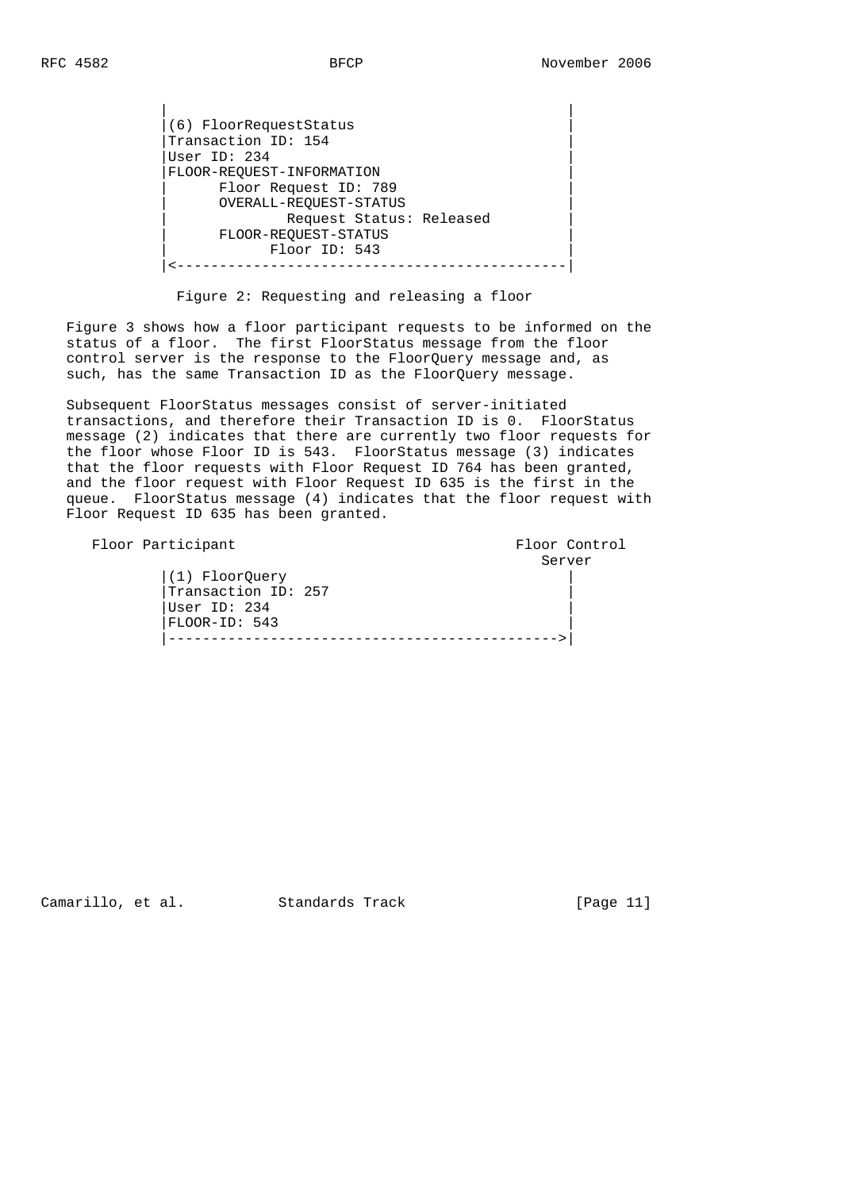```
            |                                               |
            |(6) FloorRequestStatus                         |
            |Transaction ID: 154                            |
            |User ID: 234                                   |
            |FLOOR-REQUEST-INFORMATION                      |
            |      Floor Request ID: 789                    |
            |      OVERALL-REQUEST-STATUS                   |
            |              Request Status: Released         |
            |      FLOOR-REQUEST-STATUS                     |
            |            Floor ID: 543                      |
            |<----------------------------------------------|
```

Figure 2: Requesting and releasing a floor

Figure 3 shows how a floor participant requests to be informed on the status of a floor. The first FloorStatus message from the floor control server is the response to the FloorQuery message and, as such, has the same Transaction ID as the FloorQuery message.

Subsequent FloorStatus messages consist of server-initiated transactions, and therefore their Transaction ID is 0. FloorStatus message (2) indicates that there are currently two floor requests for the floor whose Floor ID is 543. FloorStatus message (3) indicates that the floor requests with Floor Request ID 764 has been granted, and the floor request with Floor Request ID 635 is the first in the queue. FloorStatus message (4) indicates that the floor request with Floor Request ID 635 has been granted.

```
   Floor Participant                                 Floor Control
                                                         Server
            |(1) FloorQuery                                 |
            |Transaction ID: 257                            |
            |User ID: 234                                   |
            |FLOOR-ID: 543                                  |
            |---------------------------------------------->|
```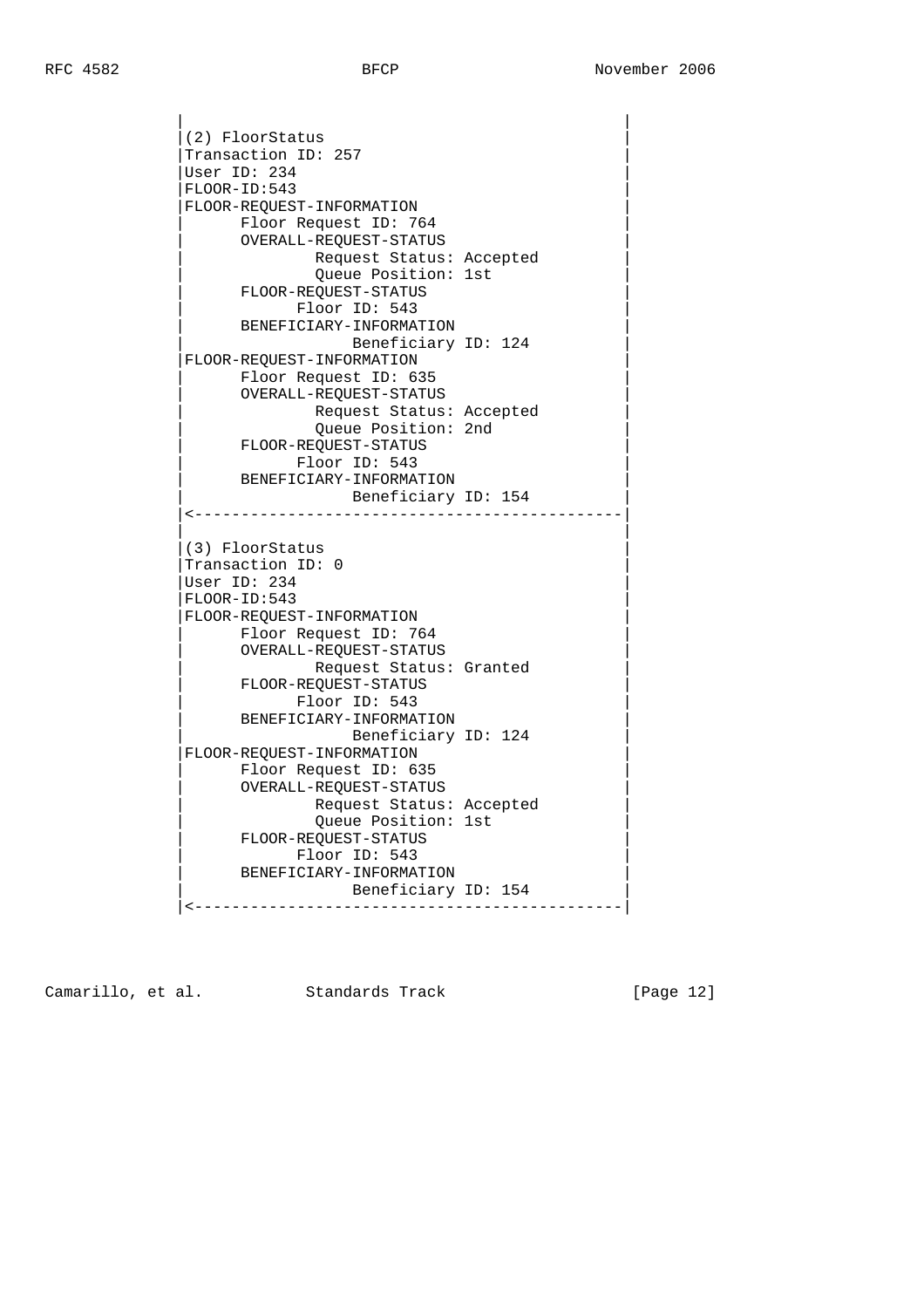```
             |                                               |
             |(2) FloorStatus                                |
             |Transaction ID: 257                            |
             |User ID: 234                                   |
             |FLOOR-ID:543                                   |
             |FLOOR-REQUEST-INFORMATION                      |
             |      Floor Request ID: 764                    |
             |      OVERALL-REQUEST-STATUS                   |
             |              Request Status: Accepted         |
             |              Queue Position: 1st              |
             |      FLOOR-REQUEST-STATUS                     |
             |            Floor ID: 543                      |
             |      BENEFICIARY-INFORMATION                  |
             |                  Beneficiary ID: 124          |
             |FLOOR-REQUEST-INFORMATION                      |
             |      Floor Request ID: 635                    |
             |      OVERALL-REQUEST-STATUS                   |
             |              Request Status: Accepted         |
             |              Queue Position: 2nd              |
             |      FLOOR-REQUEST-STATUS                     |
             |            Floor ID: 543                      |
             |      BENEFICIARY-INFORMATION                  |
             |                  Beneficiary ID: 154          |
             |<----------------------------------------------|
             |                                               |
             |(3) FloorStatus                                |
             |Transaction ID: 0                              |
             |User ID: 234                                   |
             |FLOOR-ID:543                                   |
             |FLOOR-REQUEST-INFORMATION                      |
             |      Floor Request ID: 764                    |
             |      OVERALL-REQUEST-STATUS                   |
             |              Request Status: Granted          |
             |      FLOOR-REQUEST-STATUS                     |
             |            Floor ID: 543                      |
             |      BENEFICIARY-INFORMATION                  |
             |                  Beneficiary ID: 124          |
             |FLOOR-REQUEST-INFORMATION                      |
             |      Floor Request ID: 635                    |
             |      OVERALL-REQUEST-STATUS                   |
             |              Request Status: Accepted         |
             |              Queue Position: 1st              |
             |      FLOOR-REQUEST-STATUS                     |
             |            Floor ID: 543                      |
             |      BENEFICIARY-INFORMATION                  |
             |                  Beneficiary ID: 154          |
             |<----------------------------------------------|
```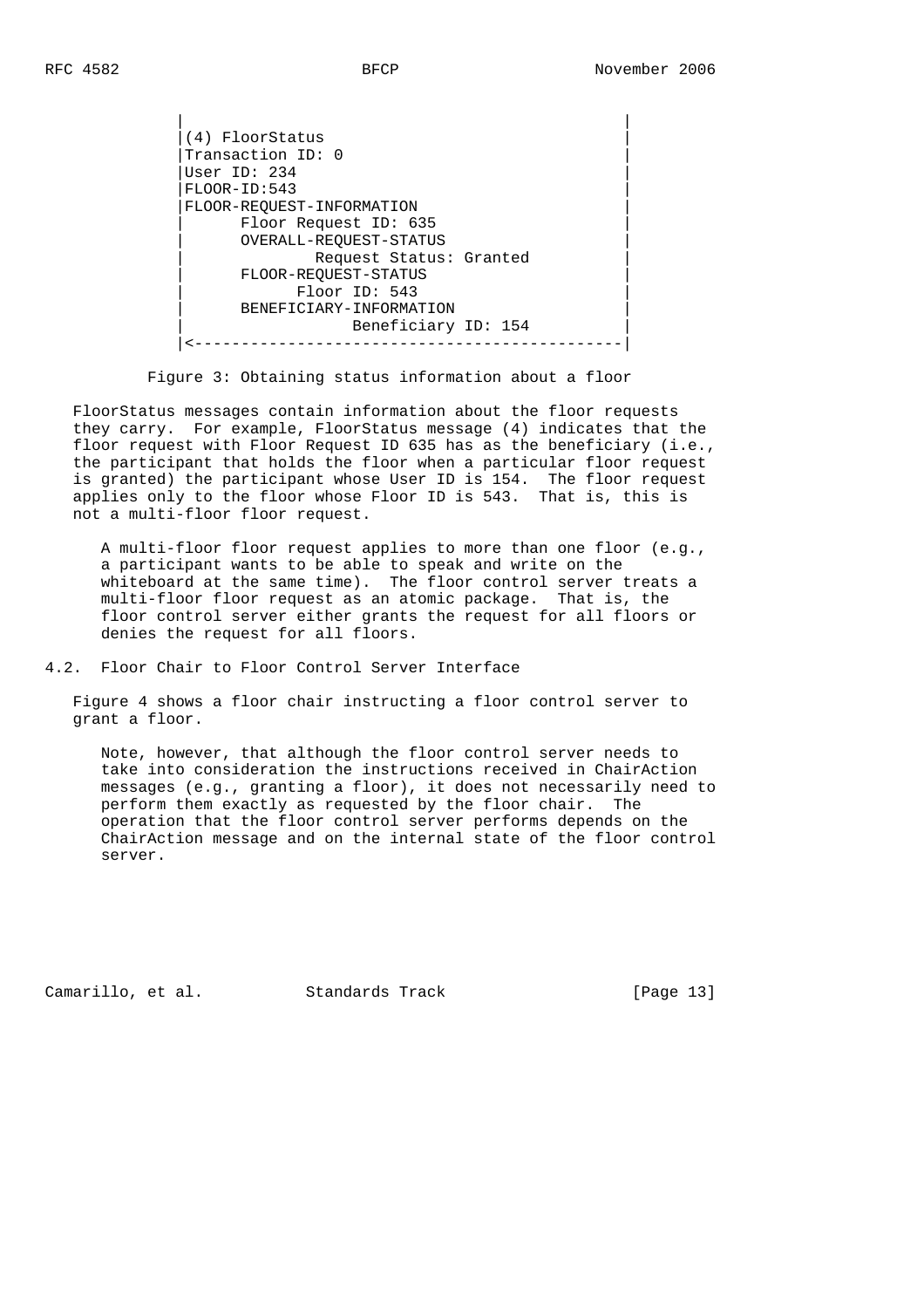```
             |                                              |
             |(4) FloorStatus                               |
             |Transaction ID: 0                             |
             |User ID: 234                                  |
             |FLOOR-ID:543                                  |
             |FLOOR-REQUEST-INFORMATION                     |
             |      Floor Request ID: 635                   |
             |      OVERALL-REQUEST-STATUS                  |
             |           Request Status: Granted            |
             |      FLOOR-REQUEST-STATUS                    |
             |           Floor ID: 543                      |
             |      BENEFICIARY-INFORMATION                 |
             |                 Beneficiary ID: 154          |
             |<---------------------------------------------|
```

Figure 3: Obtaining status information about a floor

FloorStatus messages contain information about the floor requests they carry. For example, FloorStatus message (4) indicates that the floor request with Floor Request ID 635 has as the beneficiary (i.e., the participant that holds the floor when a particular floor request is granted) the participant whose User ID is 154. The floor request applies only to the floor whose Floor ID is 543. That is, this is not a multi-floor floor request.

> A multi-floor floor request applies to more than one floor (e.g., a participant wants to be able to speak and write on the whiteboard at the same time). The floor control server treats a multi-floor floor request as an atomic package. That is, the floor control server either grants the request for all floors or denies the request for all floors.

## 4.2. Floor Chair to Floor Control Server Interface

Figure 4 shows a floor chair instructing a floor control server to grant a floor.

> Note, however, that although the floor control server needs to take into consideration the instructions received in ChairAction messages (e.g., granting a floor), it does not necessarily need to perform them exactly as requested by the floor chair. The operation that the floor control server performs depends on the ChairAction message and on the internal state of the floor control server.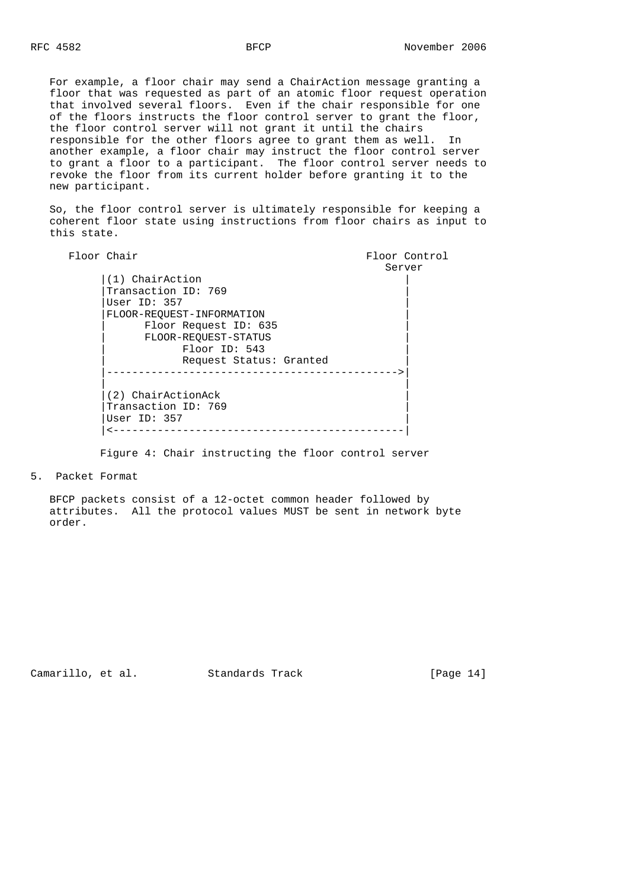For example, a floor chair may send a ChairAction message granting a floor that was requested as part of an atomic floor request operation that involved several floors. Even if the chair responsible for one of the floors instructs the floor control server to grant the floor, the floor control server will not grant it until the chairs responsible for the other floors agree to grant them as well. In another example, a floor chair may instruct the floor control server to grant a floor to a participant. The floor control server needs to revoke the floor from its current holder before granting it to the new participant.

So, the floor control server is ultimately responsible for keeping a coherent floor state using instructions from floor chairs as input to this state.

```
   Floor Chair                                   Floor Control
                                                    Server
        |(1) ChairAction                                |
        |Transaction ID: 769                            |
        |User ID: 357                                   |
        |FLOOR-REQUEST-INFORMATION                      |
        |      Floor Request ID: 635                    |
        |      FLOOR-REQUEST-STATUS                     |
        |            Floor ID: 543                      |
        |            Request Status: Granted            |
        |---------------------------------------------->|
        |                                               |
        |(2) ChairActionAck                             |
        |Transaction ID: 769                            |
        |User ID: 357                                   |
        |<----------------------------------------------|
```

Figure 4: Chair instructing the floor control server

## 5. Packet Format

BFCP packets consist of a 12-octet common header followed by attributes. All the protocol values MUST be sent in network byte order.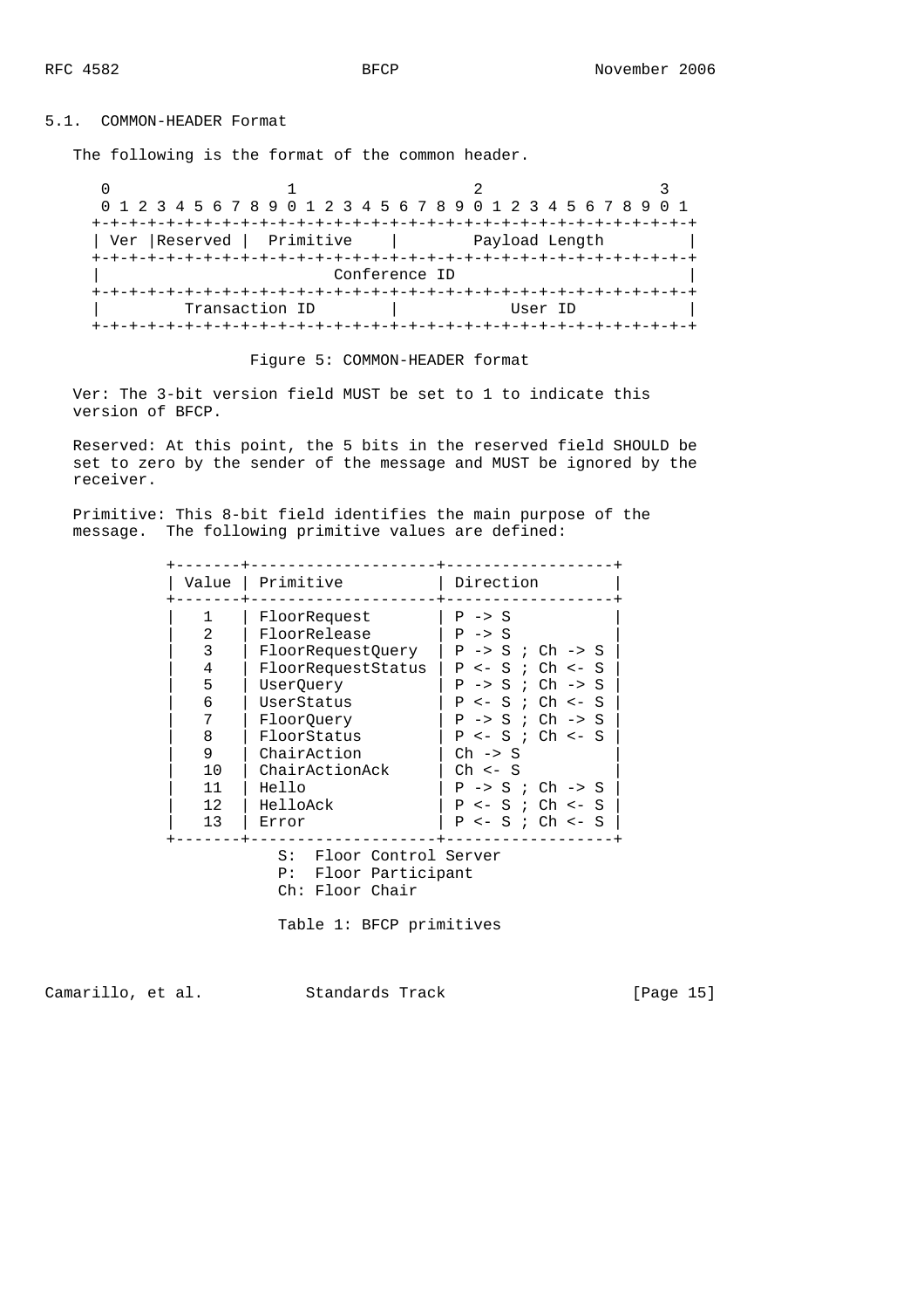## 5.1. COMMON-HEADER Format

The following is the format of the common header.

```
    0                   1                   2                   3
    0 1 2 3 4 5 6 7 8 9 0 1 2 3 4 5 6 7 8 9 0 1 2 3 4 5 6 7 8 9 0 1
   +-+-+-+-+-+-+-+-+-+-+-+-+-+-+-+-+-+-+-+-+-+-+-+-+-+-+-+-+-+-+-+-+
   | Ver |Reserved |  Primitive    |        Payload Length         |
   +-+-+-+-+-+-+-+-+-+-+-+-+-+-+-+-+-+-+-+-+-+-+-+-+-+-+-+-+-+-+-+-+
   |                         Conference ID                         |
   +-+-+-+-+-+-+-+-+-+-+-+-+-+-+-+-+-+-+-+-+-+-+-+-+-+-+-+-+-+-+-+-+
   |         Transaction ID        |            User ID            |
   +-+-+-+-+-+-+-+-+-+-+-+-+-+-+-+-+-+-+-+-+-+-+-+-+-+-+-+-+-+-+-+-+
```

Figure 5: COMMON-HEADER format

Ver: The 3-bit version field MUST be set to 1 to indicate this version of BFCP.

Reserved: At this point, the 5 bits in the reserved field SHOULD be set to zero by the sender of the message and MUST be ignored by the receiver.

Primitive: This 8-bit field identifies the main purpose of the message. The following primitive values are defined:

| Value | Primitive | Direction |
|---|---|---|
| 1 | FloorRequest | P -> S |
| 2 | FloorRelease | P -> S |
| 3 | FloorRequestQuery | P -> S ; Ch -> S |
| 4 | FloorRequestStatus | P <- S ; Ch <- S |
| 5 | UserQuery | P -> S ; Ch -> S |
| 6 | UserStatus | P <- S ; Ch <- S |
| 7 | FloorQuery | P -> S ; Ch -> S |
| 8 | FloorStatus | P <- S ; Ch <- S |
| 9 | ChairAction | Ch -> S |
| 10 | ChairActionAck | Ch <- S |
| 11 | Hello | P -> S ; Ch -> S |
| 12 | HelloAck | P <- S ; Ch <- S |
| 13 | Error | P <- S ; Ch <- S |

S: Floor Control Server
P: Floor Participant
Ch: Floor Chair

Table 1: BFCP primitives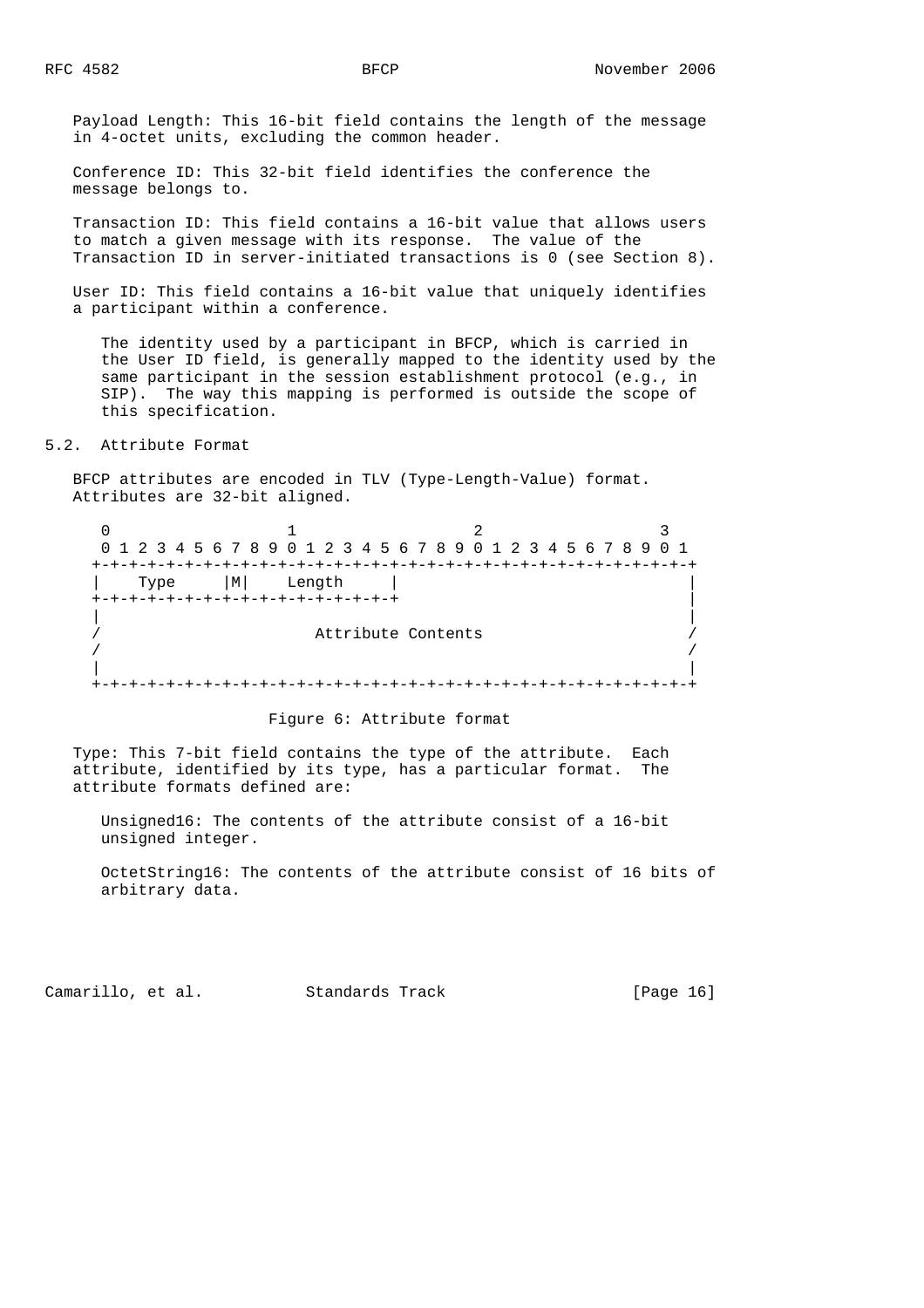Payload Length: This 16-bit field contains the length of the message in 4-octet units, excluding the common header.

Conference ID: This 32-bit field identifies the conference the message belongs to.

Transaction ID: This field contains a 16-bit value that allows users to match a given message with its response. The value of the Transaction ID in server-initiated transactions is 0 (see Section 8).

User ID: This field contains a 16-bit value that uniquely identifies a participant within a conference.

> The identity used by a participant in BFCP, which is carried in the User ID field, is generally mapped to the identity used by the same participant in the session establishment protocol (e.g., in SIP). The way this mapping is performed is outside the scope of this specification.

## 5.2. Attribute Format

BFCP attributes are encoded in TLV (Type-Length-Value) format. Attributes are 32-bit aligned.

```
    0                   1                   2                   3
    0 1 2 3 4 5 6 7 8 9 0 1 2 3 4 5 6 7 8 9 0 1 2 3 4 5 6 7 8 9 0 1
   +-+-+-+-+-+-+-+-+-+-+-+-+-+-+-+-+-+-+-+-+-+-+-+-+-+-+-+-+-+-+-+-+
   |    Type     |M|    Length     |                               |
   +-+-+-+-+-+-+-+-+-+-+-+-+-+-+-+-+                               |
   |                                                               |
   /                       Attribute Contents                      /
   /                                                               /
   |                                                               |
   +-+-+-+-+-+-+-+-+-+-+-+-+-+-+-+-+-+-+-+-+-+-+-+-+-+-+-+-+-+-+-+-+
```

Figure 6: Attribute format

Type: This 7-bit field contains the type of the attribute. Each attribute, identified by its type, has a particular format. The attribute formats defined are:

> Unsigned16: The contents of the attribute consist of a 16-bit unsigned integer.
>
> OctetString16: The contents of the attribute consist of 16 bits of arbitrary data.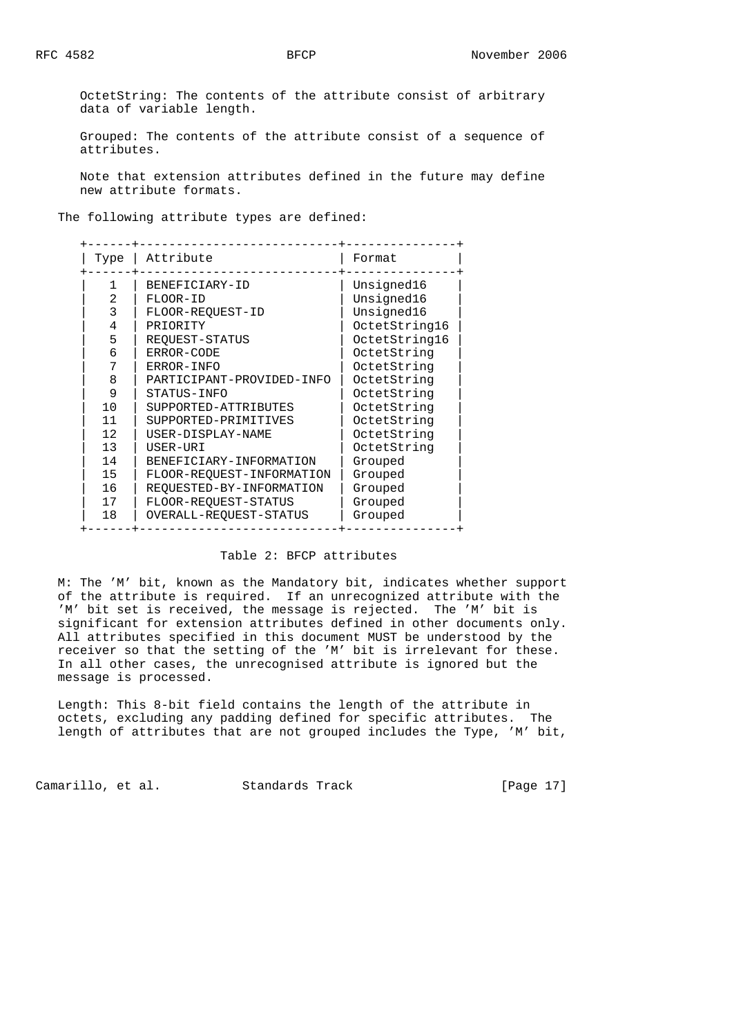OctetString: The contents of the attribute consist of arbitrary data of variable length.

Grouped: The contents of the attribute consist of a sequence of attributes.

Note that extension attributes defined in the future may define new attribute formats.

The following attribute types are defined:

| Type | Attribute | Format |
|---|---|---|
| 1 | BENEFICIARY-ID | Unsigned16 |
| 2 | FLOOR-ID | Unsigned16 |
| 3 | FLOOR-REQUEST-ID | Unsigned16 |
| 4 | PRIORITY | OctetString16 |
| 5 | REQUEST-STATUS | OctetString16 |
| 6 | ERROR-CODE | OctetString |
| 7 | ERROR-INFO | OctetString |
| 8 | PARTICIPANT-PROVIDED-INFO | OctetString |
| 9 | STATUS-INFO | OctetString |
| 10 | SUPPORTED-ATTRIBUTES | OctetString |
| 11 | SUPPORTED-PRIMITIVES | OctetString |
| 12 | USER-DISPLAY-NAME | OctetString |
| 13 | USER-URI | OctetString |
| 14 | BENEFICIARY-INFORMATION | Grouped |
| 15 | FLOOR-REQUEST-INFORMATION | Grouped |
| 16 | REQUESTED-BY-INFORMATION | Grouped |
| 17 | FLOOR-REQUEST-STATUS | Grouped |
| 18 | OVERALL-REQUEST-STATUS | Grouped |

Table 2: BFCP attributes

M: The 'M' bit, known as the Mandatory bit, indicates whether support of the attribute is required. If an unrecognized attribute with the 'M' bit set is received, the message is rejected. The 'M' bit is significant for extension attributes defined in other documents only. All attributes specified in this document MUST be understood by the receiver so that the setting of the 'M' bit is irrelevant for these. In all other cases, the unrecognised attribute is ignored but the message is processed.

Length: This 8-bit field contains the length of the attribute in octets, excluding any padding defined for specific attributes. The length of attributes that are not grouped includes the Type, 'M' bit,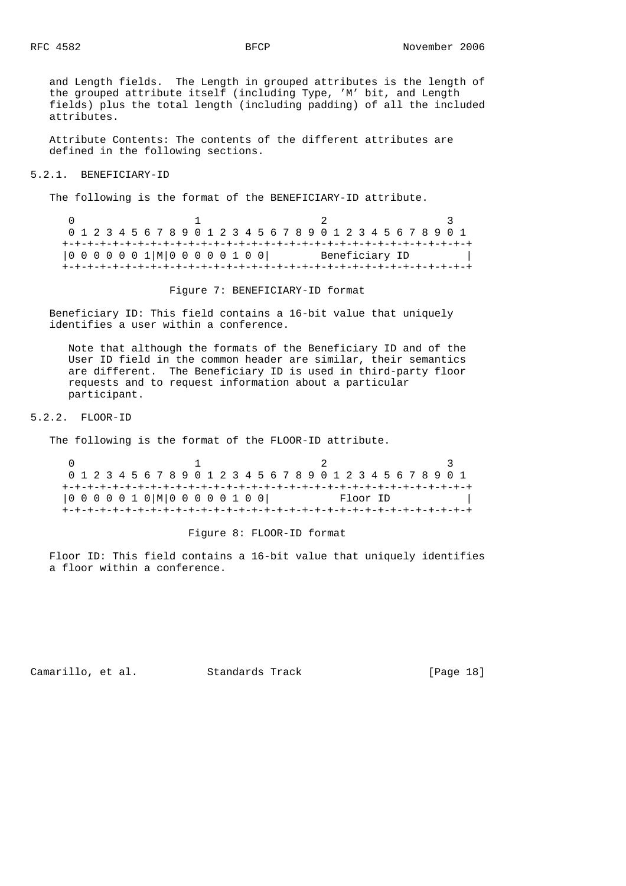and Length fields. The Length in grouped attributes is the length of the grouped attribute itself (including Type, 'M' bit, and Length fields) plus the total length (including padding) of all the included attributes.

Attribute Contents: The contents of the different attributes are defined in the following sections.

### 5.2.1. BENEFICIARY-ID

The following is the format of the BENEFICIARY-ID attribute.

```
    0                   1                   2                   3
    0 1 2 3 4 5 6 7 8 9 0 1 2 3 4 5 6 7 8 9 0 1 2 3 4 5 6 7 8 9 0 1
   +-+-+-+-+-+-+-+-+-+-+-+-+-+-+-+-+-+-+-+-+-+-+-+-+-+-+-+-+-+-+-+-+
   |0 0 0 0 0 0 1|M|0 0 0 0 0 1 0 0|        Beneficiary ID         |
   +-+-+-+-+-+-+-+-+-+-+-+-+-+-+-+-+-+-+-+-+-+-+-+-+-+-+-+-+-+-+-+-+
```

Figure 7: BENEFICIARY-ID format

Beneficiary ID: This field contains a 16-bit value that uniquely identifies a user within a conference.

> Note that although the formats of the Beneficiary ID and of the User ID field in the common header are similar, their semantics are different. The Beneficiary ID is used in third-party floor requests and to request information about a particular participant.

### 5.2.2. FLOOR-ID

The following is the format of the FLOOR-ID attribute.

```
    0                   1                   2                   3
    0 1 2 3 4 5 6 7 8 9 0 1 2 3 4 5 6 7 8 9 0 1 2 3 4 5 6 7 8 9 0 1
   +-+-+-+-+-+-+-+-+-+-+-+-+-+-+-+-+-+-+-+-+-+-+-+-+-+-+-+-+-+-+-+-+
   |0 0 0 0 0 1 0|M|0 0 0 0 0 1 0 0|           Floor ID            |
   +-+-+-+-+-+-+-+-+-+-+-+-+-+-+-+-+-+-+-+-+-+-+-+-+-+-+-+-+-+-+-+-+
```

Figure 8: FLOOR-ID format

Floor ID: This field contains a 16-bit value that uniquely identifies a floor within a conference.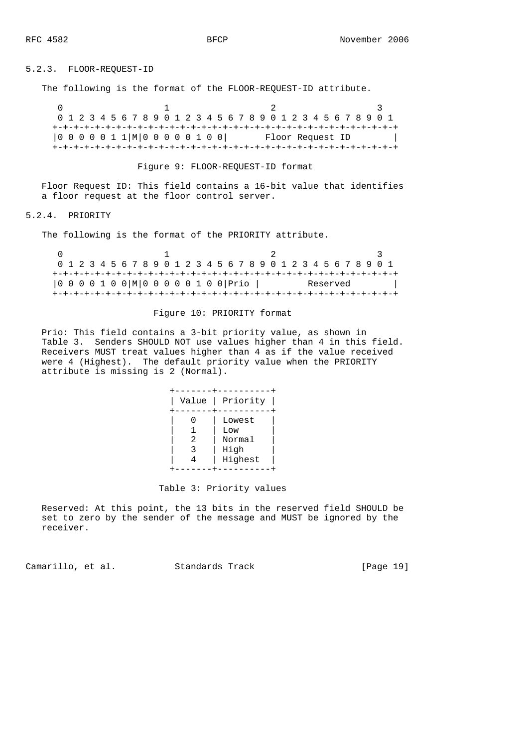### 5.2.3. FLOOR-REQUEST-ID

The following is the format of the FLOOR-REQUEST-ID attribute.

```
    0                   1                   2                   3
    0 1 2 3 4 5 6 7 8 9 0 1 2 3 4 5 6 7 8 9 0 1 2 3 4 5 6 7 8 9 0 1
   +-+-+-+-+-+-+-+-+-+-+-+-+-+-+-+-+-+-+-+-+-+-+-+-+-+-+-+-+-+-+-+-+
   |0 0 0 0 0 1 1|M|0 0 0 0 0 1 0 0|       Floor Request ID        |
   +-+-+-+-+-+-+-+-+-+-+-+-+-+-+-+-+-+-+-+-+-+-+-+-+-+-+-+-+-+-+-+-+
```

Figure 9: FLOOR-REQUEST-ID format

Floor Request ID: This field contains a 16-bit value that identifies a floor request at the floor control server.

### 5.2.4. PRIORITY

The following is the format of the PRIORITY attribute.

```
    0                   1                   2                   3
    0 1 2 3 4 5 6 7 8 9 0 1 2 3 4 5 6 7 8 9 0 1 2 3 4 5 6 7 8 9 0 1
   +-+-+-+-+-+-+-+-+-+-+-+-+-+-+-+-+-+-+-+-+-+-+-+-+-+-+-+-+-+-+-+-+
   |0 0 0 0 1 0 0|M|0 0 0 0 0 1 0 0|Prio |        Reserved         |
   +-+-+-+-+-+-+-+-+-+-+-+-+-+-+-+-+-+-+-+-+-+-+-+-+-+-+-+-+-+-+-+-+
```

Figure 10: PRIORITY format

Prio: This field contains a 3-bit priority value, as shown in Table 3. Senders SHOULD NOT use values higher than 4 in this field. Receivers MUST treat values higher than 4 as if the value received were 4 (Highest). The default priority value when the PRIORITY attribute is missing is 2 (Normal).

| Value | Priority |
|---|---|
| 0 | Lowest |
| 1 | Low |
| 2 | Normal |
| 3 | High |
| 4 | Highest |

Table 3: Priority values

Reserved: At this point, the 13 bits in the reserved field SHOULD be set to zero by the sender of the message and MUST be ignored by the receiver.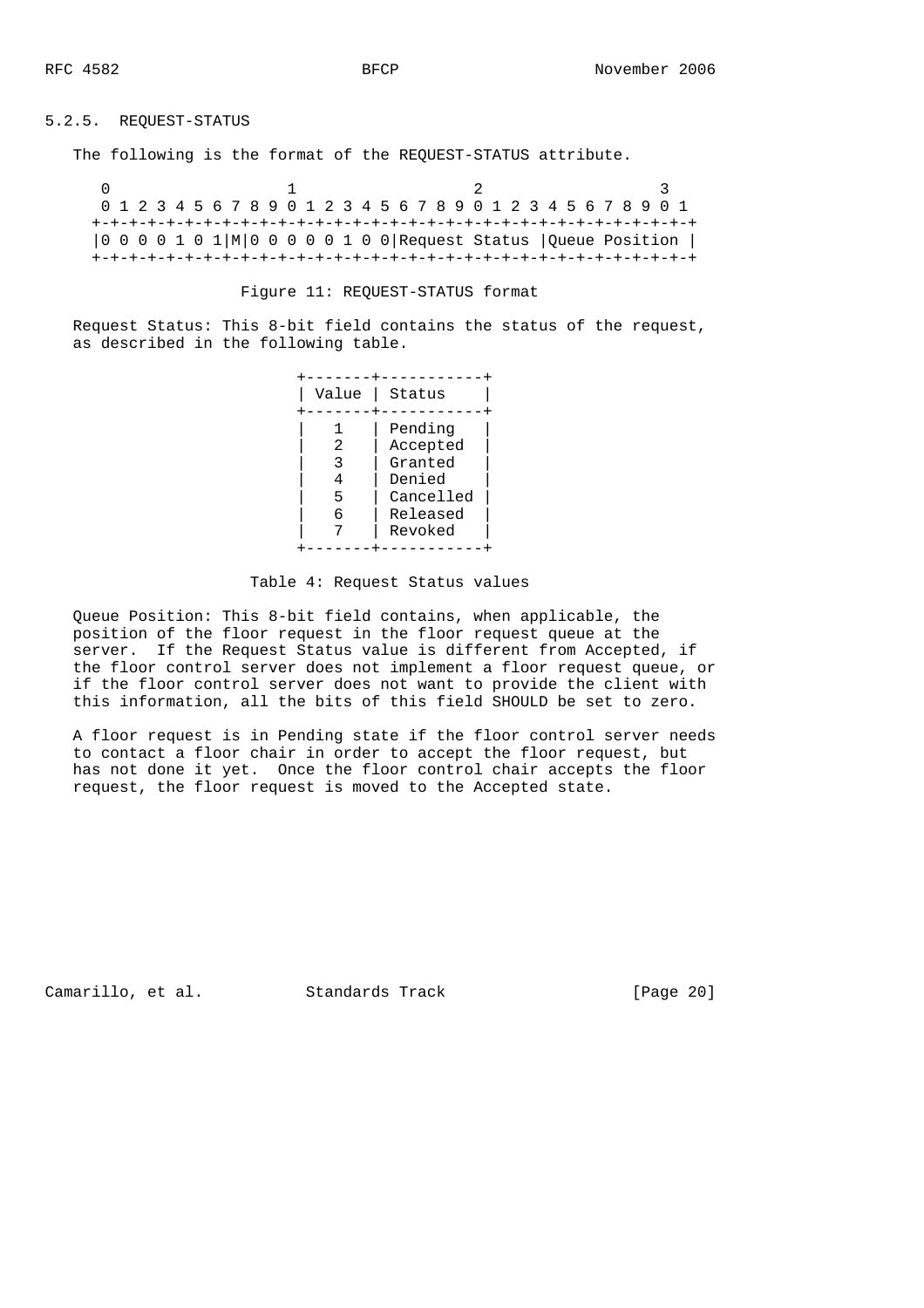### 5.2.5. REQUEST-STATUS

The following is the format of the REQUEST-STATUS attribute.

```
 0                   1                   2                   3
 0 1 2 3 4 5 6 7 8 9 0 1 2 3 4 5 6 7 8 9 0 1 2 3 4 5 6 7 8 9 0 1
+-+-+-+-+-+-+-+-+-+-+-+-+-+-+-+-+-+-+-+-+-+-+-+-+-+-+-+-+-+-+-+-+
|0 0 0 0 1 0 1|M|0 0 0 0 0 1 0 0|Request Status |Queue Position |
+-+-+-+-+-+-+-+-+-+-+-+-+-+-+-+-+-+-+-+-+-+-+-+-+-+-+-+-+-+-+-+-+
```

Figure 11: REQUEST-STATUS format

Request Status: This 8-bit field contains the status of the request, as described in the following table.

| Value | Status |
|---|---|
| 1 | Pending |
| 2 | Accepted |
| 3 | Granted |
| 4 | Denied |
| 5 | Cancelled |
| 6 | Released |
| 7 | Revoked |

Table 4: Request Status values

Queue Position: This 8-bit field contains, when applicable, the position of the floor request in the floor request queue at the server. If the Request Status value is different from Accepted, if the floor control server does not implement a floor request queue, or if the floor control server does not want to provide the client with this information, all the bits of this field SHOULD be set to zero.

A floor request is in Pending state if the floor control server needs to contact a floor chair in order to accept the floor request, but has not done it yet. Once the floor control chair accepts the floor request, the floor request is moved to the Accepted state.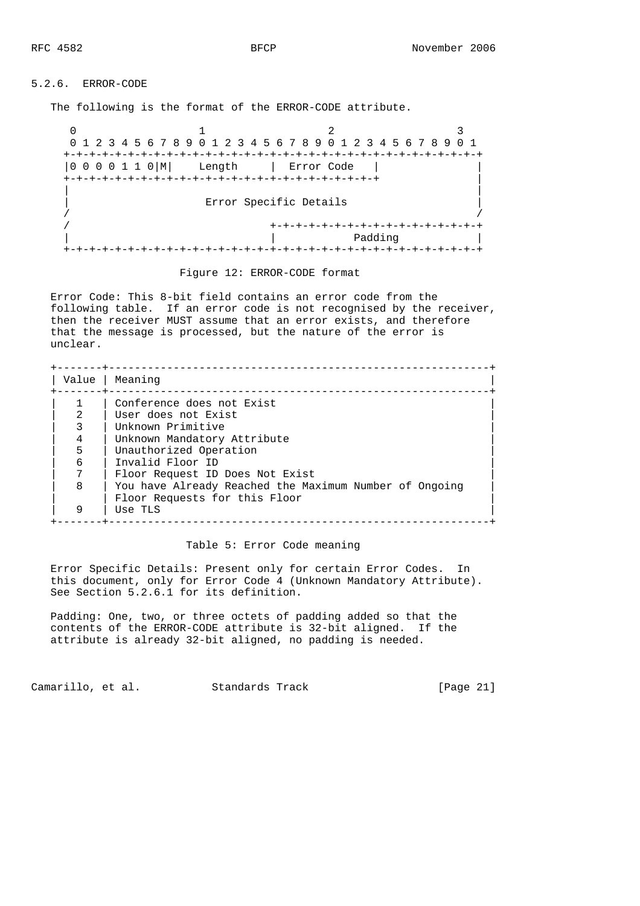### 5.2.6. ERROR-CODE

The following is the format of the ERROR-CODE attribute.

```
 0                   1                   2                   3
 0 1 2 3 4 5 6 7 8 9 0 1 2 3 4 5 6 7 8 9 0 1 2 3 4 5 6 7 8 9 0 1
+-+-+-+-+-+-+-+-+-+-+-+-+-+-+-+-+-+-+-+-+-+-+-+-+-+-+-+-+-+-+-+-+
|0 0 0 0 1 1 0|M|    Length     |  Error Code   |               |
+-+-+-+-+-+-+-+-+-+-+-+-+-+-+-+-+-+-+-+-+-+-+-+-+               |
|                                                               |
|                     Error Specific Details                    |
/                                                               /
/                               +-+-+-+-+-+-+-+-+-+-+-+-+-+-+-+-+
|                               |            Padding            |
+-+-+-+-+-+-+-+-+-+-+-+-+-+-+-+-+-+-+-+-+-+-+-+-+-+-+-+-+-+-+-+-+
```

Figure 12: ERROR-CODE format

Error Code: This 8-bit field contains an error code from the following table. If an error code is not recognised by the receiver, then the receiver MUST assume that an error exists, and therefore that the message is processed, but the nature of the error is unclear.

| Value | Meaning |
|---|---|
| 1 | Conference does not Exist |
| 2 | User does not Exist |
| 3 | Unknown Primitive |
| 4 | Unknown Mandatory Attribute |
| 5 | Unauthorized Operation |
| 6 | Invalid Floor ID |
| 7 | Floor Request ID Does Not Exist |
| 8 | You have Already Reached the Maximum Number of Ongoing Floor Requests for this Floor |
| 9 | Use TLS |

Table 5: Error Code meaning

Error Specific Details: Present only for certain Error Codes. In this document, only for Error Code 4 (Unknown Mandatory Attribute). See Section 5.2.6.1 for its definition.

Padding: One, two, or three octets of padding added so that the contents of the ERROR-CODE attribute is 32-bit aligned. If the attribute is already 32-bit aligned, no padding is needed.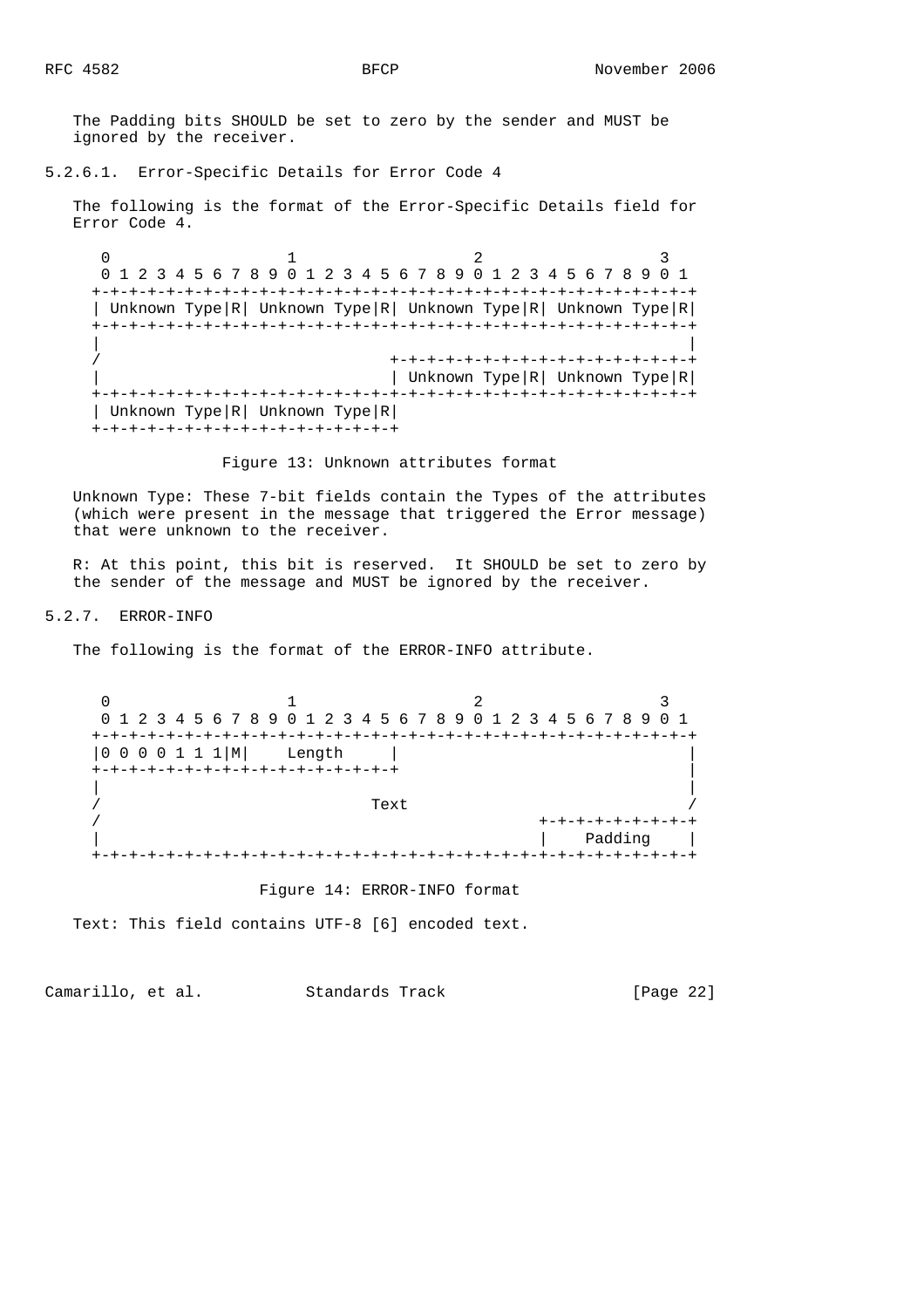The Padding bits SHOULD be set to zero by the sender and MUST be ignored by the receiver.

#### 5.2.6.1. Error-Specific Details for Error Code 4

The following is the format of the Error-Specific Details field for Error Code 4.

```
 0                   1                   2                   3
 0 1 2 3 4 5 6 7 8 9 0 1 2 3 4 5 6 7 8 9 0 1 2 3 4 5 6 7 8 9 0 1
+-+-+-+-+-+-+-+-+-+-+-+-+-+-+-+-+-+-+-+-+-+-+-+-+-+-+-+-+-+-+-+-+
| Unknown Type|R| Unknown Type|R| Unknown Type|R| Unknown Type|R|
+-+-+-+-+-+-+-+-+-+-+-+-+-+-+-+-+-+-+-+-+-+-+-+-+-+-+-+-+-+-+-+-+
|                                                               |
/                               +-+-+-+-+-+-+-+-+-+-+-+-+-+-+-+-+
|                               | Unknown Type|R| Unknown Type|R|
+-+-+-+-+-+-+-+-+-+-+-+-+-+-+-+-+-+-+-+-+-+-+-+-+-+-+-+-+-+-+-+-+
| Unknown Type|R| Unknown Type|R|
+-+-+-+-+-+-+-+-+-+-+-+-+-+-+-+-+
```

Figure 13: Unknown attributes format

Unknown Type: These 7-bit fields contain the Types of the attributes (which were present in the message that triggered the Error message) that were unknown to the receiver.

R: At this point, this bit is reserved. It SHOULD be set to zero by the sender of the message and MUST be ignored by the receiver.

### 5.2.7. ERROR-INFO

The following is the format of the ERROR-INFO attribute.

```
 0                   1                   2                   3
 0 1 2 3 4 5 6 7 8 9 0 1 2 3 4 5 6 7 8 9 0 1 2 3 4 5 6 7 8 9 0 1
+-+-+-+-+-+-+-+-+-+-+-+-+-+-+-+-+-+-+-+-+-+-+-+-+-+-+-+-+-+-+-+-+
|0 0 0 0 1 1 1|M|    Length     |                               |
+-+-+-+-+-+-+-+-+-+-+-+-+-+-+-+-+                               |
|                                                               |
/                               Text                            /
/                                               +-+-+-+-+-+-+-+-+
|                                               |    Padding    |
+-+-+-+-+-+-+-+-+-+-+-+-+-+-+-+-+-+-+-+-+-+-+-+-+-+-+-+-+-+-+-+-+
```

Figure 14: ERROR-INFO format

Text: This field contains UTF-8 [6] encoded text.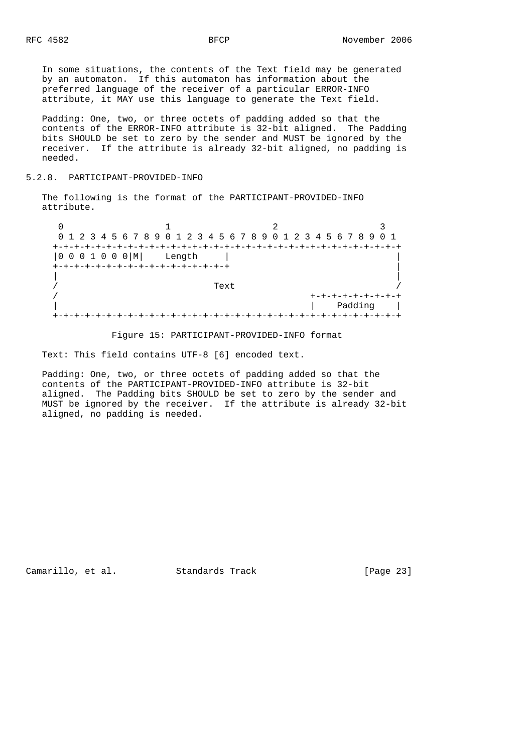In some situations, the contents of the Text field may be generated by an automaton. If this automaton has information about the preferred language of the receiver of a particular ERROR-INFO attribute, it MAY use this language to generate the Text field.

Padding: One, two, or three octets of padding added so that the contents of the ERROR-INFO attribute is 32-bit aligned. The Padding bits SHOULD be set to zero by the sender and MUST be ignored by the receiver. If the attribute is already 32-bit aligned, no padding is needed.

### 5.2.8. PARTICIPANT-PROVIDED-INFO

The following is the format of the PARTICIPANT-PROVIDED-INFO attribute.

```
 0                   1                   2                   3
 0 1 2 3 4 5 6 7 8 9 0 1 2 3 4 5 6 7 8 9 0 1 2 3 4 5 6 7 8 9 0 1
+-+-+-+-+-+-+-+-+-+-+-+-+-+-+-+-+-+-+-+-+-+-+-+-+-+-+-+-+-+-+-+-+
|0 0 0 1 0 0 0|M|    Length     |                               |
+-+-+-+-+-+-+-+-+-+-+-+-+-+-+-+-+                               |
|                                                               |
/                             Text                              /
/                                               +-+-+-+-+-+-+-+-+
|                                               |    Padding    |
+-+-+-+-+-+-+-+-+-+-+-+-+-+-+-+-+-+-+-+-+-+-+-+-+-+-+-+-+-+-+-+-+
```

Figure 15: PARTICIPANT-PROVIDED-INFO format

Text: This field contains UTF-8 [6] encoded text.

Padding: One, two, or three octets of padding added so that the contents of the PARTICIPANT-PROVIDED-INFO attribute is 32-bit aligned. The Padding bits SHOULD be set to zero by the sender and MUST be ignored by the receiver. If the attribute is already 32-bit aligned, no padding is needed.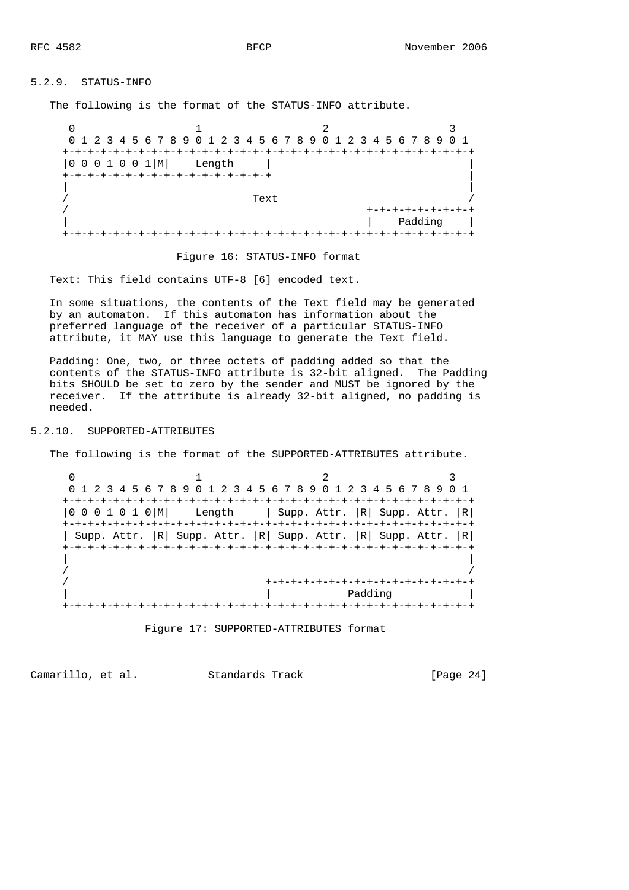### 5.2.9. STATUS-INFO

The following is the format of the STATUS-INFO attribute.

```
    0                   1                   2                   3
    0 1 2 3 4 5 6 7 8 9 0 1 2 3 4 5 6 7 8 9 0 1 2 3 4 5 6 7 8 9 0 1
   +-+-+-+-+-+-+-+-+-+-+-+-+-+-+-+-+-+-+-+-+-+-+-+-+-+-+-+-+-+-+-+-+
   |0 0 0 1 0 0 1|M|    Length     |                               |
   +-+-+-+-+-+-+-+-+-+-+-+-+-+-+-+-+                               |
   |                                                               |
   /                               Text                            /
   /                                               +-+-+-+-+-+-+-+-+
   |                                               |    Padding    |
   +-+-+-+-+-+-+-+-+-+-+-+-+-+-+-+-+-+-+-+-+-+-+-+-+-+-+-+-+-+-+-+-+
```

Figure 16: STATUS-INFO format

Text: This field contains UTF-8 [6] encoded text.

In some situations, the contents of the Text field may be generated by an automaton. If this automaton has information about the preferred language of the receiver of a particular STATUS-INFO attribute, it MAY use this language to generate the Text field.

Padding: One, two, or three octets of padding added so that the contents of the STATUS-INFO attribute is 32-bit aligned. The Padding bits SHOULD be set to zero by the sender and MUST be ignored by the receiver. If the attribute is already 32-bit aligned, no padding is needed.

### 5.2.10. SUPPORTED-ATTRIBUTES

The following is the format of the SUPPORTED-ATTRIBUTES attribute.

```
    0                   1                   2                   3
    0 1 2 3 4 5 6 7 8 9 0 1 2 3 4 5 6 7 8 9 0 1 2 3 4 5 6 7 8 9 0 1
   +-+-+-+-+-+-+-+-+-+-+-+-+-+-+-+-+-+-+-+-+-+-+-+-+-+-+-+-+-+-+-+-+
   |0 0 0 1 0 1 0|M|    Length     | Supp. Attr. |R| Supp. Attr. |R|
   +-+-+-+-+-+-+-+-+-+-+-+-+-+-+-+-+-+-+-+-+-+-+-+-+-+-+-+-+-+-+-+-+
   | Supp. Attr. |R| Supp. Attr. |R| Supp. Attr. |R| Supp. Attr. |R|
   +-+-+-+-+-+-+-+-+-+-+-+-+-+-+-+-+-+-+-+-+-+-+-+-+-+-+-+-+-+-+-+-+
   |                                                               |
   /                                                               /
   /                               +-+-+-+-+-+-+-+-+-+-+-+-+-+-+-+-+
   |                               |            Padding            |
   +-+-+-+-+-+-+-+-+-+-+-+-+-+-+-+-+-+-+-+-+-+-+-+-+-+-+-+-+-+-+-+-+
```

Figure 17: SUPPORTED-ATTRIBUTES format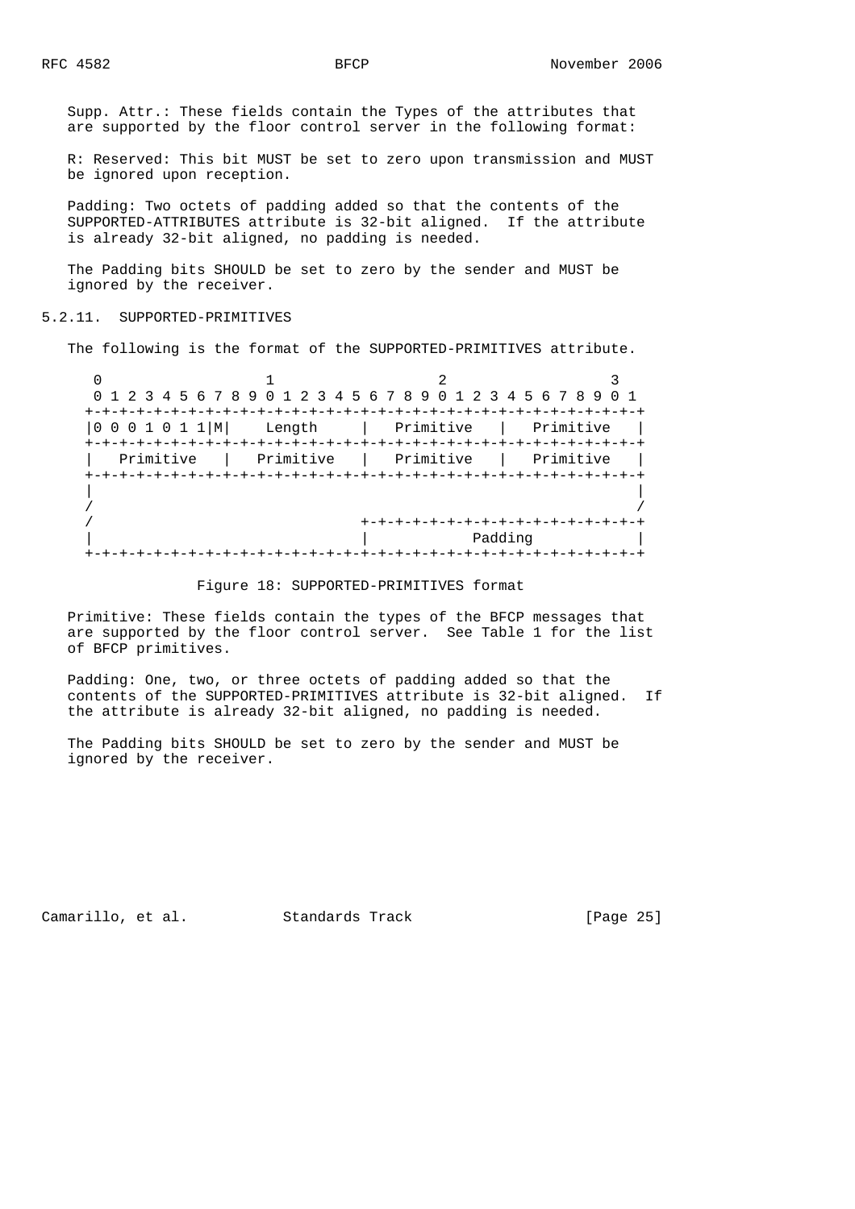Supp. Attr.: These fields contain the Types of the attributes that are supported by the floor control server in the following format:

R: Reserved: This bit MUST be set to zero upon transmission and MUST be ignored upon reception.

Padding: Two octets of padding added so that the contents of the SUPPORTED-ATTRIBUTES attribute is 32-bit aligned. If the attribute is already 32-bit aligned, no padding is needed.

The Padding bits SHOULD be set to zero by the sender and MUST be ignored by the receiver.

### 5.2.11. SUPPORTED-PRIMITIVES

The following is the format of the SUPPORTED-PRIMITIVES attribute.

```
 0                   1                   2                   3
 0 1 2 3 4 5 6 7 8 9 0 1 2 3 4 5 6 7 8 9 0 1 2 3 4 5 6 7 8 9 0 1
+-+-+-+-+-+-+-+-+-+-+-+-+-+-+-+-+-+-+-+-+-+-+-+-+-+-+-+-+-+-+-+-+
|0 0 0 1 0 1 1|M|    Length     |   Primitive   |   Primitive   |
+-+-+-+-+-+-+-+-+-+-+-+-+-+-+-+-+-+-+-+-+-+-+-+-+-+-+-+-+-+-+-+-+
|   Primitive   |   Primitive   |   Primitive   |   Primitive   |
+-+-+-+-+-+-+-+-+-+-+-+-+-+-+-+-+-+-+-+-+-+-+-+-+-+-+-+-+-+-+-+-+
|                                                               |
/                                                               /
/                               +-+-+-+-+-+-+-+-+-+-+-+-+-+-+-+-+
|                               |            Padding            |
+-+-+-+-+-+-+-+-+-+-+-+-+-+-+-+-+-+-+-+-+-+-+-+-+-+-+-+-+-+-+-+-+
```

Figure 18: SUPPORTED-PRIMITIVES format

Primitive: These fields contain the types of the BFCP messages that are supported by the floor control server. See Table 1 for the list of BFCP primitives.

Padding: One, two, or three octets of padding added so that the contents of the SUPPORTED-PRIMITIVES attribute is 32-bit aligned. If the attribute is already 32-bit aligned, no padding is needed.

The Padding bits SHOULD be set to zero by the sender and MUST be ignored by the receiver.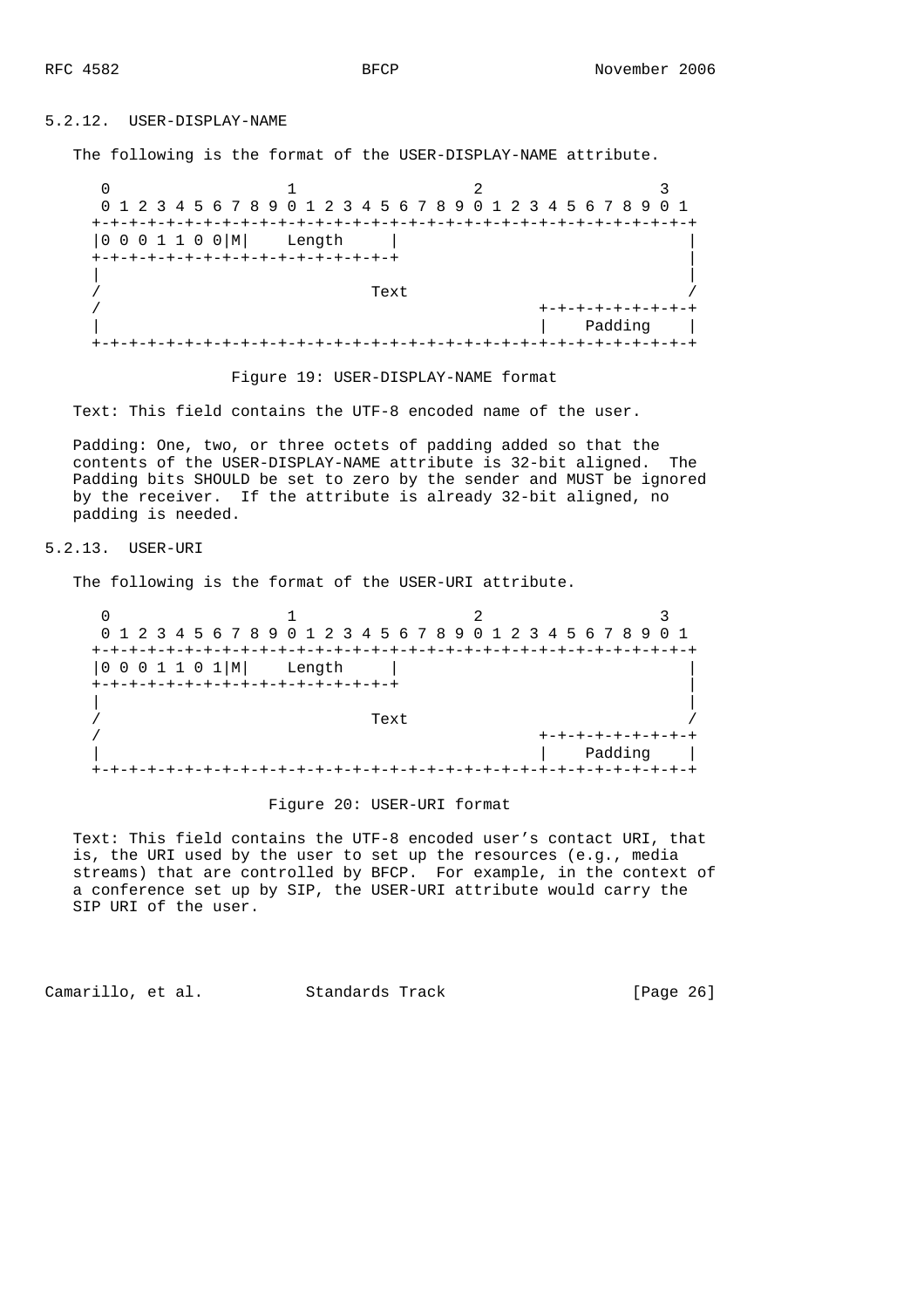### 5.2.12. USER-DISPLAY-NAME

The following is the format of the USER-DISPLAY-NAME attribute.

```
 0                   1                   2                   3
 0 1 2 3 4 5 6 7 8 9 0 1 2 3 4 5 6 7 8 9 0 1 2 3 4 5 6 7 8 9 0 1
+-+-+-+-+-+-+-+-+-+-+-+-+-+-+-+-+-+-+-+-+-+-+-+-+-+-+-+-+-+-+-+-+
|0 0 0 1 1 0 0|M|    Length     |                               |
+-+-+-+-+-+-+-+-+-+-+-+-+-+-+-+-+                               |
|                                                               |
/                             Text                              /
/                                               +-+-+-+-+-+-+-+-+
|                                               |    Padding    |
+-+-+-+-+-+-+-+-+-+-+-+-+-+-+-+-+-+-+-+-+-+-+-+-+-+-+-+-+-+-+-+-+
```

Figure 19: USER-DISPLAY-NAME format

Text: This field contains the UTF-8 encoded name of the user.

Padding: One, two, or three octets of padding added so that the contents of the USER-DISPLAY-NAME attribute is 32-bit aligned. The Padding bits SHOULD be set to zero by the sender and MUST be ignored by the receiver. If the attribute is already 32-bit aligned, no padding is needed.

### 5.2.13. USER-URI

The following is the format of the USER-URI attribute.

```
 0                   1                   2                   3
 0 1 2 3 4 5 6 7 8 9 0 1 2 3 4 5 6 7 8 9 0 1 2 3 4 5 6 7 8 9 0 1
+-+-+-+-+-+-+-+-+-+-+-+-+-+-+-+-+-+-+-+-+-+-+-+-+-+-+-+-+-+-+-+-+
|0 0 0 1 1 0 1|M|    Length     |                               |
+-+-+-+-+-+-+-+-+-+-+-+-+-+-+-+-+                               |
|                                                               |
/                             Text                              /
/                                               +-+-+-+-+-+-+-+-+
|                                               |    Padding    |
+-+-+-+-+-+-+-+-+-+-+-+-+-+-+-+-+-+-+-+-+-+-+-+-+-+-+-+-+-+-+-+-+
```

Figure 20: USER-URI format

Text: This field contains the UTF-8 encoded user's contact URI, that is, the URI used by the user to set up the resources (e.g., media streams) that are controlled by BFCP. For example, in the context of a conference set up by SIP, the USER-URI attribute would carry the SIP URI of the user.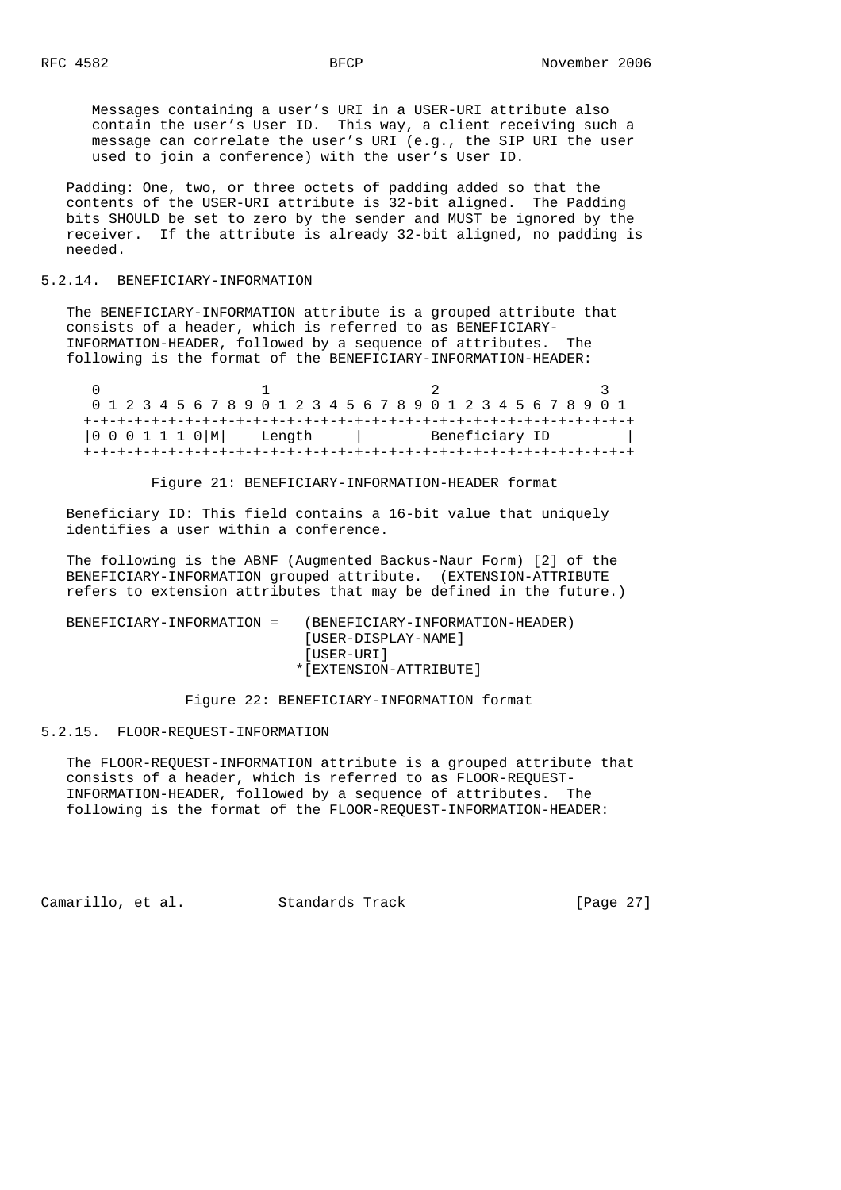Messages containing a user's URI in a USER-URI attribute also contain the user's User ID. This way, a client receiving such a message can correlate the user's URI (e.g., the SIP URI the user used to join a conference) with the user's User ID.

Padding: One, two, or three octets of padding added so that the contents of the USER-URI attribute is 32-bit aligned. The Padding bits SHOULD be set to zero by the sender and MUST be ignored by the receiver. If the attribute is already 32-bit aligned, no padding is needed.

### 5.2.14. BENEFICIARY-INFORMATION

The BENEFICIARY-INFORMATION attribute is a grouped attribute that consists of a header, which is referred to as BENEFICIARY-INFORMATION-HEADER, followed by a sequence of attributes. The following is the format of the BENEFICIARY-INFORMATION-HEADER:

```
 0                   1                   2                   3
 0 1 2 3 4 5 6 7 8 9 0 1 2 3 4 5 6 7 8 9 0 1 2 3 4 5 6 7 8 9 0 1
+-+-+-+-+-+-+-+-+-+-+-+-+-+-+-+-+-+-+-+-+-+-+-+-+-+-+-+-+-+-+-+-+
|0 0 0 1 1 1 0|M|    Length     |        Beneficiary ID         |
+-+-+-+-+-+-+-+-+-+-+-+-+-+-+-+-+-+-+-+-+-+-+-+-+-+-+-+-+-+-+-+-+
```

Figure 21: BENEFICIARY-INFORMATION-HEADER format

Beneficiary ID: This field contains a 16-bit value that uniquely identifies a user within a conference.

The following is the ABNF (Augmented Backus-Naur Form) [2] of the BENEFICIARY-INFORMATION grouped attribute. (EXTENSION-ATTRIBUTE refers to extension attributes that may be defined in the future.)

```
BENEFICIARY-INFORMATION =   (BENEFICIARY-INFORMATION-HEADER)
                             [USER-DISPLAY-NAME]
                             [USER-URI]
                            *[EXTENSION-ATTRIBUTE]
```

Figure 22: BENEFICIARY-INFORMATION format

### 5.2.15. FLOOR-REQUEST-INFORMATION

The FLOOR-REQUEST-INFORMATION attribute is a grouped attribute that consists of a header, which is referred to as FLOOR-REQUEST-INFORMATION-HEADER, followed by a sequence of attributes. The following is the format of the FLOOR-REQUEST-INFORMATION-HEADER: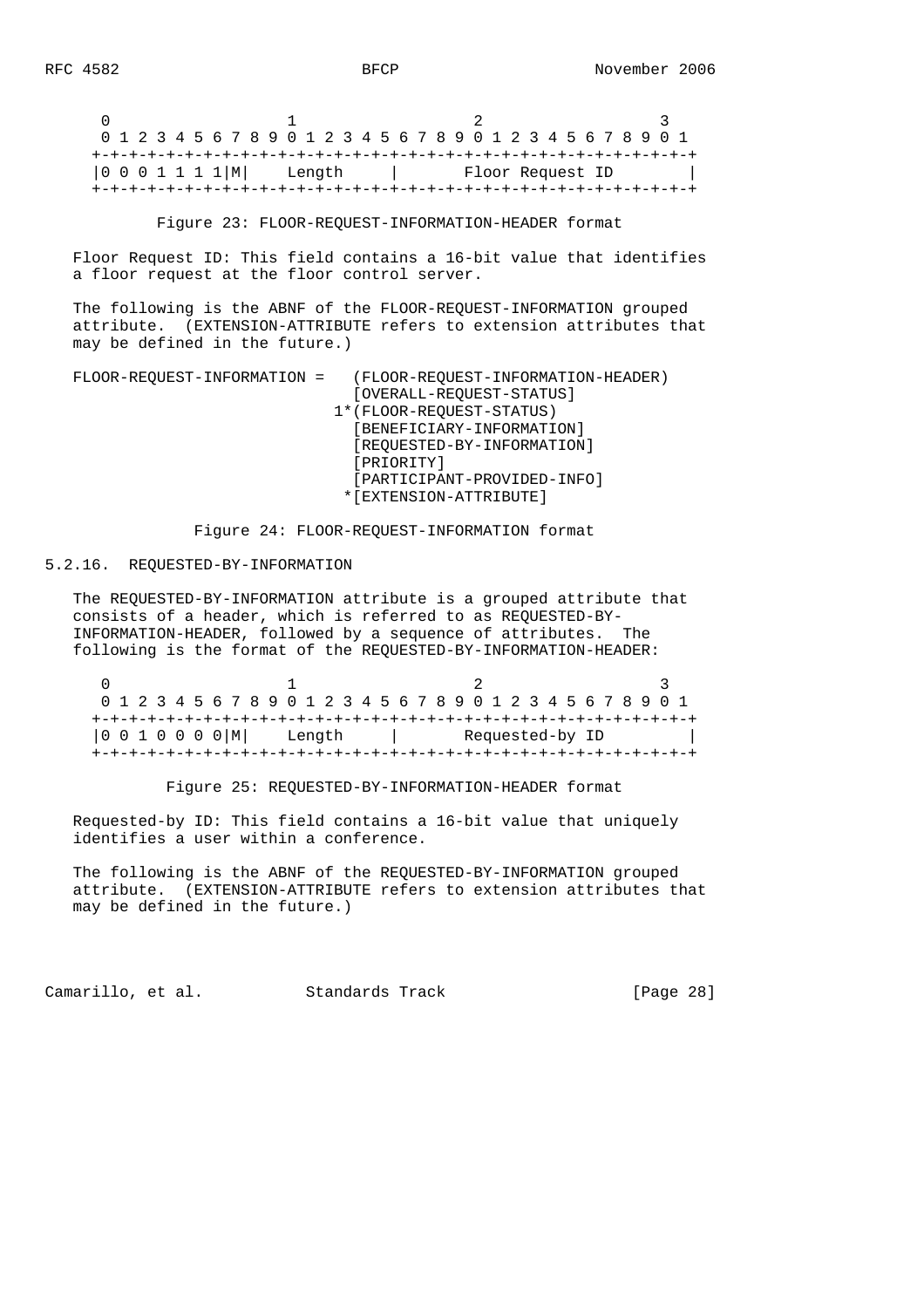```
 0                   1                   2                   3
 0 1 2 3 4 5 6 7 8 9 0 1 2 3 4 5 6 7 8 9 0 1 2 3 4 5 6 7 8 9 0 1
+-+-+-+-+-+-+-+-+-+-+-+-+-+-+-+-+-+-+-+-+-+-+-+-+-+-+-+-+-+-+-+-+
|0 0 0 1 1 1 1|M|    Length     |       Floor Request ID        |
+-+-+-+-+-+-+-+-+-+-+-+-+-+-+-+-+-+-+-+-+-+-+-+-+-+-+-+-+-+-+-+-+
```

Figure 23: FLOOR-REQUEST-INFORMATION-HEADER format

Floor Request ID: This field contains a 16-bit value that identifies a floor request at the floor control server.

The following is the ABNF of the FLOOR-REQUEST-INFORMATION grouped attribute. (EXTENSION-ATTRIBUTE refers to extension attributes that may be defined in the future.)

```
FLOOR-REQUEST-INFORMATION =   (FLOOR-REQUEST-INFORMATION-HEADER)
                               [OVERALL-REQUEST-STATUS]
                             1*(FLOOR-REQUEST-STATUS)
                               [BENEFICIARY-INFORMATION]
                               [REQUESTED-BY-INFORMATION]
                               [PRIORITY]
                               [PARTICIPANT-PROVIDED-INFO]
                              *[EXTENSION-ATTRIBUTE]
```

Figure 24: FLOOR-REQUEST-INFORMATION format

### 5.2.16. REQUESTED-BY-INFORMATION

The REQUESTED-BY-INFORMATION attribute is a grouped attribute that consists of a header, which is referred to as REQUESTED-BY-INFORMATION-HEADER, followed by a sequence of attributes. The following is the format of the REQUESTED-BY-INFORMATION-HEADER:

```
 0                   1                   2                   3
 0 1 2 3 4 5 6 7 8 9 0 1 2 3 4 5 6 7 8 9 0 1 2 3 4 5 6 7 8 9 0 1
+-+-+-+-+-+-+-+-+-+-+-+-+-+-+-+-+-+-+-+-+-+-+-+-+-+-+-+-+-+-+-+-+
|0 0 1 0 0 0 0|M|    Length     |        Requested-by ID        |
+-+-+-+-+-+-+-+-+-+-+-+-+-+-+-+-+-+-+-+-+-+-+-+-+-+-+-+-+-+-+-+-+
```

Figure 25: REQUESTED-BY-INFORMATION-HEADER format

Requested-by ID: This field contains a 16-bit value that uniquely identifies a user within a conference.

The following is the ABNF of the REQUESTED-BY-INFORMATION grouped attribute. (EXTENSION-ATTRIBUTE refers to extension attributes that may be defined in the future.)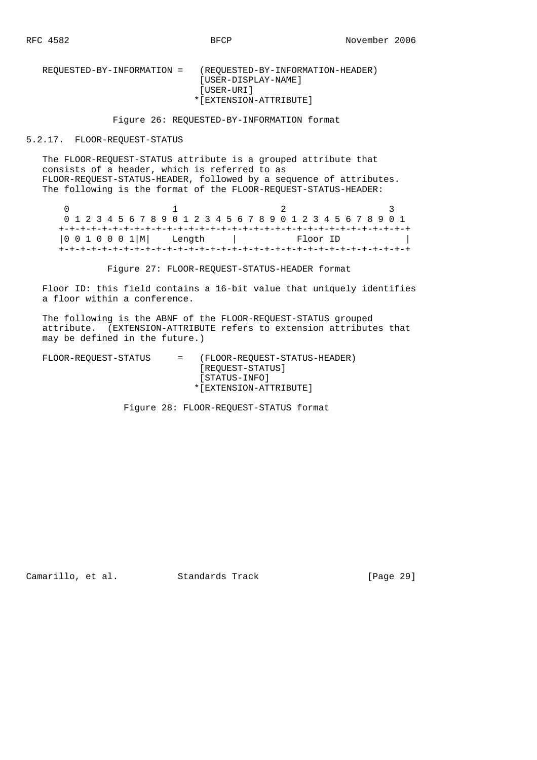```
REQUESTED-BY-INFORMATION =   (REQUESTED-BY-INFORMATION-HEADER)
                              [USER-DISPLAY-NAME]
                              [USER-URI]
                             *[EXTENSION-ATTRIBUTE]
```

Figure 26: REQUESTED-BY-INFORMATION format

### 5.2.17. FLOOR-REQUEST-STATUS

The FLOOR-REQUEST-STATUS attribute is a grouped attribute that consists of a header, which is referred to as FLOOR-REQUEST-STATUS-HEADER, followed by a sequence of attributes. The following is the format of the FLOOR-REQUEST-STATUS-HEADER:

```
 0                   1                   2                   3
 0 1 2 3 4 5 6 7 8 9 0 1 2 3 4 5 6 7 8 9 0 1 2 3 4 5 6 7 8 9 0 1
+-+-+-+-+-+-+-+-+-+-+-+-+-+-+-+-+-+-+-+-+-+-+-+-+-+-+-+-+-+-+-+-+
|0 0 1 0 0 0 1|M|    Length     |           Floor ID            |
+-+-+-+-+-+-+-+-+-+-+-+-+-+-+-+-+-+-+-+-+-+-+-+-+-+-+-+-+-+-+-+-+
```

Figure 27: FLOOR-REQUEST-STATUS-HEADER format

Floor ID: this field contains a 16-bit value that uniquely identifies a floor within a conference.

The following is the ABNF of the FLOOR-REQUEST-STATUS grouped attribute. (EXTENSION-ATTRIBUTE refers to extension attributes that may be defined in the future.)

```
FLOOR-REQUEST-STATUS     =   (FLOOR-REQUEST-STATUS-HEADER)
                              [REQUEST-STATUS]
                              [STATUS-INFO]
                             *[EXTENSION-ATTRIBUTE]
```

Figure 28: FLOOR-REQUEST-STATUS format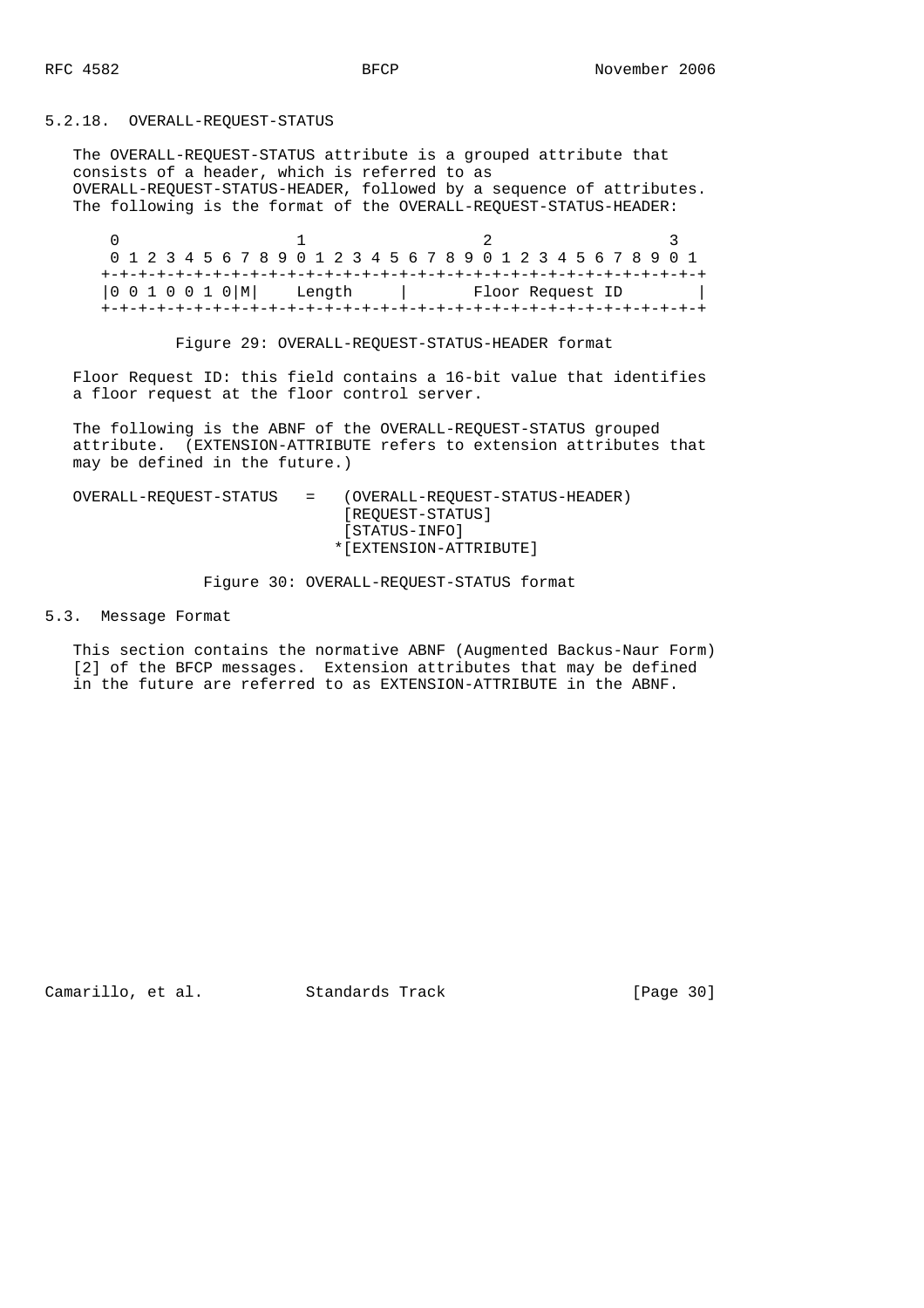### 5.2.18. OVERALL-REQUEST-STATUS

The OVERALL-REQUEST-STATUS attribute is a grouped attribute that consists of a header, which is referred to as OVERALL-REQUEST-STATUS-HEADER, followed by a sequence of attributes. The following is the format of the OVERALL-REQUEST-STATUS-HEADER:

```
 0                   1                   2                   3
 0 1 2 3 4 5 6 7 8 9 0 1 2 3 4 5 6 7 8 9 0 1 2 3 4 5 6 7 8 9 0 1
+-+-+-+-+-+-+-+-+-+-+-+-+-+-+-+-+-+-+-+-+-+-+-+-+-+-+-+-+-+-+-+-+
|0 0 1 0 0 1 0|M|    Length     |       Floor Request ID        |
+-+-+-+-+-+-+-+-+-+-+-+-+-+-+-+-+-+-+-+-+-+-+-+-+-+-+-+-+-+-+-+-+
```

Figure 29: OVERALL-REQUEST-STATUS-HEADER format

Floor Request ID: this field contains a 16-bit value that identifies a floor request at the floor control server.

The following is the ABNF of the OVERALL-REQUEST-STATUS grouped attribute. (EXTENSION-ATTRIBUTE refers to extension attributes that may be defined in the future.)

```
OVERALL-REQUEST-STATUS   =   (OVERALL-REQUEST-STATUS-HEADER)
                              [REQUEST-STATUS]
                              [STATUS-INFO]
                             *[EXTENSION-ATTRIBUTE]
```

Figure 30: OVERALL-REQUEST-STATUS format

## 5.3. Message Format

This section contains the normative ABNF (Augmented Backus-Naur Form) [2] of the BFCP messages. Extension attributes that may be defined in the future are referred to as EXTENSION-ATTRIBUTE in the ABNF.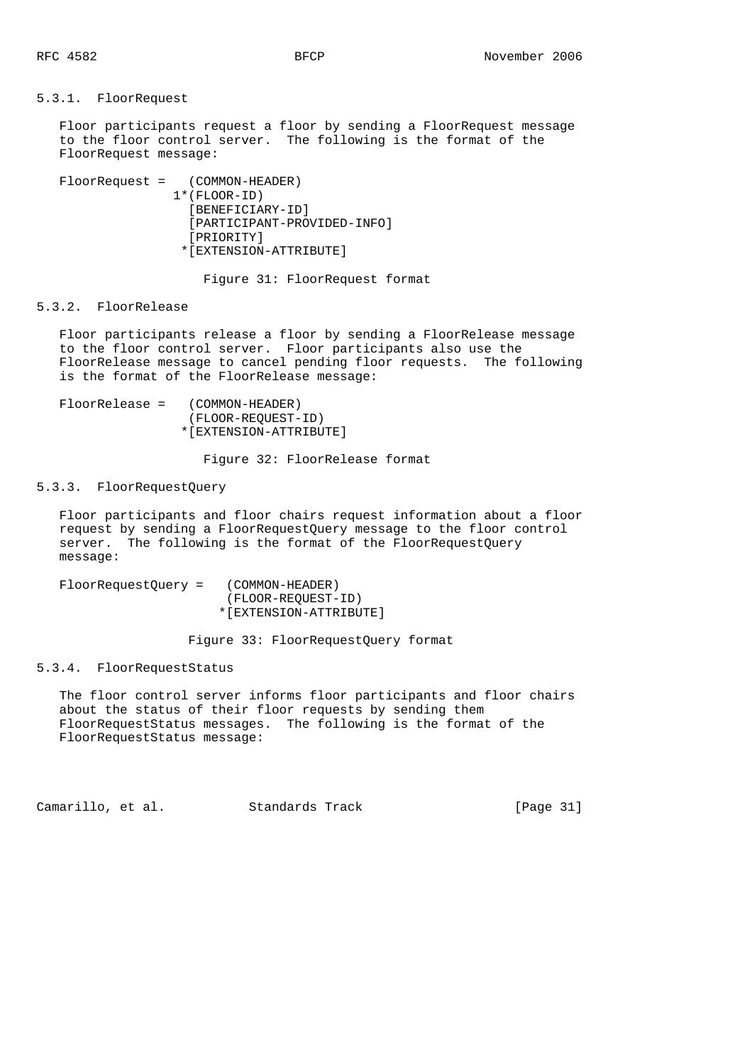### 5.3.1. FloorRequest

Floor participants request a floor by sending a FloorRequest message to the floor control server. The following is the format of the FloorRequest message:

```
FloorRequest =   (COMMON-HEADER)
               1*(FLOOR-ID)
                 [BENEFICIARY-ID]
                 [PARTICIPANT-PROVIDED-INFO]
                 [PRIORITY]
                *[EXTENSION-ATTRIBUTE]
```

Figure 31: FloorRequest format

### 5.3.2. FloorRelease

Floor participants release a floor by sending a FloorRelease message to the floor control server. Floor participants also use the FloorRelease message to cancel pending floor requests. The following is the format of the FloorRelease message:

```
FloorRelease =   (COMMON-HEADER)
                 (FLOOR-REQUEST-ID)
                *[EXTENSION-ATTRIBUTE]
```

Figure 32: FloorRelease format

### 5.3.3. FloorRequestQuery

Floor participants and floor chairs request information about a floor request by sending a FloorRequestQuery message to the floor control server. The following is the format of the FloorRequestQuery message:

```
FloorRequestQuery =   (COMMON-HEADER)
                      (FLOOR-REQUEST-ID)
                     *[EXTENSION-ATTRIBUTE]
```

Figure 33: FloorRequestQuery format

### 5.3.4. FloorRequestStatus

The floor control server informs floor participants and floor chairs about the status of their floor requests by sending them FloorRequestStatus messages. The following is the format of the FloorRequestStatus message: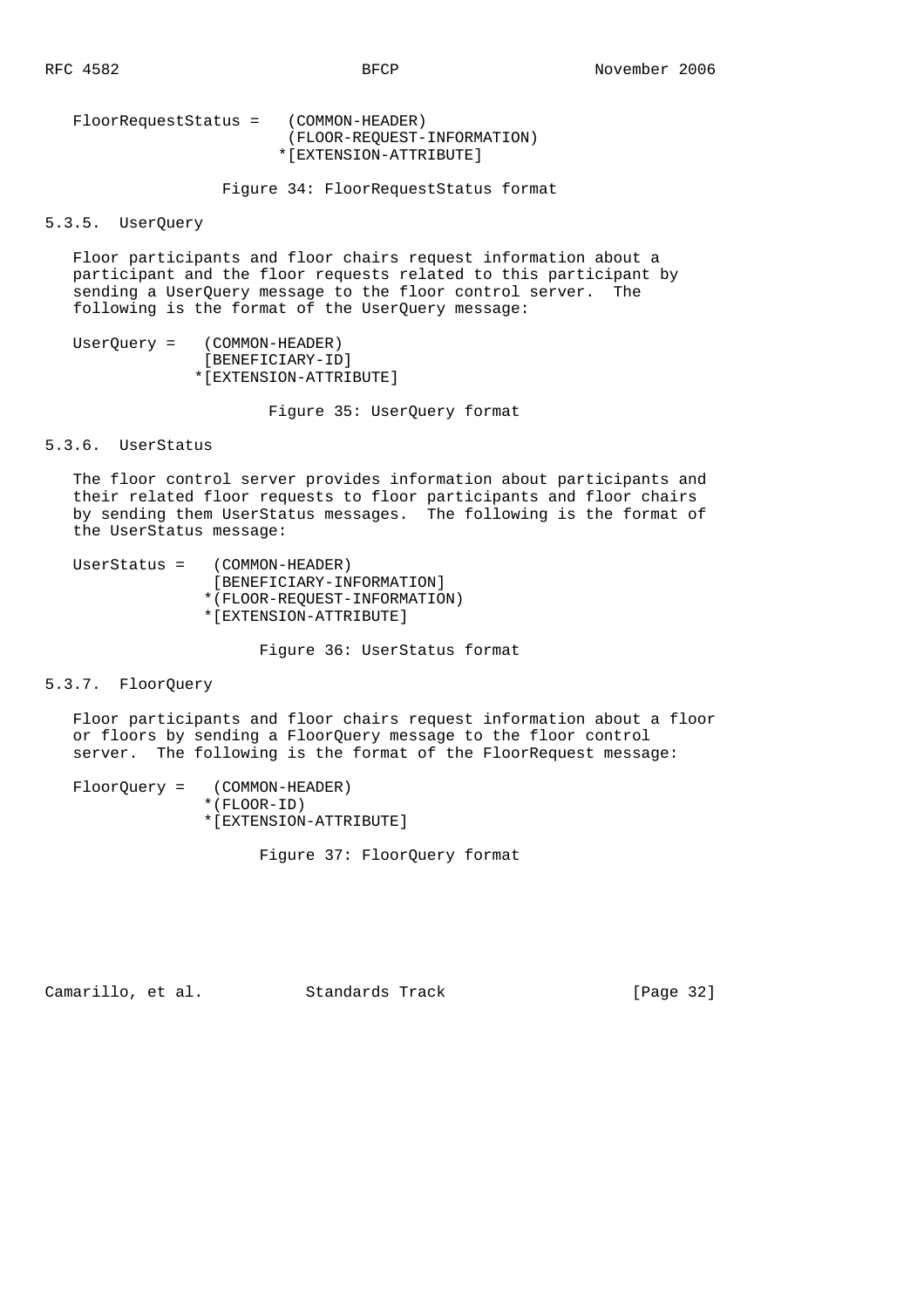```
FloorRequestStatus =   (COMMON-HEADER)
                       (FLOOR-REQUEST-INFORMATION)
                      *[EXTENSION-ATTRIBUTE]
```

Figure 34: FloorRequestStatus format

### 5.3.5. UserQuery

Floor participants and floor chairs request information about a participant and the floor requests related to this participant by sending a UserQuery message to the floor control server. The following is the format of the UserQuery message:

```
UserQuery =   (COMMON-HEADER)
              [BENEFICIARY-ID]
             *[EXTENSION-ATTRIBUTE]
```

Figure 35: UserQuery format

### 5.3.6. UserStatus

The floor control server provides information about participants and their related floor requests to floor participants and floor chairs by sending them UserStatus messages. The following is the format of the UserStatus message:

```
UserStatus =   (COMMON-HEADER)
               [BENEFICIARY-INFORMATION]
              *(FLOOR-REQUEST-INFORMATION)
              *[EXTENSION-ATTRIBUTE]
```

Figure 36: UserStatus format

### 5.3.7. FloorQuery

Floor participants and floor chairs request information about a floor or floors by sending a FloorQuery message to the floor control server. The following is the format of the FloorRequest message:

```
FloorQuery =   (COMMON-HEADER)
              *(FLOOR-ID)
              *[EXTENSION-ATTRIBUTE]
```

Figure 37: FloorQuery format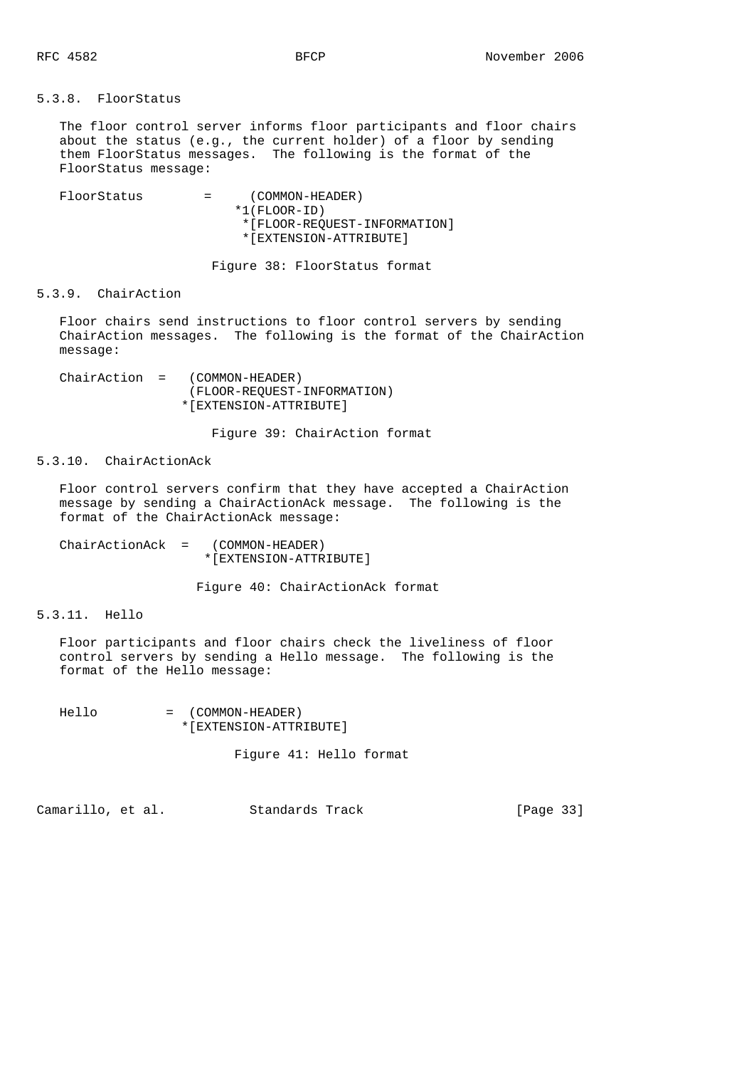### 5.3.8. FloorStatus

The floor control server informs floor participants and floor chairs about the status (e.g., the current holder) of a floor by sending them FloorStatus messages. The following is the format of the FloorStatus message:

```
FloorStatus        =     (COMMON-HEADER)
                       *1(FLOOR-ID)
                        *[FLOOR-REQUEST-INFORMATION]
                        *[EXTENSION-ATTRIBUTE]
```

Figure 38: FloorStatus format

### 5.3.9. ChairAction

Floor chairs send instructions to floor control servers by sending ChairAction messages. The following is the format of the ChairAction message:

```
ChairAction  =   (COMMON-HEADER)
                 (FLOOR-REQUEST-INFORMATION)
                *[EXTENSION-ATTRIBUTE]
```

Figure 39: ChairAction format

### 5.3.10. ChairActionAck

Floor control servers confirm that they have accepted a ChairAction message by sending a ChairActionAck message. The following is the format of the ChairActionAck message:

```
ChairActionAck  =   (COMMON-HEADER)
                   *[EXTENSION-ATTRIBUTE]
```

Figure 40: ChairActionAck format

### 5.3.11. Hello

Floor participants and floor chairs check the liveliness of floor control servers by sending a Hello message. The following is the format of the Hello message:

```
Hello         =  (COMMON-HEADER)
                *[EXTENSION-ATTRIBUTE]
```

Figure 41: Hello format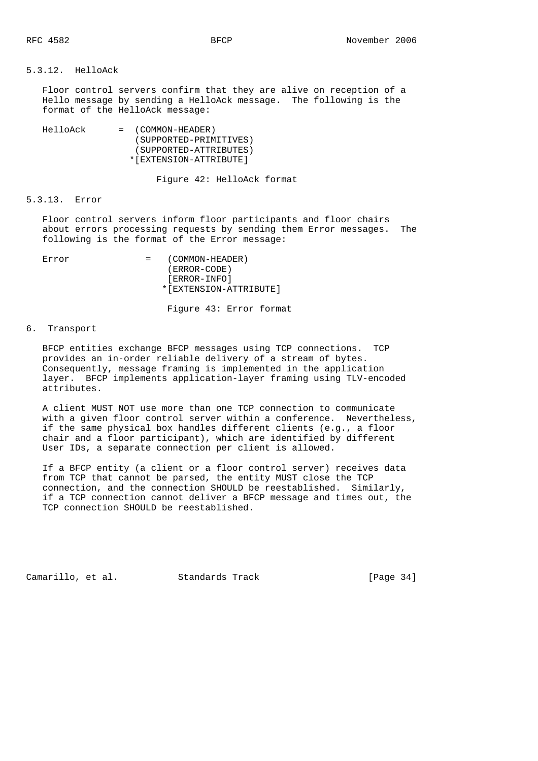### 5.3.12. HelloAck

Floor control servers confirm that they are alive on reception of a Hello message by sending a HelloAck message. The following is the format of the HelloAck message:

```
HelloAck      =  (COMMON-HEADER)
                 (SUPPORTED-PRIMITIVES)
                 (SUPPORTED-ATTRIBUTES)
                *[EXTENSION-ATTRIBUTE]
```

Figure 42: HelloAck format

### 5.3.13. Error

Floor control servers inform floor participants and floor chairs about errors processing requests by sending them Error messages. The following is the format of the Error message:

```
Error             =   (COMMON-HEADER)
                      (ERROR-CODE)
                      [ERROR-INFO]
                     *[EXTENSION-ATTRIBUTE]
```

Figure 43: Error format

## 6. Transport

BFCP entities exchange BFCP messages using TCP connections. TCP provides an in-order reliable delivery of a stream of bytes. Consequently, message framing is implemented in the application layer. BFCP implements application-layer framing using TLV-encoded attributes.

A client MUST NOT use more than one TCP connection to communicate with a given floor control server within a conference. Nevertheless, if the same physical box handles different clients (e.g., a floor chair and a floor participant), which are identified by different User IDs, a separate connection per client is allowed.

If a BFCP entity (a client or a floor control server) receives data from TCP that cannot be parsed, the entity MUST close the TCP connection, and the connection SHOULD be reestablished. Similarly, if a TCP connection cannot deliver a BFCP message and times out, the TCP connection SHOULD be reestablished.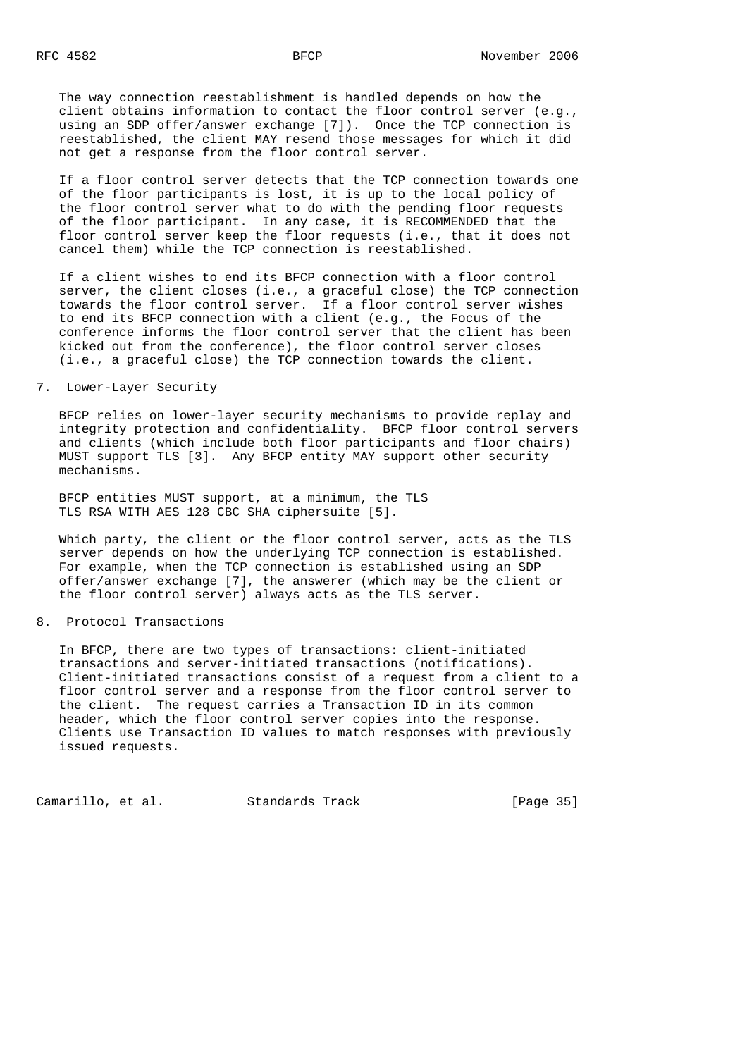The way connection reestablishment is handled depends on how the client obtains information to contact the floor control server (e.g., using an SDP offer/answer exchange [7]). Once the TCP connection is reestablished, the client MAY resend those messages for which it did not get a response from the floor control server.

If a floor control server detects that the TCP connection towards one of the floor participants is lost, it is up to the local policy of the floor control server what to do with the pending floor requests of the floor participant. In any case, it is RECOMMENDED that the floor control server keep the floor requests (i.e., that it does not cancel them) while the TCP connection is reestablished.

If a client wishes to end its BFCP connection with a floor control server, the client closes (i.e., a graceful close) the TCP connection towards the floor control server. If a floor control server wishes to end its BFCP connection with a client (e.g., the Focus of the conference informs the floor control server that the client has been kicked out from the conference), the floor control server closes (i.e., a graceful close) the TCP connection towards the client.

## 7. Lower-Layer Security

BFCP relies on lower-layer security mechanisms to provide replay and integrity protection and confidentiality. BFCP floor control servers and clients (which include both floor participants and floor chairs) MUST support TLS [3]. Any BFCP entity MAY support other security mechanisms.

BFCP entities MUST support, at a minimum, the TLS TLS_RSA_WITH_AES_128_CBC_SHA ciphersuite [5].

Which party, the client or the floor control server, acts as the TLS server depends on how the underlying TCP connection is established. For example, when the TCP connection is established using an SDP offer/answer exchange [7], the answerer (which may be the client or the floor control server) always acts as the TLS server.

## 8. Protocol Transactions

In BFCP, there are two types of transactions: client-initiated transactions and server-initiated transactions (notifications). Client-initiated transactions consist of a request from a client to a floor control server and a response from the floor control server to the client. The request carries a Transaction ID in its common header, which the floor control server copies into the response. Clients use Transaction ID values to match responses with previously issued requests.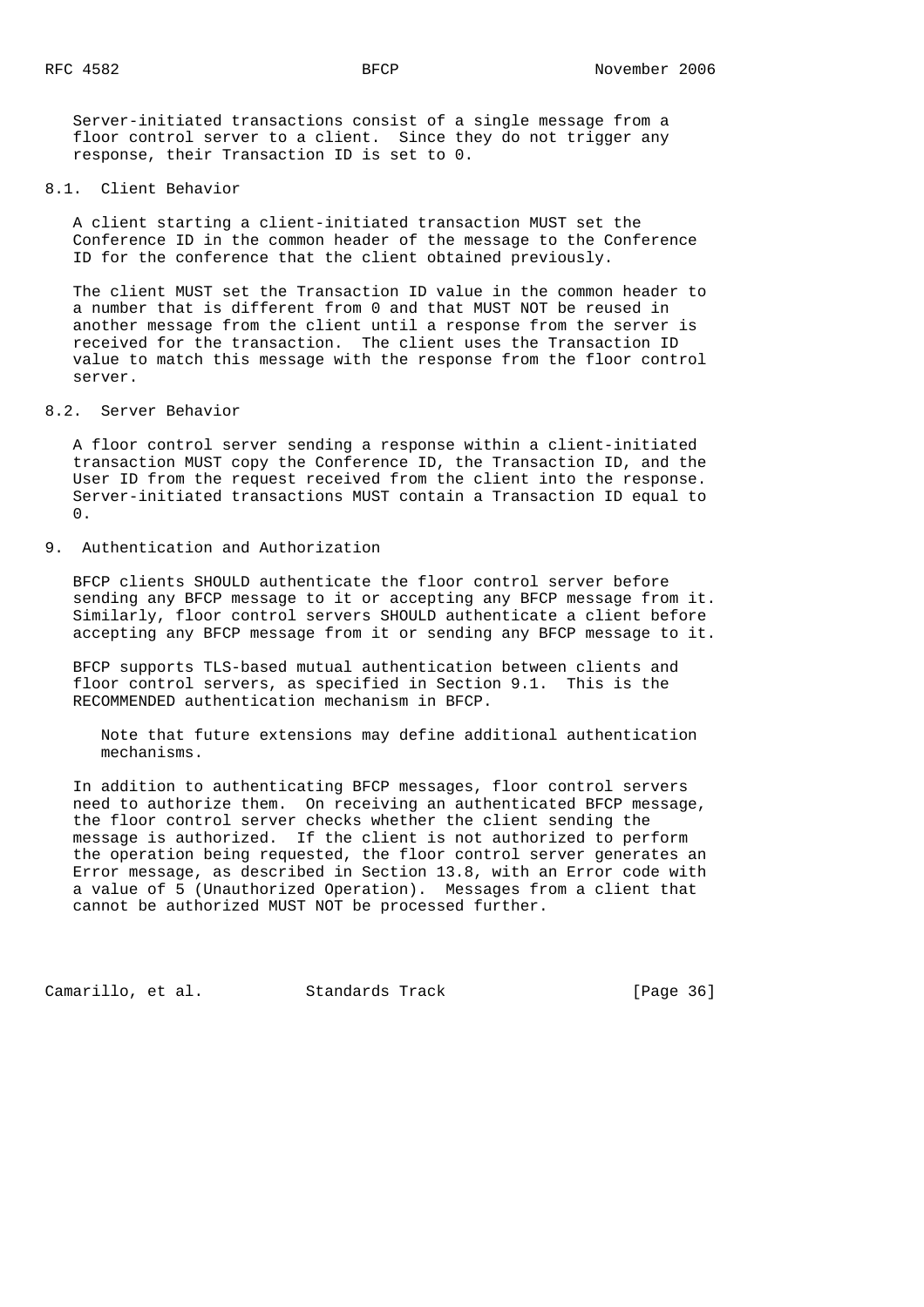Server-initiated transactions consist of a single message from a floor control server to a client. Since they do not trigger any response, their Transaction ID is set to 0.

## 8.1. Client Behavior

A client starting a client-initiated transaction MUST set the Conference ID in the common header of the message to the Conference ID for the conference that the client obtained previously.

The client MUST set the Transaction ID value in the common header to a number that is different from 0 and that MUST NOT be reused in another message from the client until a response from the server is received for the transaction. The client uses the Transaction ID value to match this message with the response from the floor control server.

## 8.2. Server Behavior

A floor control server sending a response within a client-initiated transaction MUST copy the Conference ID, the Transaction ID, and the User ID from the request received from the client into the response. Server-initiated transactions MUST contain a Transaction ID equal to 0.

# 9. Authentication and Authorization

BFCP clients SHOULD authenticate the floor control server before sending any BFCP message to it or accepting any BFCP message from it. Similarly, floor control servers SHOULD authenticate a client before accepting any BFCP message from it or sending any BFCP message to it.

BFCP supports TLS-based mutual authentication between clients and floor control servers, as specified in Section 9.1. This is the RECOMMENDED authentication mechanism in BFCP.

> Note that future extensions may define additional authentication mechanisms.

In addition to authenticating BFCP messages, floor control servers need to authorize them. On receiving an authenticated BFCP message, the floor control server checks whether the client sending the message is authorized. If the client is not authorized to perform the operation being requested, the floor control server generates an Error message, as described in Section 13.8, with an Error code with a value of 5 (Unauthorized Operation). Messages from a client that cannot be authorized MUST NOT be processed further.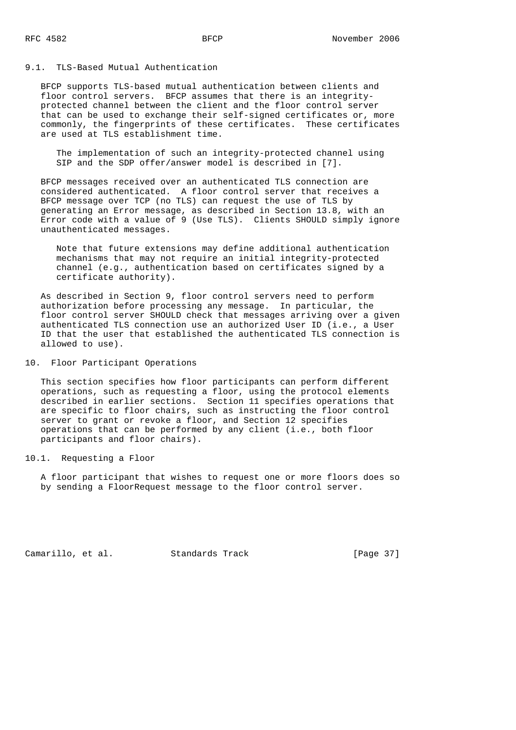### 9.1. TLS-Based Mutual Authentication

BFCP supports TLS-based mutual authentication between clients and floor control servers. BFCP assumes that there is an integrity-protected channel between the client and the floor control server that can be used to exchange their self-signed certificates or, more commonly, the fingerprints of these certificates. These certificates are used at TLS establishment time.

> The implementation of such an integrity-protected channel using SIP and the SDP offer/answer model is described in [7].

BFCP messages received over an authenticated TLS connection are considered authenticated. A floor control server that receives a BFCP message over TCP (no TLS) can request the use of TLS by generating an Error message, as described in Section 13.8, with an Error code with a value of 9 (Use TLS). Clients SHOULD simply ignore unauthenticated messages.

> Note that future extensions may define additional authentication mechanisms that may not require an initial integrity-protected channel (e.g., authentication based on certificates signed by a certificate authority).

As described in Section 9, floor control servers need to perform authorization before processing any message. In particular, the floor control server SHOULD check that messages arriving over a given authenticated TLS connection use an authorized User ID (i.e., a User ID that the user that established the authenticated TLS connection is allowed to use).

## 10. Floor Participant Operations

This section specifies how floor participants can perform different operations, such as requesting a floor, using the protocol elements described in earlier sections. Section 11 specifies operations that are specific to floor chairs, such as instructing the floor control server to grant or revoke a floor, and Section 12 specifies operations that can be performed by any client (i.e., both floor participants and floor chairs).

### 10.1. Requesting a Floor

A floor participant that wishes to request one or more floors does so by sending a FloorRequest message to the floor control server.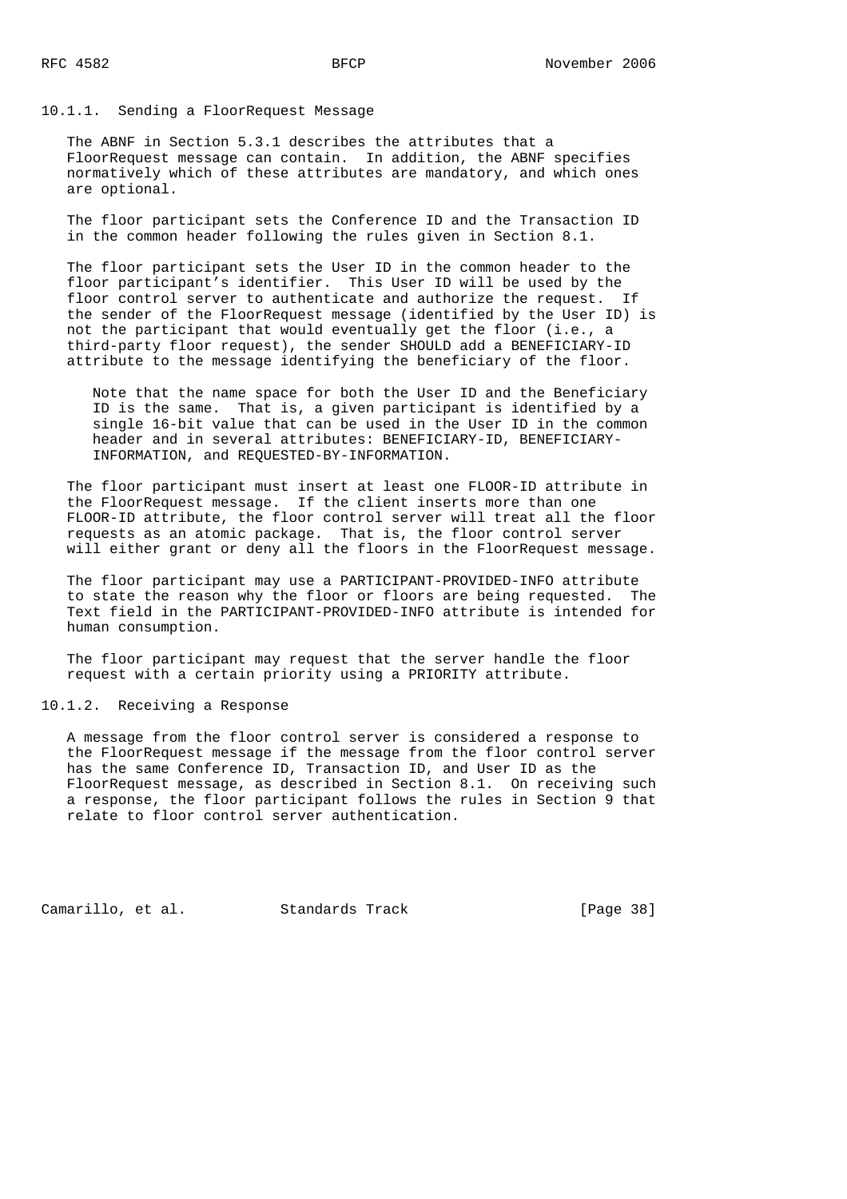#### 10.1.1. Sending a FloorRequest Message

The ABNF in Section 5.3.1 describes the attributes that a FloorRequest message can contain. In addition, the ABNF specifies normatively which of these attributes are mandatory, and which ones are optional.

The floor participant sets the Conference ID and the Transaction ID in the common header following the rules given in Section 8.1.

The floor participant sets the User ID in the common header to the floor participant's identifier. This User ID will be used by the floor control server to authenticate and authorize the request. If the sender of the FloorRequest message (identified by the User ID) is not the participant that would eventually get the floor (i.e., a third-party floor request), the sender SHOULD add a BENEFICIARY-ID attribute to the message identifying the beneficiary of the floor.

> Note that the name space for both the User ID and the Beneficiary ID is the same. That is, a given participant is identified by a single 16-bit value that can be used in the User ID in the common header and in several attributes: BENEFICIARY-ID, BENEFICIARY-INFORMATION, and REQUESTED-BY-INFORMATION.

The floor participant must insert at least one FLOOR-ID attribute in the FloorRequest message. If the client inserts more than one FLOOR-ID attribute, the floor control server will treat all the floor requests as an atomic package. That is, the floor control server will either grant or deny all the floors in the FloorRequest message.

The floor participant may use a PARTICIPANT-PROVIDED-INFO attribute to state the reason why the floor or floors are being requested. The Text field in the PARTICIPANT-PROVIDED-INFO attribute is intended for human consumption.

The floor participant may request that the server handle the floor request with a certain priority using a PRIORITY attribute.

#### 10.1.2. Receiving a Response

A message from the floor control server is considered a response to the FloorRequest message if the message from the floor control server has the same Conference ID, Transaction ID, and User ID as the FloorRequest message, as described in Section 8.1. On receiving such a response, the floor participant follows the rules in Section 9 that relate to floor control server authentication.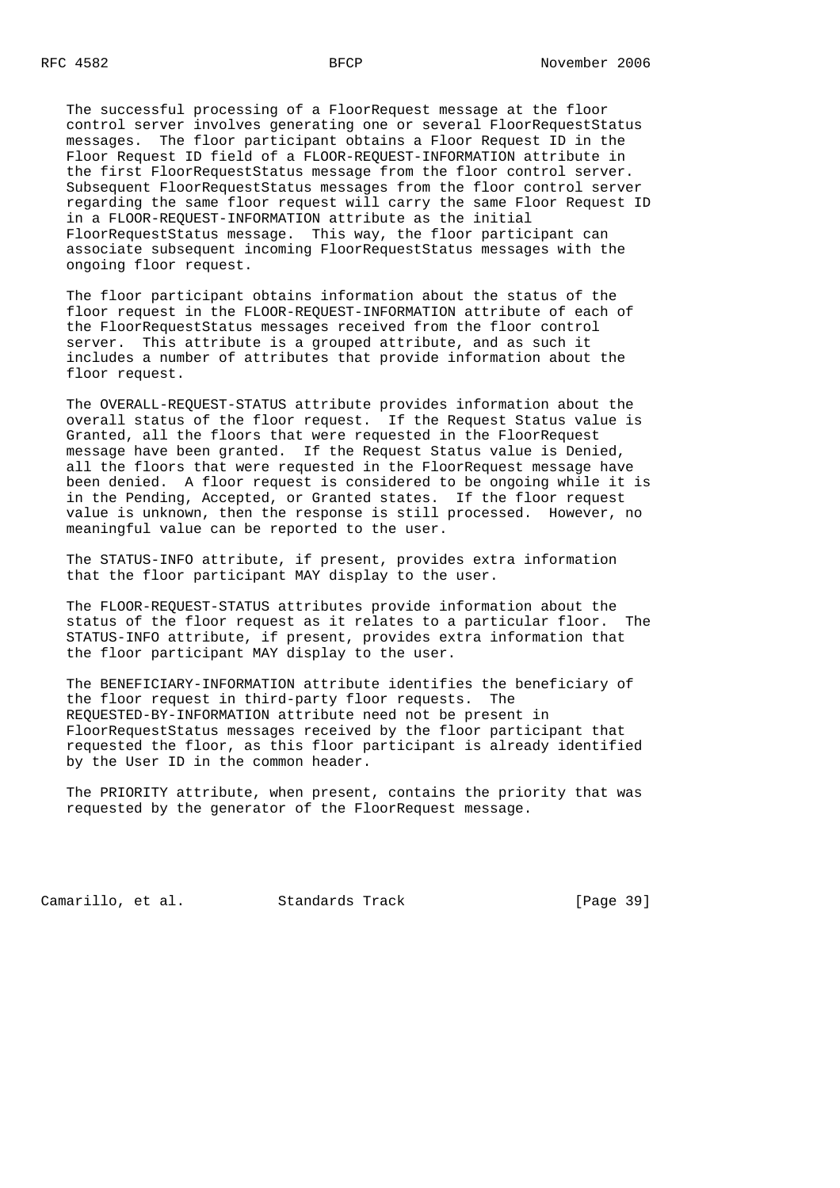The successful processing of a FloorRequest message at the floor control server involves generating one or several FloorRequestStatus messages. The floor participant obtains a Floor Request ID in the Floor Request ID field of a FLOOR-REQUEST-INFORMATION attribute in the first FloorRequestStatus message from the floor control server. Subsequent FloorRequestStatus messages from the floor control server regarding the same floor request will carry the same Floor Request ID in a FLOOR-REQUEST-INFORMATION attribute as the initial FloorRequestStatus message. This way, the floor participant can associate subsequent incoming FloorRequestStatus messages with the ongoing floor request.

The floor participant obtains information about the status of the floor request in the FLOOR-REQUEST-INFORMATION attribute of each of the FloorRequestStatus messages received from the floor control server. This attribute is a grouped attribute, and as such it includes a number of attributes that provide information about the floor request.

The OVERALL-REQUEST-STATUS attribute provides information about the overall status of the floor request. If the Request Status value is Granted, all the floors that were requested in the FloorRequest message have been granted. If the Request Status value is Denied, all the floors that were requested in the FloorRequest message have been denied. A floor request is considered to be ongoing while it is in the Pending, Accepted, or Granted states. If the floor request value is unknown, then the response is still processed. However, no meaningful value can be reported to the user.

The STATUS-INFO attribute, if present, provides extra information that the floor participant MAY display to the user.

The FLOOR-REQUEST-STATUS attributes provide information about the status of the floor request as it relates to a particular floor. The STATUS-INFO attribute, if present, provides extra information that the floor participant MAY display to the user.

The BENEFICIARY-INFORMATION attribute identifies the beneficiary of the floor request in third-party floor requests. The REQUESTED-BY-INFORMATION attribute need not be present in FloorRequestStatus messages received by the floor participant that requested the floor, as this floor participant is already identified by the User ID in the common header.

The PRIORITY attribute, when present, contains the priority that was requested by the generator of the FloorRequest message.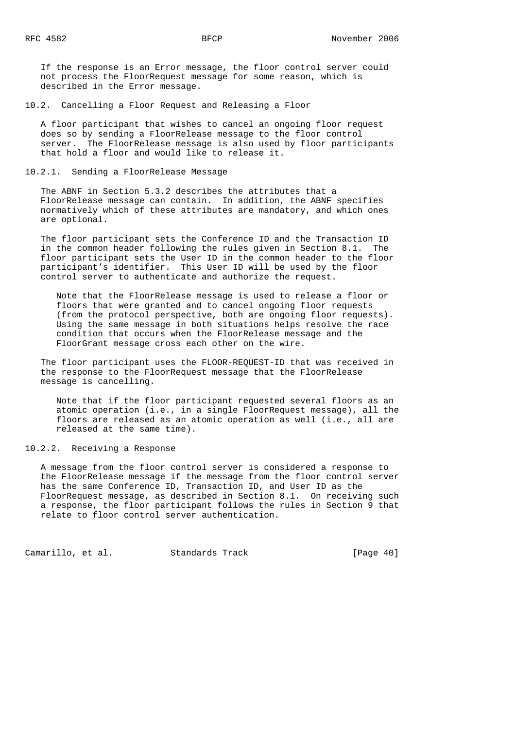If the response is an Error message, the floor control server could not process the FloorRequest message for some reason, which is described in the Error message.

## 10.2. Cancelling a Floor Request and Releasing a Floor

A floor participant that wishes to cancel an ongoing floor request does so by sending a FloorRelease message to the floor control server. The FloorRelease message is also used by floor participants that hold a floor and would like to release it.

### 10.2.1. Sending a FloorRelease Message

The ABNF in Section 5.3.2 describes the attributes that a FloorRelease message can contain. In addition, the ABNF specifies normatively which of these attributes are mandatory, and which ones are optional.

The floor participant sets the Conference ID and the Transaction ID in the common header following the rules given in Section 8.1. The floor participant sets the User ID in the common header to the floor participant's identifier. This User ID will be used by the floor control server to authenticate and authorize the request.

> Note that the FloorRelease message is used to release a floor or floors that were granted and to cancel ongoing floor requests (from the protocol perspective, both are ongoing floor requests). Using the same message in both situations helps resolve the race condition that occurs when the FloorRelease message and the FloorGrant message cross each other on the wire.

The floor participant uses the FLOOR-REQUEST-ID that was received in the response to the FloorRequest message that the FloorRelease message is cancelling.

> Note that if the floor participant requested several floors as an atomic operation (i.e., in a single FloorRequest message), all the floors are released as an atomic operation as well (i.e., all are released at the same time).

### 10.2.2. Receiving a Response

A message from the floor control server is considered a response to the FloorRelease message if the message from the floor control server has the same Conference ID, Transaction ID, and User ID as the FloorRequest message, as described in Section 8.1. On receiving such a response, the floor participant follows the rules in Section 9 that relate to floor control server authentication.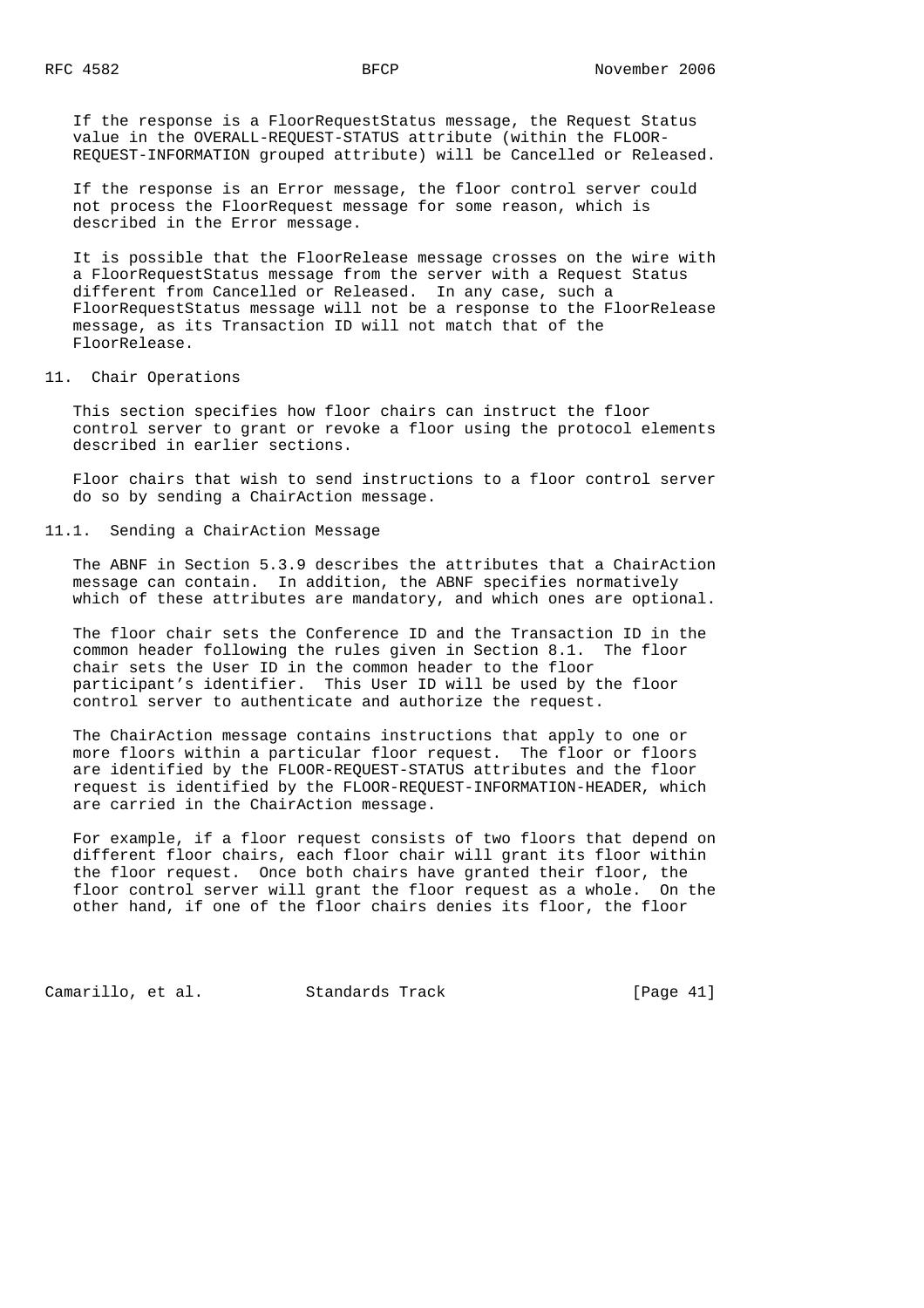If the response is a FloorRequestStatus message, the Request Status value in the OVERALL-REQUEST-STATUS attribute (within the FLOOR-REQUEST-INFORMATION grouped attribute) will be Cancelled or Released.

If the response is an Error message, the floor control server could not process the FloorRequest message for some reason, which is described in the Error message.

It is possible that the FloorRelease message crosses on the wire with a FloorRequestStatus message from the server with a Request Status different from Cancelled or Released. In any case, such a FloorRequestStatus message will not be a response to the FloorRelease message, as its Transaction ID will not match that of the FloorRelease.

## 11. Chair Operations

This section specifies how floor chairs can instruct the floor control server to grant or revoke a floor using the protocol elements described in earlier sections.

Floor chairs that wish to send instructions to a floor control server do so by sending a ChairAction message.

### 11.1. Sending a ChairAction Message

The ABNF in Section 5.3.9 describes the attributes that a ChairAction message can contain. In addition, the ABNF specifies normatively which of these attributes are mandatory, and which ones are optional.

The floor chair sets the Conference ID and the Transaction ID in the common header following the rules given in Section 8.1. The floor chair sets the User ID in the common header to the floor participant's identifier. This User ID will be used by the floor control server to authenticate and authorize the request.

The ChairAction message contains instructions that apply to one or more floors within a particular floor request. The floor or floors are identified by the FLOOR-REQUEST-STATUS attributes and the floor request is identified by the FLOOR-REQUEST-INFORMATION-HEADER, which are carried in the ChairAction message.

For example, if a floor request consists of two floors that depend on different floor chairs, each floor chair will grant its floor within the floor request. Once both chairs have granted their floor, the floor control server will grant the floor request as a whole. On the other hand, if one of the floor chairs denies its floor, the floor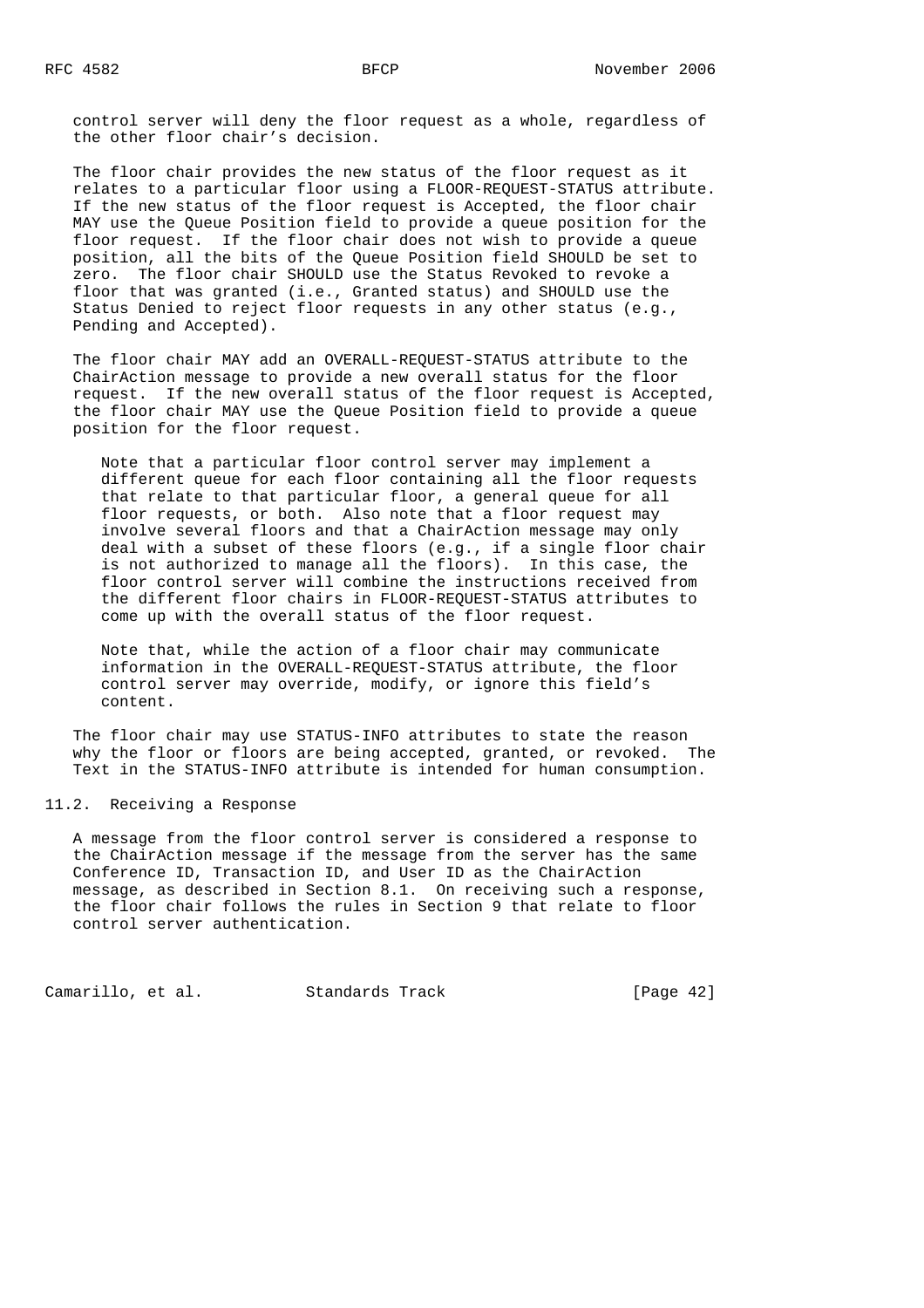control server will deny the floor request as a whole, regardless of the other floor chair's decision.

The floor chair provides the new status of the floor request as it relates to a particular floor using a FLOOR-REQUEST-STATUS attribute. If the new status of the floor request is Accepted, the floor chair MAY use the Queue Position field to provide a queue position for the floor request. If the floor chair does not wish to provide a queue position, all the bits of the Queue Position field SHOULD be set to zero. The floor chair SHOULD use the Status Revoked to revoke a floor that was granted (i.e., Granted status) and SHOULD use the Status Denied to reject floor requests in any other status (e.g., Pending and Accepted).

The floor chair MAY add an OVERALL-REQUEST-STATUS attribute to the ChairAction message to provide a new overall status for the floor request. If the new overall status of the floor request is Accepted, the floor chair MAY use the Queue Position field to provide a queue position for the floor request.

> Note that a particular floor control server may implement a different queue for each floor containing all the floor requests that relate to that particular floor, a general queue for all floor requests, or both. Also note that a floor request may involve several floors and that a ChairAction message may only deal with a subset of these floors (e.g., if a single floor chair is not authorized to manage all the floors). In this case, the floor control server will combine the instructions received from the different floor chairs in FLOOR-REQUEST-STATUS attributes to come up with the overall status of the floor request.

> Note that, while the action of a floor chair may communicate information in the OVERALL-REQUEST-STATUS attribute, the floor control server may override, modify, or ignore this field's content.

The floor chair may use STATUS-INFO attributes to state the reason why the floor or floors are being accepted, granted, or revoked. The Text in the STATUS-INFO attribute is intended for human consumption.

## 11.2. Receiving a Response

A message from the floor control server is considered a response to the ChairAction message if the message from the server has the same Conference ID, Transaction ID, and User ID as the ChairAction message, as described in Section 8.1. On receiving such a response, the floor chair follows the rules in Section 9 that relate to floor control server authentication.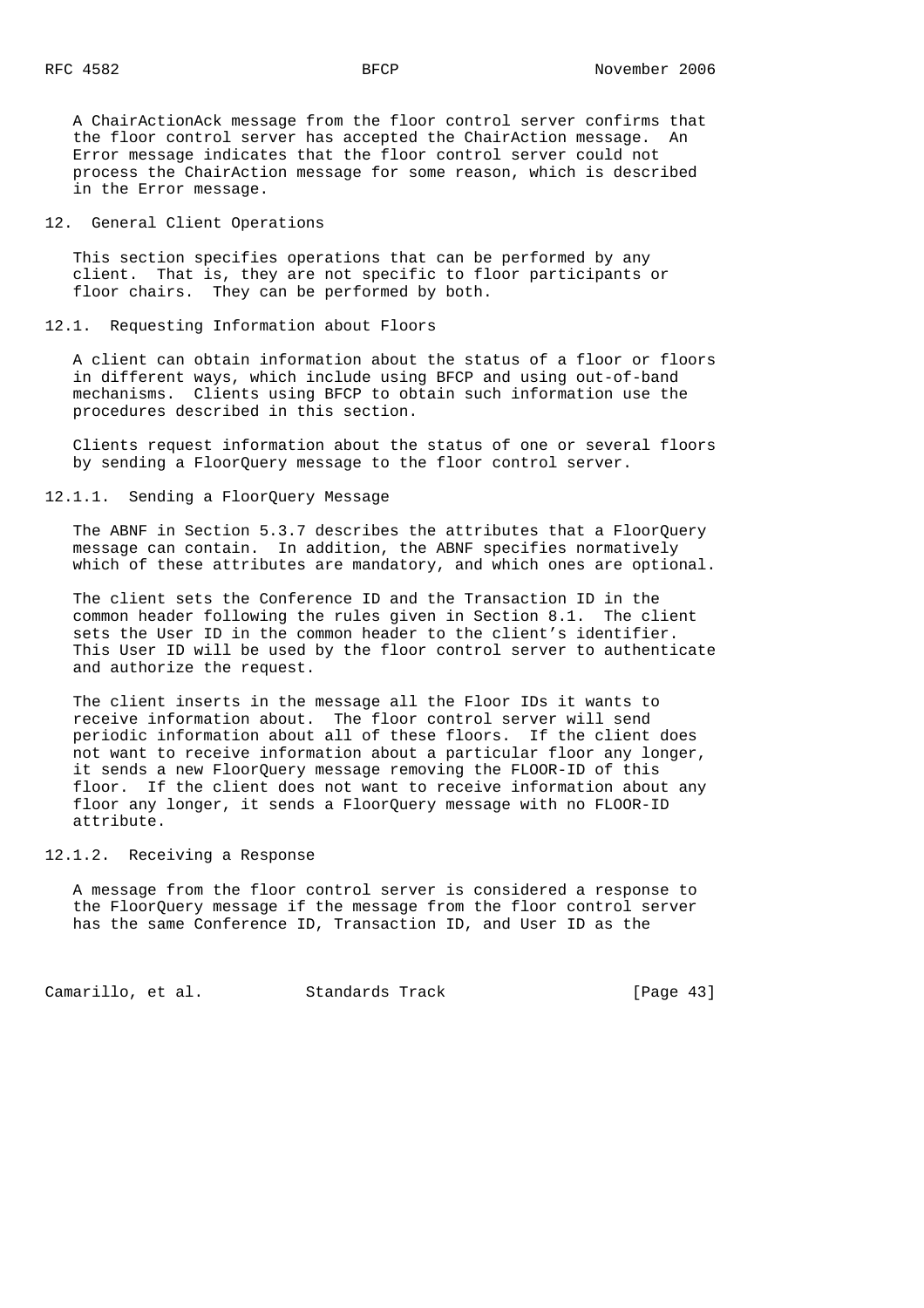A ChairActionAck message from the floor control server confirms that the floor control server has accepted the ChairAction message. An Error message indicates that the floor control server could not process the ChairAction message for some reason, which is described in the Error message.

## 12. General Client Operations

This section specifies operations that can be performed by any client. That is, they are not specific to floor participants or floor chairs. They can be performed by both.

### 12.1. Requesting Information about Floors

A client can obtain information about the status of a floor or floors in different ways, which include using BFCP and using out-of-band mechanisms. Clients using BFCP to obtain such information use the procedures described in this section.

Clients request information about the status of one or several floors by sending a FloorQuery message to the floor control server.

#### 12.1.1. Sending a FloorQuery Message

The ABNF in Section 5.3.7 describes the attributes that a FloorQuery message can contain. In addition, the ABNF specifies normatively which of these attributes are mandatory, and which ones are optional.

The client sets the Conference ID and the Transaction ID in the common header following the rules given in Section 8.1. The client sets the User ID in the common header to the client's identifier. This User ID will be used by the floor control server to authenticate and authorize the request.

The client inserts in the message all the Floor IDs it wants to receive information about. The floor control server will send periodic information about all of these floors. If the client does not want to receive information about a particular floor any longer, it sends a new FloorQuery message removing the FLOOR-ID of this floor. If the client does not want to receive information about any floor any longer, it sends a FloorQuery message with no FLOOR-ID attribute.

#### 12.1.2. Receiving a Response

A message from the floor control server is considered a response to the FloorQuery message if the message from the floor control server has the same Conference ID, Transaction ID, and User ID as the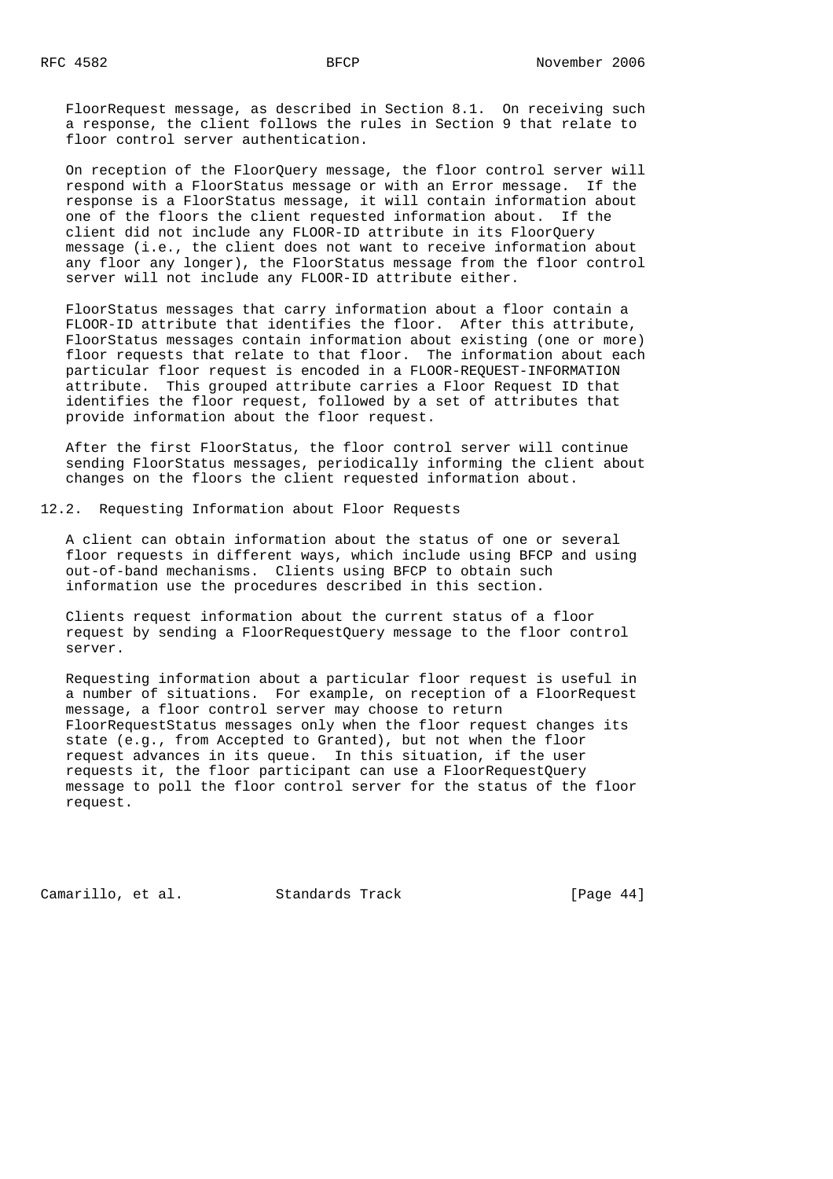FloorRequest message, as described in Section 8.1. On receiving such a response, the client follows the rules in Section 9 that relate to floor control server authentication.

On reception of the FloorQuery message, the floor control server will respond with a FloorStatus message or with an Error message. If the response is a FloorStatus message, it will contain information about one of the floors the client requested information about. If the client did not include any FLOOR-ID attribute in its FloorQuery message (i.e., the client does not want to receive information about any floor any longer), the FloorStatus message from the floor control server will not include any FLOOR-ID attribute either.

FloorStatus messages that carry information about a floor contain a FLOOR-ID attribute that identifies the floor. After this attribute, FloorStatus messages contain information about existing (one or more) floor requests that relate to that floor. The information about each particular floor request is encoded in a FLOOR-REQUEST-INFORMATION attribute. This grouped attribute carries a Floor Request ID that identifies the floor request, followed by a set of attributes that provide information about the floor request.

After the first FloorStatus, the floor control server will continue sending FloorStatus messages, periodically informing the client about changes on the floors the client requested information about.

### 12.2. Requesting Information about Floor Requests

A client can obtain information about the status of one or several floor requests in different ways, which include using BFCP and using out-of-band mechanisms. Clients using BFCP to obtain such information use the procedures described in this section.

Clients request information about the current status of a floor request by sending a FloorRequestQuery message to the floor control server.

Requesting information about a particular floor request is useful in a number of situations. For example, on reception of a FloorRequest message, a floor control server may choose to return FloorRequestStatus messages only when the floor request changes its state (e.g., from Accepted to Granted), but not when the floor request advances in its queue. In this situation, if the user requests it, the floor participant can use a FloorRequestQuery message to poll the floor control server for the status of the floor request.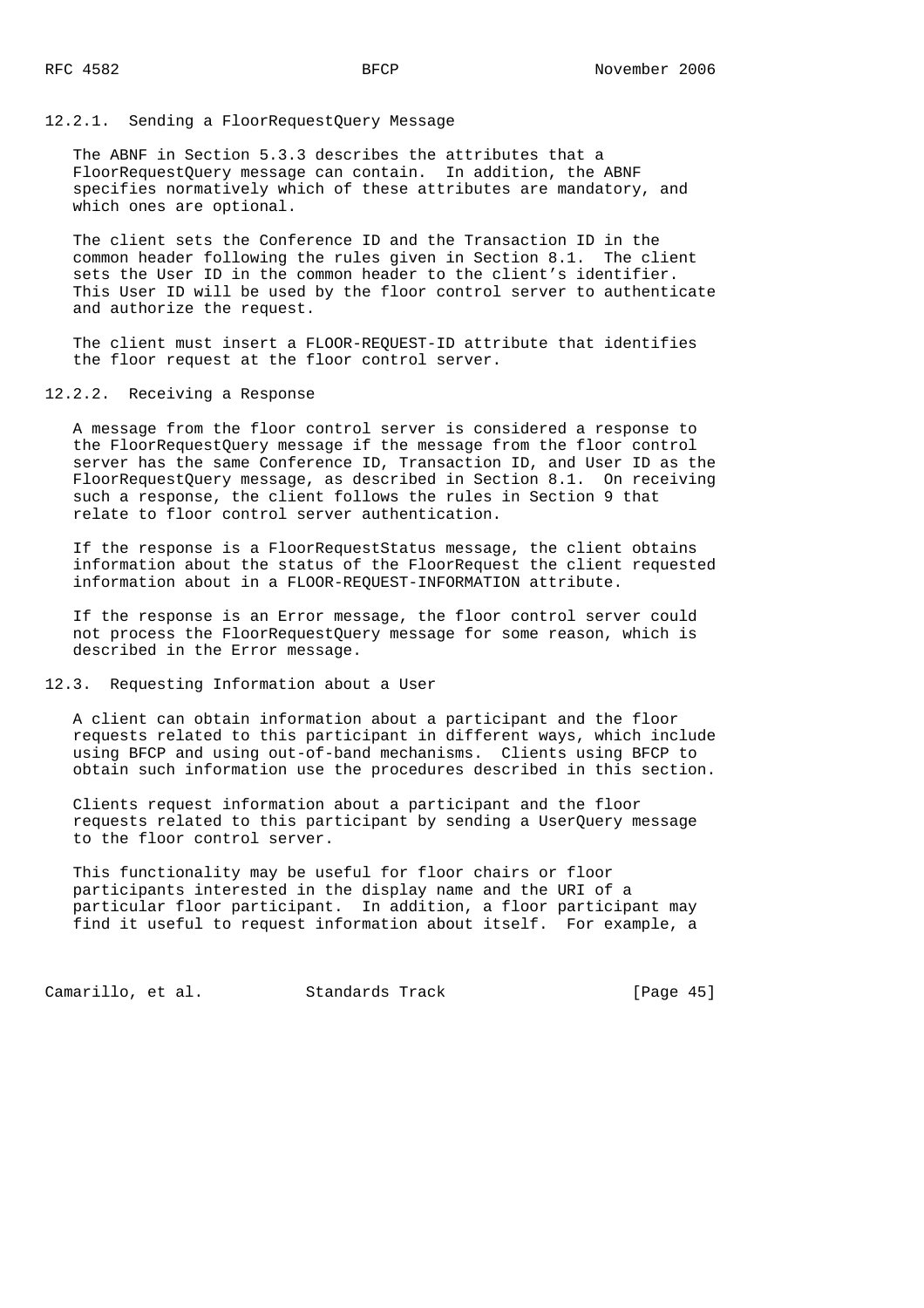#### 12.2.1. Sending a FloorRequestQuery Message

The ABNF in Section 5.3.3 describes the attributes that a FloorRequestQuery message can contain. In addition, the ABNF specifies normatively which of these attributes are mandatory, and which ones are optional.

The client sets the Conference ID and the Transaction ID in the common header following the rules given in Section 8.1. The client sets the User ID in the common header to the client's identifier. This User ID will be used by the floor control server to authenticate and authorize the request.

The client must insert a FLOOR-REQUEST-ID attribute that identifies the floor request at the floor control server.

#### 12.2.2. Receiving a Response

A message from the floor control server is considered a response to the FloorRequestQuery message if the message from the floor control server has the same Conference ID, Transaction ID, and User ID as the FloorRequestQuery message, as described in Section 8.1. On receiving such a response, the client follows the rules in Section 9 that relate to floor control server authentication.

If the response is a FloorRequestStatus message, the client obtains information about the status of the FloorRequest the client requested information about in a FLOOR-REQUEST-INFORMATION attribute.

If the response is an Error message, the floor control server could not process the FloorRequestQuery message for some reason, which is described in the Error message.

### 12.3. Requesting Information about a User

A client can obtain information about a participant and the floor requests related to this participant in different ways, which include using BFCP and using out-of-band mechanisms. Clients using BFCP to obtain such information use the procedures described in this section.

Clients request information about a participant and the floor requests related to this participant by sending a UserQuery message to the floor control server.

This functionality may be useful for floor chairs or floor participants interested in the display name and the URI of a particular floor participant. In addition, a floor participant may find it useful to request information about itself. For example, a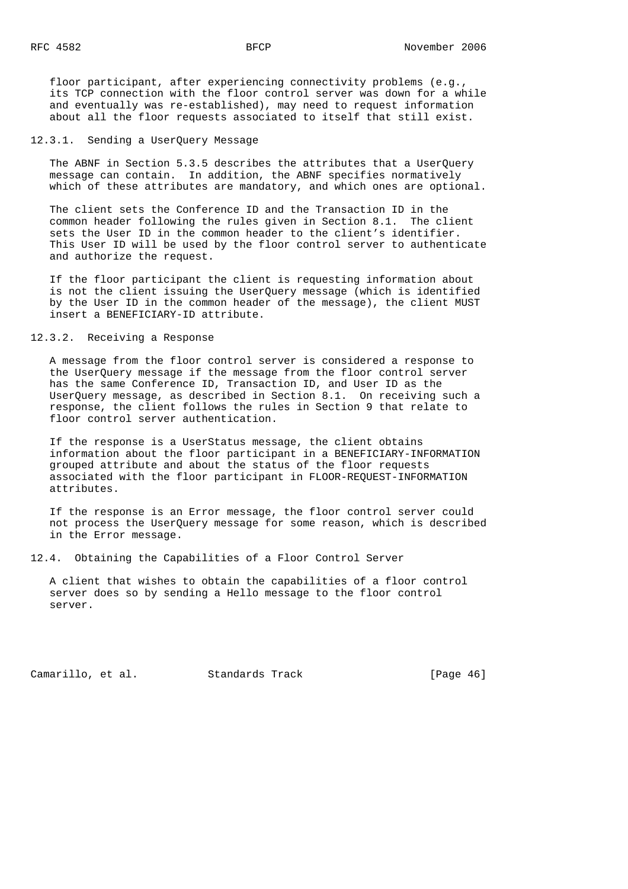floor participant, after experiencing connectivity problems (e.g., its TCP connection with the floor control server was down for a while and eventually was re-established), may need to request information about all the floor requests associated to itself that still exist.

### 12.3.1. Sending a UserQuery Message

The ABNF in Section 5.3.5 describes the attributes that a UserQuery message can contain. In addition, the ABNF specifies normatively which of these attributes are mandatory, and which ones are optional.

The client sets the Conference ID and the Transaction ID in the common header following the rules given in Section 8.1. The client sets the User ID in the common header to the client's identifier. This User ID will be used by the floor control server to authenticate and authorize the request.

If the floor participant the client is requesting information about is not the client issuing the UserQuery message (which is identified by the User ID in the common header of the message), the client MUST insert a BENEFICIARY-ID attribute.

### 12.3.2. Receiving a Response

A message from the floor control server is considered a response to the UserQuery message if the message from the floor control server has the same Conference ID, Transaction ID, and User ID as the UserQuery message, as described in Section 8.1. On receiving such a response, the client follows the rules in Section 9 that relate to floor control server authentication.

If the response is a UserStatus message, the client obtains information about the floor participant in a BENEFICIARY-INFORMATION grouped attribute and about the status of the floor requests associated with the floor participant in FLOOR-REQUEST-INFORMATION attributes.

If the response is an Error message, the floor control server could not process the UserQuery message for some reason, which is described in the Error message.

## 12.4. Obtaining the Capabilities of a Floor Control Server

A client that wishes to obtain the capabilities of a floor control server does so by sending a Hello message to the floor control server.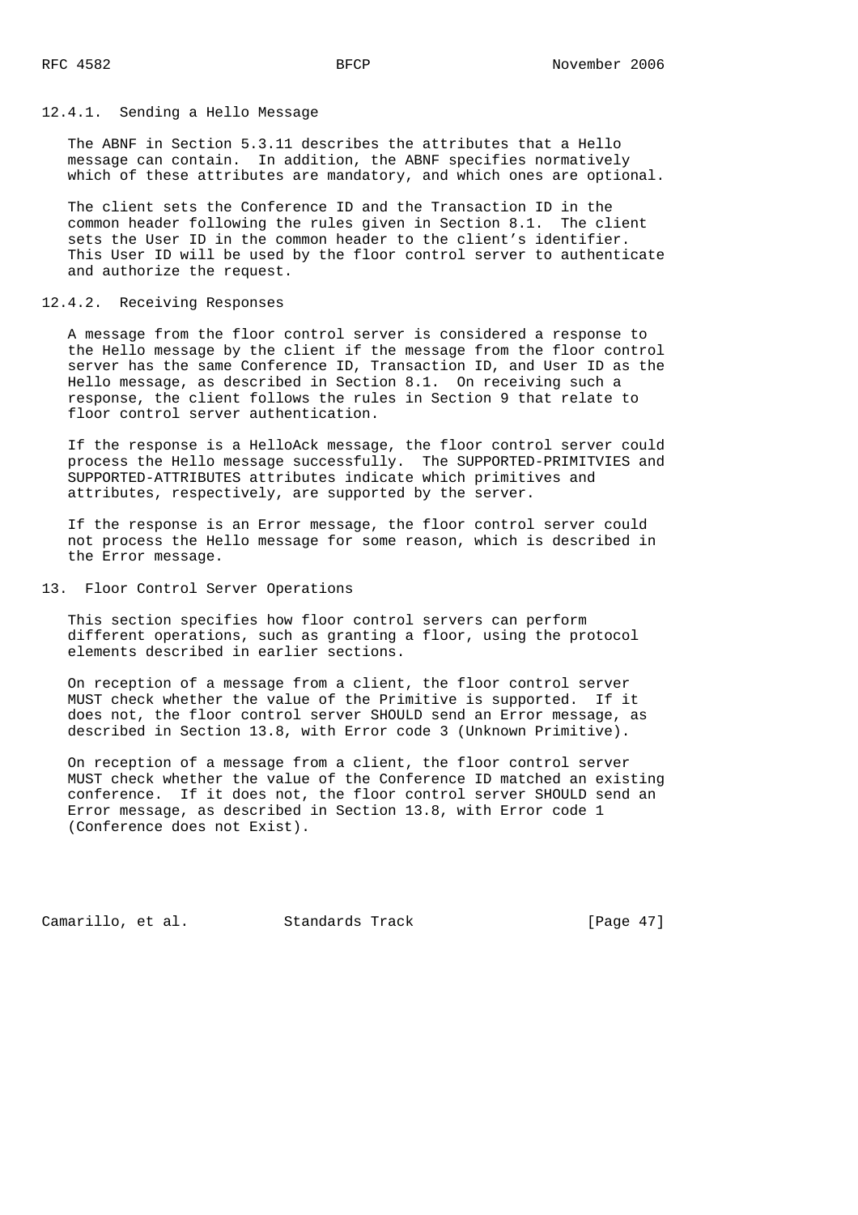#### 12.4.1. Sending a Hello Message

The ABNF in Section 5.3.11 describes the attributes that a Hello message can contain. In addition, the ABNF specifies normatively which of these attributes are mandatory, and which ones are optional.

The client sets the Conference ID and the Transaction ID in the common header following the rules given in Section 8.1. The client sets the User ID in the common header to the client's identifier. This User ID will be used by the floor control server to authenticate and authorize the request.

#### 12.4.2. Receiving Responses

A message from the floor control server is considered a response to the Hello message by the client if the message from the floor control server has the same Conference ID, Transaction ID, and User ID as the Hello message, as described in Section 8.1. On receiving such a response, the client follows the rules in Section 9 that relate to floor control server authentication.

If the response is a HelloAck message, the floor control server could process the Hello message successfully. The SUPPORTED-PRIMITVIES and SUPPORTED-ATTRIBUTES attributes indicate which primitives and attributes, respectively, are supported by the server.

If the response is an Error message, the floor control server could not process the Hello message for some reason, which is described in the Error message.

## 13. Floor Control Server Operations

This section specifies how floor control servers can perform different operations, such as granting a floor, using the protocol elements described in earlier sections.

On reception of a message from a client, the floor control server MUST check whether the value of the Primitive is supported. If it does not, the floor control server SHOULD send an Error message, as described in Section 13.8, with Error code 3 (Unknown Primitive).

On reception of a message from a client, the floor control server MUST check whether the value of the Conference ID matched an existing conference. If it does not, the floor control server SHOULD send an Error message, as described in Section 13.8, with Error code 1 (Conference does not Exist).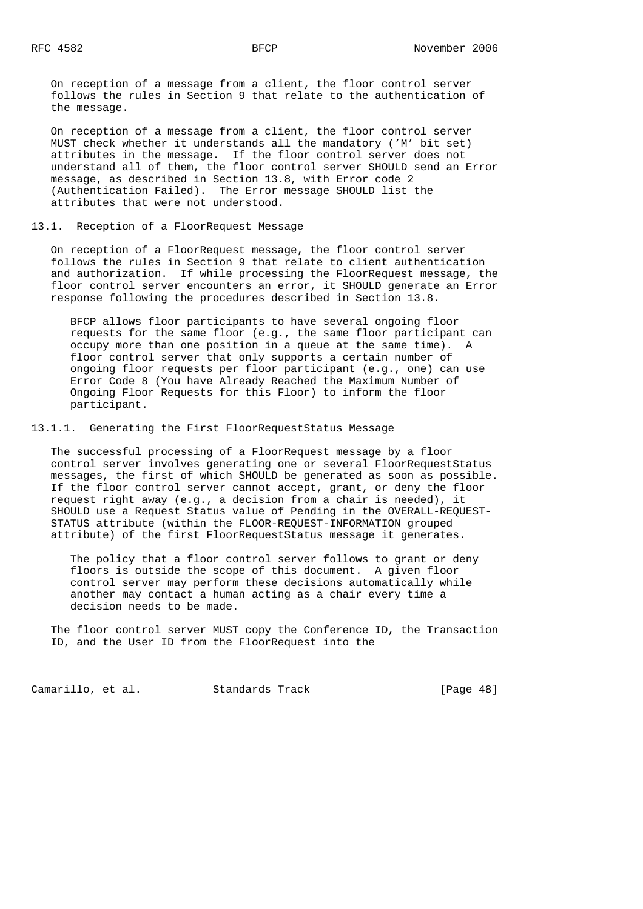On reception of a message from a client, the floor control server follows the rules in Section 9 that relate to the authentication of the message.

On reception of a message from a client, the floor control server MUST check whether it understands all the mandatory ('M' bit set) attributes in the message. If the floor control server does not understand all of them, the floor control server SHOULD send an Error message, as described in Section 13.8, with Error code 2 (Authentication Failed). The Error message SHOULD list the attributes that were not understood.

### 13.1. Reception of a FloorRequest Message

On reception of a FloorRequest message, the floor control server follows the rules in Section 9 that relate to client authentication and authorization. If while processing the FloorRequest message, the floor control server encounters an error, it SHOULD generate an Error response following the procedures described in Section 13.8.

> BFCP allows floor participants to have several ongoing floor requests for the same floor (e.g., the same floor participant can occupy more than one position in a queue at the same time). A floor control server that only supports a certain number of ongoing floor requests per floor participant (e.g., one) can use Error Code 8 (You have Already Reached the Maximum Number of Ongoing Floor Requests for this Floor) to inform the floor participant.

#### 13.1.1. Generating the First FloorRequestStatus Message

The successful processing of a FloorRequest message by a floor control server involves generating one or several FloorRequestStatus messages, the first of which SHOULD be generated as soon as possible. If the floor control server cannot accept, grant, or deny the floor request right away (e.g., a decision from a chair is needed), it SHOULD use a Request Status value of Pending in the OVERALL-REQUEST-STATUS attribute (within the FLOOR-REQUEST-INFORMATION grouped attribute) of the first FloorRequestStatus message it generates.

> The policy that a floor control server follows to grant or deny floors is outside the scope of this document. A given floor control server may perform these decisions automatically while another may contact a human acting as a chair every time a decision needs to be made.

The floor control server MUST copy the Conference ID, the Transaction ID, and the User ID from the FloorRequest into the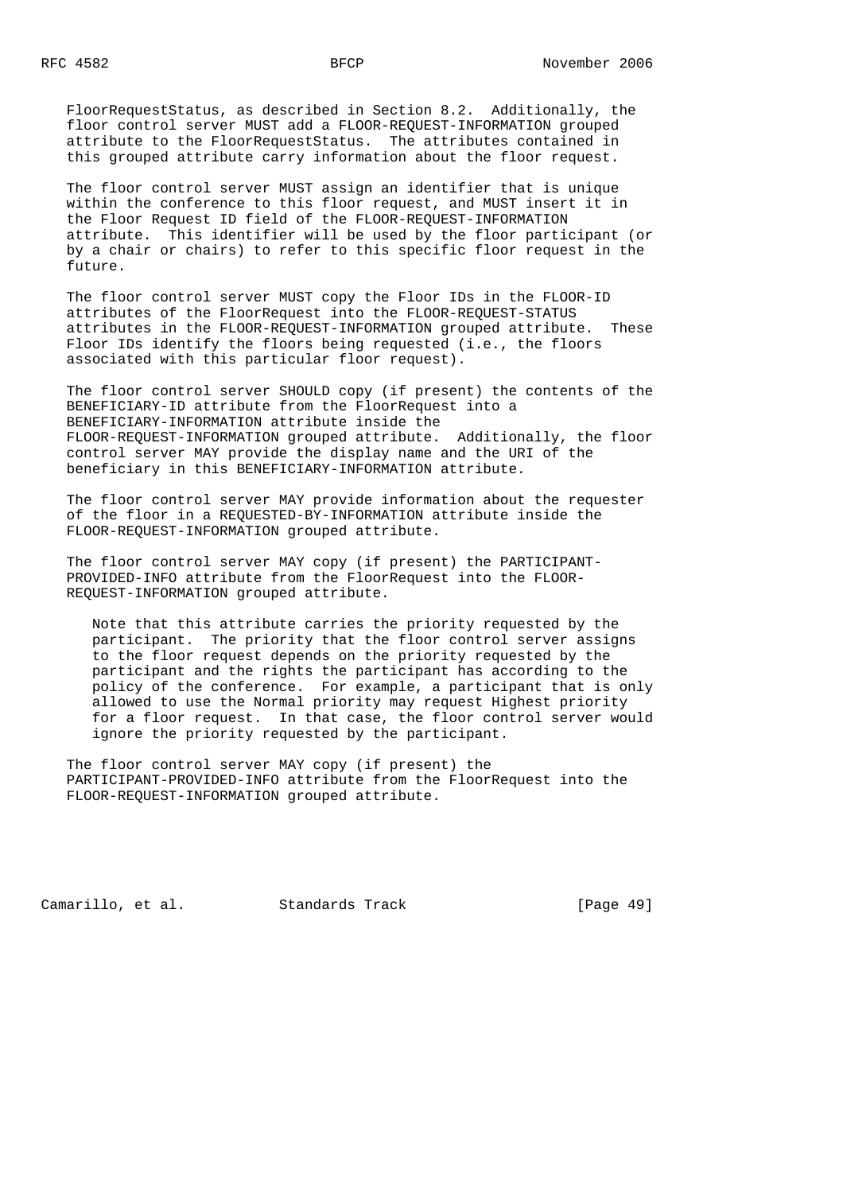FloorRequestStatus, as described in Section 8.2. Additionally, the floor control server MUST add a FLOOR-REQUEST-INFORMATION grouped attribute to the FloorRequestStatus. The attributes contained in this grouped attribute carry information about the floor request.

The floor control server MUST assign an identifier that is unique within the conference to this floor request, and MUST insert it in the Floor Request ID field of the FLOOR-REQUEST-INFORMATION attribute. This identifier will be used by the floor participant (or by a chair or chairs) to refer to this specific floor request in the future.

The floor control server MUST copy the Floor IDs in the FLOOR-ID attributes of the FloorRequest into the FLOOR-REQUEST-STATUS attributes in the FLOOR-REQUEST-INFORMATION grouped attribute. These Floor IDs identify the floors being requested (i.e., the floors associated with this particular floor request).

The floor control server SHOULD copy (if present) the contents of the BENEFICIARY-ID attribute from the FloorRequest into a BENEFICIARY-INFORMATION attribute inside the FLOOR-REQUEST-INFORMATION grouped attribute. Additionally, the floor control server MAY provide the display name and the URI of the beneficiary in this BENEFICIARY-INFORMATION attribute.

The floor control server MAY provide information about the requester of the floor in a REQUESTED-BY-INFORMATION attribute inside the FLOOR-REQUEST-INFORMATION grouped attribute.

The floor control server MAY copy (if present) the PARTICIPANT-PROVIDED-INFO attribute from the FloorRequest into the FLOOR-REQUEST-INFORMATION grouped attribute.

> Note that this attribute carries the priority requested by the participant. The priority that the floor control server assigns to the floor request depends on the priority requested by the participant and the rights the participant has according to the policy of the conference. For example, a participant that is only allowed to use the Normal priority may request Highest priority for a floor request. In that case, the floor control server would ignore the priority requested by the participant.

The floor control server MAY copy (if present) the PARTICIPANT-PROVIDED-INFO attribute from the FloorRequest into the FLOOR-REQUEST-INFORMATION grouped attribute.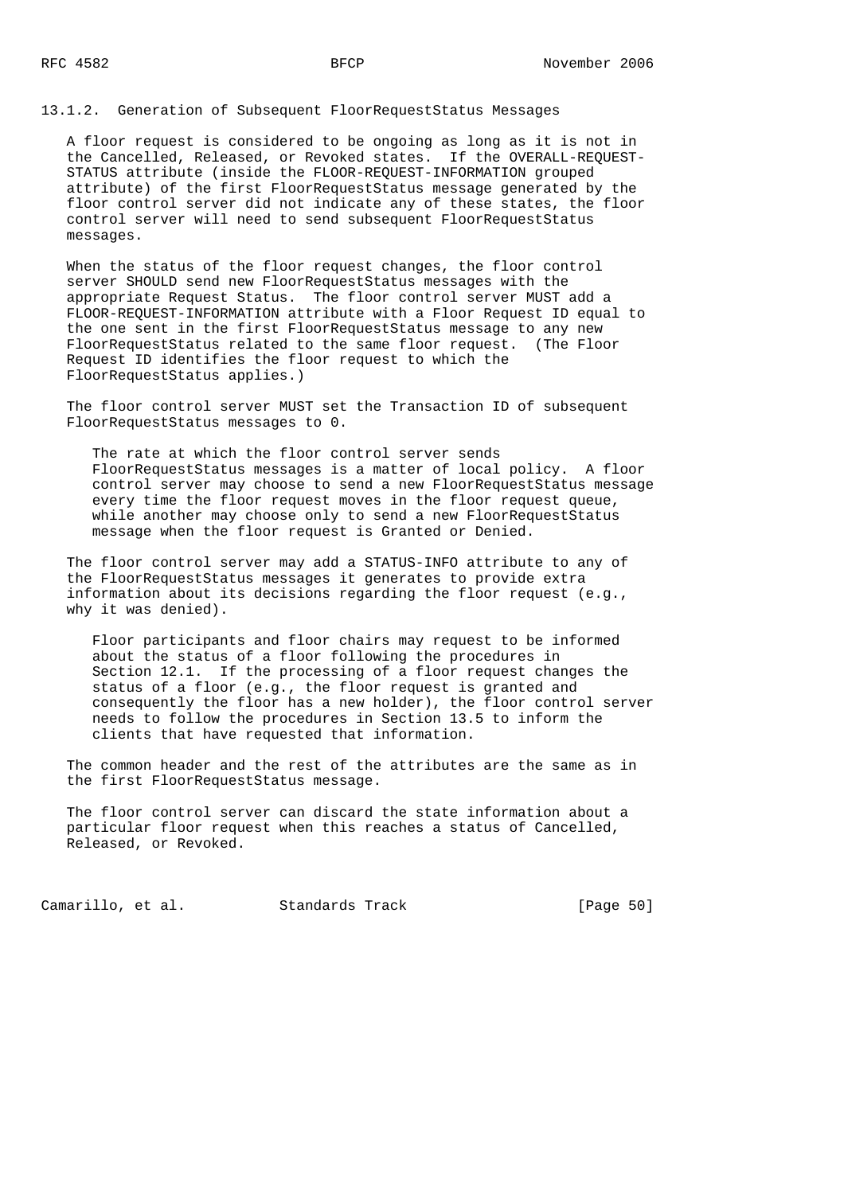#### 13.1.2. Generation of Subsequent FloorRequestStatus Messages

A floor request is considered to be ongoing as long as it is not in the Cancelled, Released, or Revoked states. If the OVERALL-REQUEST-STATUS attribute (inside the FLOOR-REQUEST-INFORMATION grouped attribute) of the first FloorRequestStatus message generated by the floor control server did not indicate any of these states, the floor control server will need to send subsequent FloorRequestStatus messages.

When the status of the floor request changes, the floor control server SHOULD send new FloorRequestStatus messages with the appropriate Request Status. The floor control server MUST add a FLOOR-REQUEST-INFORMATION attribute with a Floor Request ID equal to the one sent in the first FloorRequestStatus message to any new FloorRequestStatus related to the same floor request. (The Floor Request ID identifies the floor request to which the FloorRequestStatus applies.)

The floor control server MUST set the Transaction ID of subsequent FloorRequestStatus messages to 0.

> The rate at which the floor control server sends FloorRequestStatus messages is a matter of local policy. A floor control server may choose to send a new FloorRequestStatus message every time the floor request moves in the floor request queue, while another may choose only to send a new FloorRequestStatus message when the floor request is Granted or Denied.

The floor control server may add a STATUS-INFO attribute to any of the FloorRequestStatus messages it generates to provide extra information about its decisions regarding the floor request (e.g., why it was denied).

> Floor participants and floor chairs may request to be informed about the status of a floor following the procedures in Section 12.1. If the processing of a floor request changes the status of a floor (e.g., the floor request is granted and consequently the floor has a new holder), the floor control server needs to follow the procedures in Section 13.5 to inform the clients that have requested that information.

The common header and the rest of the attributes are the same as in the first FloorRequestStatus message.

The floor control server can discard the state information about a particular floor request when this reaches a status of Cancelled, Released, or Revoked.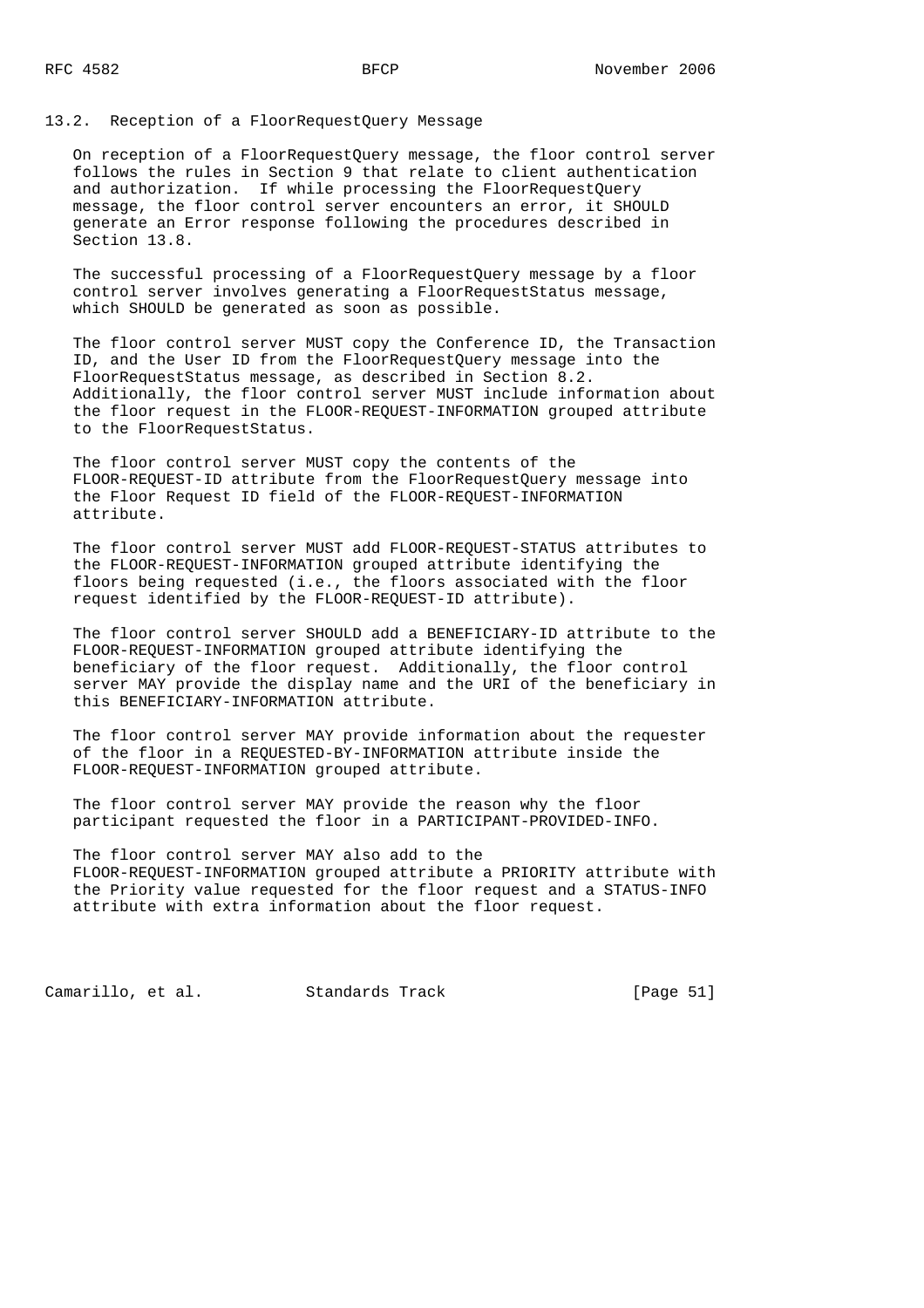### 13.2. Reception of a FloorRequestQuery Message

On reception of a FloorRequestQuery message, the floor control server follows the rules in Section 9 that relate to client authentication and authorization. If while processing the FloorRequestQuery message, the floor control server encounters an error, it SHOULD generate an Error response following the procedures described in Section 13.8.

The successful processing of a FloorRequestQuery message by a floor control server involves generating a FloorRequestStatus message, which SHOULD be generated as soon as possible.

The floor control server MUST copy the Conference ID, the Transaction ID, and the User ID from the FloorRequestQuery message into the FloorRequestStatus message, as described in Section 8.2. Additionally, the floor control server MUST include information about the floor request in the FLOOR-REQUEST-INFORMATION grouped attribute to the FloorRequestStatus.

The floor control server MUST copy the contents of the FLOOR-REQUEST-ID attribute from the FloorRequestQuery message into the Floor Request ID field of the FLOOR-REQUEST-INFORMATION attribute.

The floor control server MUST add FLOOR-REQUEST-STATUS attributes to the FLOOR-REQUEST-INFORMATION grouped attribute identifying the floors being requested (i.e., the floors associated with the floor request identified by the FLOOR-REQUEST-ID attribute).

The floor control server SHOULD add a BENEFICIARY-ID attribute to the FLOOR-REQUEST-INFORMATION grouped attribute identifying the beneficiary of the floor request. Additionally, the floor control server MAY provide the display name and the URI of the beneficiary in this BENEFICIARY-INFORMATION attribute.

The floor control server MAY provide information about the requester of the floor in a REQUESTED-BY-INFORMATION attribute inside the FLOOR-REQUEST-INFORMATION grouped attribute.

The floor control server MAY provide the reason why the floor participant requested the floor in a PARTICIPANT-PROVIDED-INFO.

The floor control server MAY also add to the FLOOR-REQUEST-INFORMATION grouped attribute a PRIORITY attribute with the Priority value requested for the floor request and a STATUS-INFO attribute with extra information about the floor request.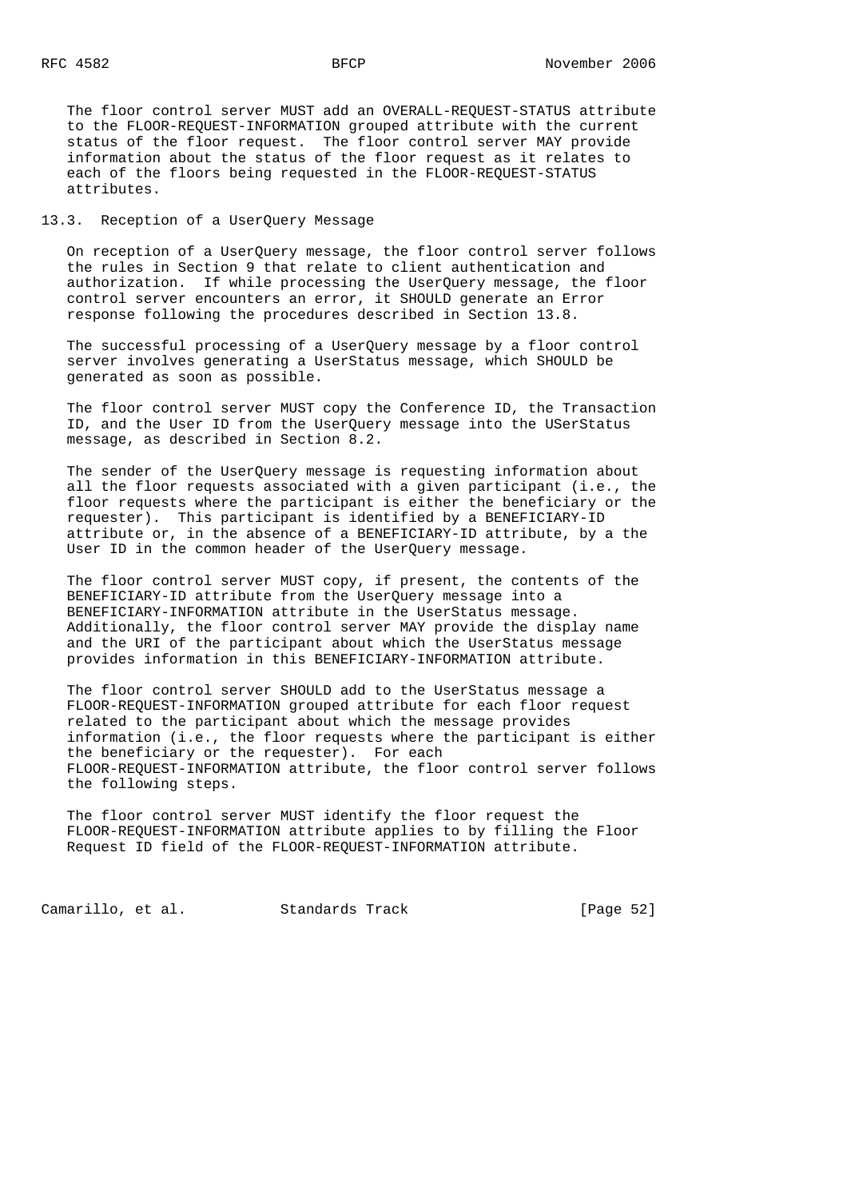The floor control server MUST add an OVERALL-REQUEST-STATUS attribute to the FLOOR-REQUEST-INFORMATION grouped attribute with the current status of the floor request. The floor control server MAY provide information about the status of the floor request as it relates to each of the floors being requested in the FLOOR-REQUEST-STATUS attributes.

## 13.3. Reception of a UserQuery Message

On reception of a UserQuery message, the floor control server follows the rules in Section 9 that relate to client authentication and authorization. If while processing the UserQuery message, the floor control server encounters an error, it SHOULD generate an Error response following the procedures described in Section 13.8.

The successful processing of a UserQuery message by a floor control server involves generating a UserStatus message, which SHOULD be generated as soon as possible.

The floor control server MUST copy the Conference ID, the Transaction ID, and the User ID from the UserQuery message into the USerStatus message, as described in Section 8.2.

The sender of the UserQuery message is requesting information about all the floor requests associated with a given participant (i.e., the floor requests where the participant is either the beneficiary or the requester). This participant is identified by a BENEFICIARY-ID attribute or, in the absence of a BENEFICIARY-ID attribute, by a the User ID in the common header of the UserQuery message.

The floor control server MUST copy, if present, the contents of the BENEFICIARY-ID attribute from the UserQuery message into a BENEFICIARY-INFORMATION attribute in the UserStatus message. Additionally, the floor control server MAY provide the display name and the URI of the participant about which the UserStatus message provides information in this BENEFICIARY-INFORMATION attribute.

The floor control server SHOULD add to the UserStatus message a FLOOR-REQUEST-INFORMATION grouped attribute for each floor request related to the participant about which the message provides information (i.e., the floor requests where the participant is either the beneficiary or the requester). For each FLOOR-REQUEST-INFORMATION attribute, the floor control server follows the following steps.

The floor control server MUST identify the floor request the FLOOR-REQUEST-INFORMATION attribute applies to by filling the Floor Request ID field of the FLOOR-REQUEST-INFORMATION attribute.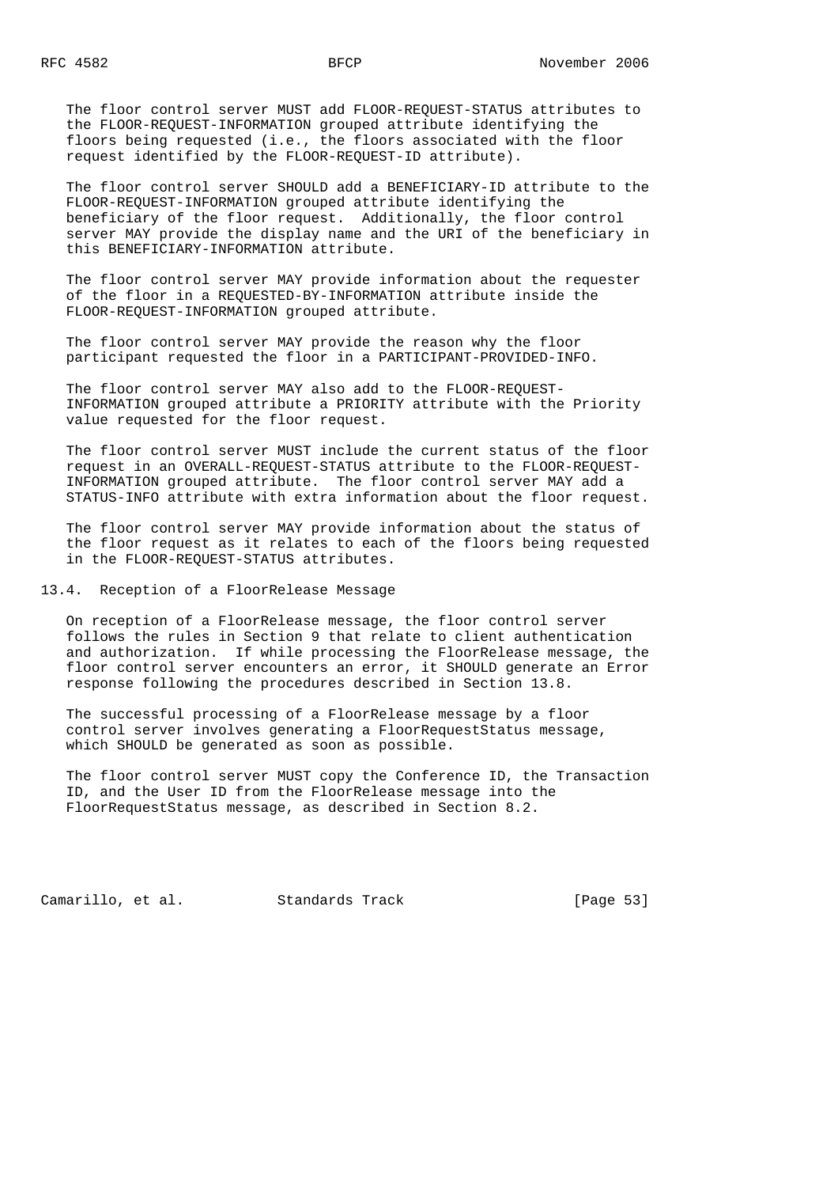The floor control server MUST add FLOOR-REQUEST-STATUS attributes to the FLOOR-REQUEST-INFORMATION grouped attribute identifying the floors being requested (i.e., the floors associated with the floor request identified by the FLOOR-REQUEST-ID attribute).

The floor control server SHOULD add a BENEFICIARY-ID attribute to the FLOOR-REQUEST-INFORMATION grouped attribute identifying the beneficiary of the floor request. Additionally, the floor control server MAY provide the display name and the URI of the beneficiary in this BENEFICIARY-INFORMATION attribute.

The floor control server MAY provide information about the requester of the floor in a REQUESTED-BY-INFORMATION attribute inside the FLOOR-REQUEST-INFORMATION grouped attribute.

The floor control server MAY provide the reason why the floor participant requested the floor in a PARTICIPANT-PROVIDED-INFO.

The floor control server MAY also add to the FLOOR-REQUEST-INFORMATION grouped attribute a PRIORITY attribute with the Priority value requested for the floor request.

The floor control server MUST include the current status of the floor request in an OVERALL-REQUEST-STATUS attribute to the FLOOR-REQUEST-INFORMATION grouped attribute. The floor control server MAY add a STATUS-INFO attribute with extra information about the floor request.

The floor control server MAY provide information about the status of the floor request as it relates to each of the floors being requested in the FLOOR-REQUEST-STATUS attributes.

## 13.4. Reception of a FloorRelease Message

On reception of a FloorRelease message, the floor control server follows the rules in Section 9 that relate to client authentication and authorization. If while processing the FloorRelease message, the floor control server encounters an error, it SHOULD generate an Error response following the procedures described in Section 13.8.

The successful processing of a FloorRelease message by a floor control server involves generating a FloorRequestStatus message, which SHOULD be generated as soon as possible.

The floor control server MUST copy the Conference ID, the Transaction ID, and the User ID from the FloorRelease message into the FloorRequestStatus message, as described in Section 8.2.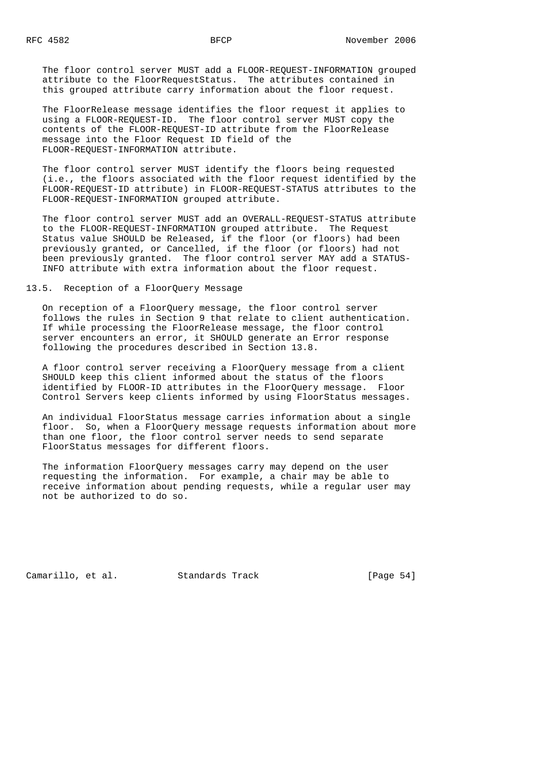The floor control server MUST add a FLOOR-REQUEST-INFORMATION grouped attribute to the FloorRequestStatus. The attributes contained in this grouped attribute carry information about the floor request.

The FloorRelease message identifies the floor request it applies to using a FLOOR-REQUEST-ID. The floor control server MUST copy the contents of the FLOOR-REQUEST-ID attribute from the FloorRelease message into the Floor Request ID field of the FLOOR-REQUEST-INFORMATION attribute.

The floor control server MUST identify the floors being requested (i.e., the floors associated with the floor request identified by the FLOOR-REQUEST-ID attribute) in FLOOR-REQUEST-STATUS attributes to the FLOOR-REQUEST-INFORMATION grouped attribute.

The floor control server MUST add an OVERALL-REQUEST-STATUS attribute to the FLOOR-REQUEST-INFORMATION grouped attribute. The Request Status value SHOULD be Released, if the floor (or floors) had been previously granted, or Cancelled, if the floor (or floors) had not been previously granted. The floor control server MAY add a STATUS-INFO attribute with extra information about the floor request.

## 13.5. Reception of a FloorQuery Message

On reception of a FloorQuery message, the floor control server follows the rules in Section 9 that relate to client authentication. If while processing the FloorRelease message, the floor control server encounters an error, it SHOULD generate an Error response following the procedures described in Section 13.8.

A floor control server receiving a FloorQuery message from a client SHOULD keep this client informed about the status of the floors identified by FLOOR-ID attributes in the FloorQuery message. Floor Control Servers keep clients informed by using FloorStatus messages.

An individual FloorStatus message carries information about a single floor. So, when a FloorQuery message requests information about more than one floor, the floor control server needs to send separate FloorStatus messages for different floors.

The information FloorQuery messages carry may depend on the user requesting the information. For example, a chair may be able to receive information about pending requests, while a regular user may not be authorized to do so.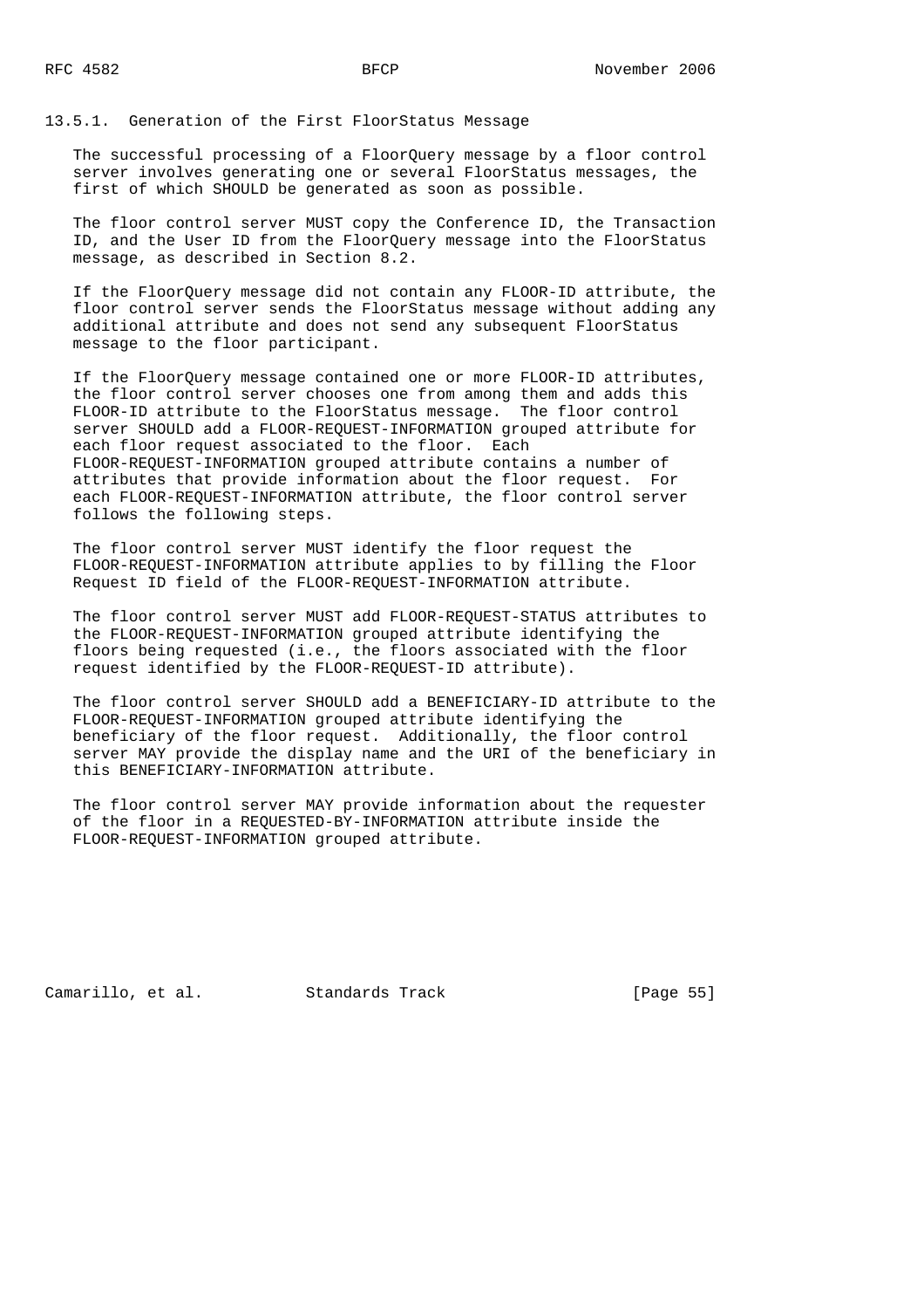#### 13.5.1. Generation of the First FloorStatus Message

The successful processing of a FloorQuery message by a floor control server involves generating one or several FloorStatus messages, the first of which SHOULD be generated as soon as possible.

The floor control server MUST copy the Conference ID, the Transaction ID, and the User ID from the FloorQuery message into the FloorStatus message, as described in Section 8.2.

If the FloorQuery message did not contain any FLOOR-ID attribute, the floor control server sends the FloorStatus message without adding any additional attribute and does not send any subsequent FloorStatus message to the floor participant.

If the FloorQuery message contained one or more FLOOR-ID attributes, the floor control server chooses one from among them and adds this FLOOR-ID attribute to the FloorStatus message. The floor control server SHOULD add a FLOOR-REQUEST-INFORMATION grouped attribute for each floor request associated to the floor. Each FLOOR-REQUEST-INFORMATION grouped attribute contains a number of attributes that provide information about the floor request. For each FLOOR-REQUEST-INFORMATION attribute, the floor control server follows the following steps.

The floor control server MUST identify the floor request the FLOOR-REQUEST-INFORMATION attribute applies to by filling the Floor Request ID field of the FLOOR-REQUEST-INFORMATION attribute.

The floor control server MUST add FLOOR-REQUEST-STATUS attributes to the FLOOR-REQUEST-INFORMATION grouped attribute identifying the floors being requested (i.e., the floors associated with the floor request identified by the FLOOR-REQUEST-ID attribute).

The floor control server SHOULD add a BENEFICIARY-ID attribute to the FLOOR-REQUEST-INFORMATION grouped attribute identifying the beneficiary of the floor request. Additionally, the floor control server MAY provide the display name and the URI of the beneficiary in this BENEFICIARY-INFORMATION attribute.

The floor control server MAY provide information about the requester of the floor in a REQUESTED-BY-INFORMATION attribute inside the FLOOR-REQUEST-INFORMATION grouped attribute.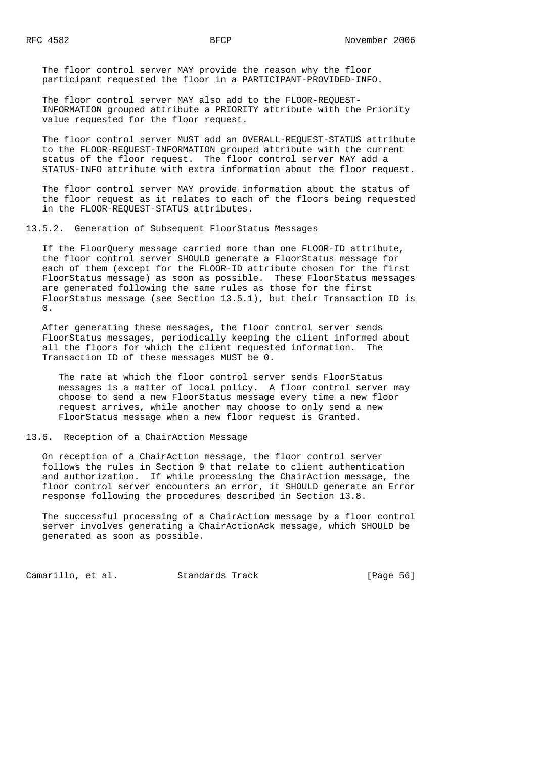The floor control server MAY provide the reason why the floor participant requested the floor in a PARTICIPANT-PROVIDED-INFO.

The floor control server MAY also add to the FLOOR-REQUEST-INFORMATION grouped attribute a PRIORITY attribute with the Priority value requested for the floor request.

The floor control server MUST add an OVERALL-REQUEST-STATUS attribute to the FLOOR-REQUEST-INFORMATION grouped attribute with the current status of the floor request. The floor control server MAY add a STATUS-INFO attribute with extra information about the floor request.

The floor control server MAY provide information about the status of the floor request as it relates to each of the floors being requested in the FLOOR-REQUEST-STATUS attributes.

### 13.5.2. Generation of Subsequent FloorStatus Messages

If the FloorQuery message carried more than one FLOOR-ID attribute, the floor control server SHOULD generate a FloorStatus message for each of them (except for the FLOOR-ID attribute chosen for the first FloorStatus message) as soon as possible. These FloorStatus messages are generated following the same rules as those for the first FloorStatus message (see Section 13.5.1), but their Transaction ID is 0.

After generating these messages, the floor control server sends FloorStatus messages, periodically keeping the client informed about all the floors for which the client requested information. The Transaction ID of these messages MUST be 0.

> The rate at which the floor control server sends FloorStatus messages is a matter of local policy. A floor control server may choose to send a new FloorStatus message every time a new floor request arrives, while another may choose to only send a new FloorStatus message when a new floor request is Granted.

## 13.6. Reception of a ChairAction Message

On reception of a ChairAction message, the floor control server follows the rules in Section 9 that relate to client authentication and authorization. If while processing the ChairAction message, the floor control server encounters an error, it SHOULD generate an Error response following the procedures described in Section 13.8.

The successful processing of a ChairAction message by a floor control server involves generating a ChairActionAck message, which SHOULD be generated as soon as possible.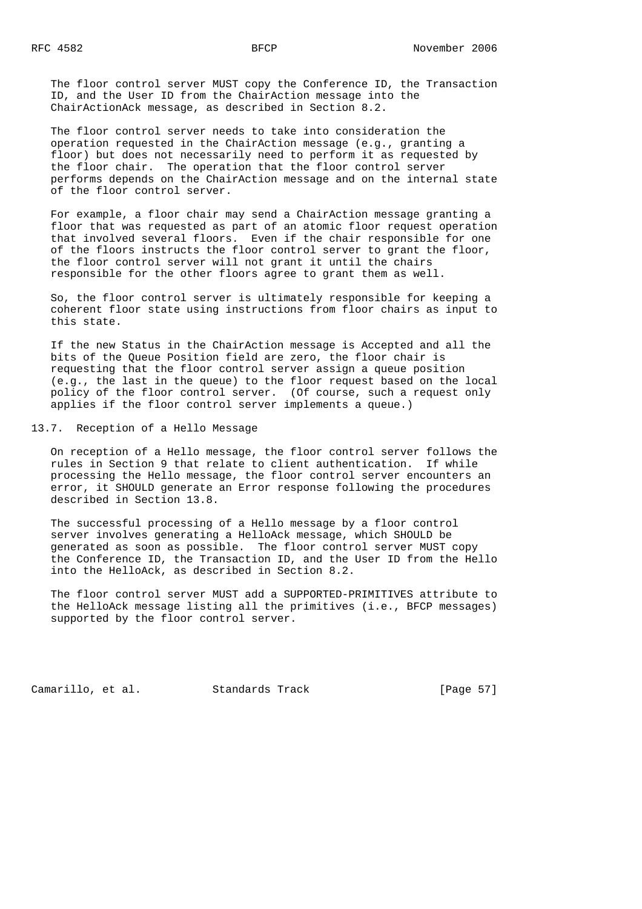The floor control server MUST copy the Conference ID, the Transaction ID, and the User ID from the ChairAction message into the ChairActionAck message, as described in Section 8.2.

The floor control server needs to take into consideration the operation requested in the ChairAction message (e.g., granting a floor) but does not necessarily need to perform it as requested by the floor chair. The operation that the floor control server performs depends on the ChairAction message and on the internal state of the floor control server.

For example, a floor chair may send a ChairAction message granting a floor that was requested as part of an atomic floor request operation that involved several floors. Even if the chair responsible for one of the floors instructs the floor control server to grant the floor, the floor control server will not grant it until the chairs responsible for the other floors agree to grant them as well.

So, the floor control server is ultimately responsible for keeping a coherent floor state using instructions from floor chairs as input to this state.

If the new Status in the ChairAction message is Accepted and all the bits of the Queue Position field are zero, the floor chair is requesting that the floor control server assign a queue position (e.g., the last in the queue) to the floor request based on the local policy of the floor control server. (Of course, such a request only applies if the floor control server implements a queue.)

### 13.7. Reception of a Hello Message

On reception of a Hello message, the floor control server follows the rules in Section 9 that relate to client authentication. If while processing the Hello message, the floor control server encounters an error, it SHOULD generate an Error response following the procedures described in Section 13.8.

The successful processing of a Hello message by a floor control server involves generating a HelloAck message, which SHOULD be generated as soon as possible. The floor control server MUST copy the Conference ID, the Transaction ID, and the User ID from the Hello into the HelloAck, as described in Section 8.2.

The floor control server MUST add a SUPPORTED-PRIMITIVES attribute to the HelloAck message listing all the primitives (i.e., BFCP messages) supported by the floor control server.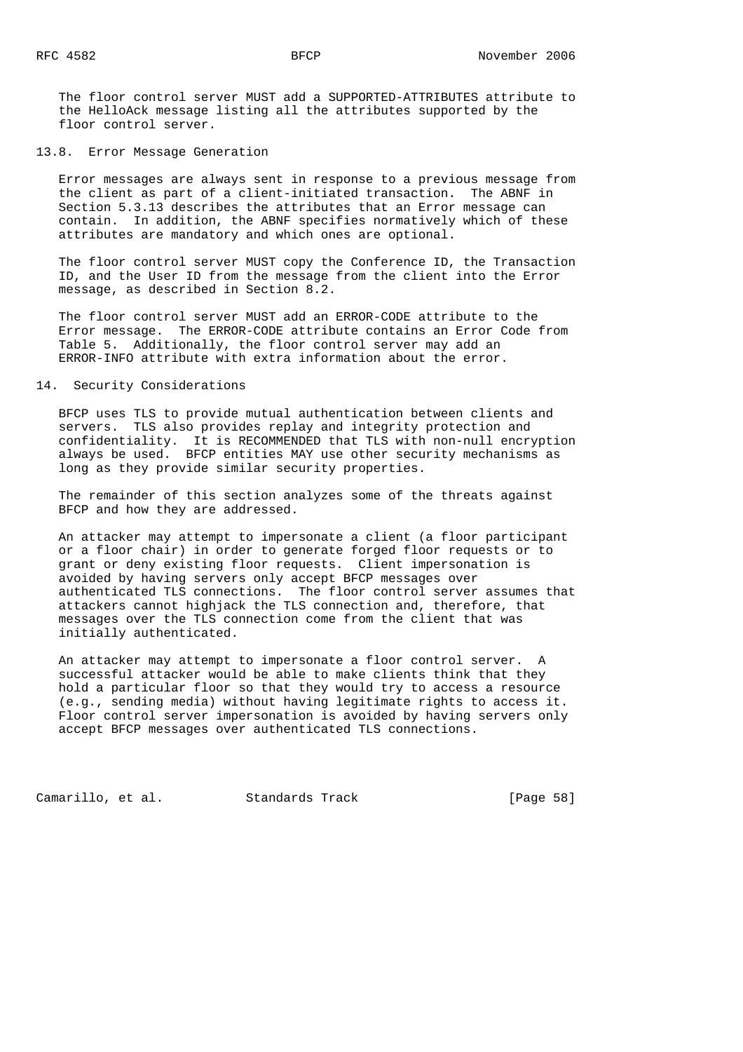The floor control server MUST add a SUPPORTED-ATTRIBUTES attribute to the HelloAck message listing all the attributes supported by the floor control server.

### 13.8. Error Message Generation

Error messages are always sent in response to a previous message from the client as part of a client-initiated transaction. The ABNF in Section 5.3.13 describes the attributes that an Error message can contain. In addition, the ABNF specifies normatively which of these attributes are mandatory and which ones are optional.

The floor control server MUST copy the Conference ID, the Transaction ID, and the User ID from the message from the client into the Error message, as described in Section 8.2.

The floor control server MUST add an ERROR-CODE attribute to the Error message. The ERROR-CODE attribute contains an Error Code from Table 5. Additionally, the floor control server may add an ERROR-INFO attribute with extra information about the error.

## 14. Security Considerations

BFCP uses TLS to provide mutual authentication between clients and servers. TLS also provides replay and integrity protection and confidentiality. It is RECOMMENDED that TLS with non-null encryption always be used. BFCP entities MAY use other security mechanisms as long as they provide similar security properties.

The remainder of this section analyzes some of the threats against BFCP and how they are addressed.

An attacker may attempt to impersonate a client (a floor participant or a floor chair) in order to generate forged floor requests or to grant or deny existing floor requests. Client impersonation is avoided by having servers only accept BFCP messages over authenticated TLS connections. The floor control server assumes that attackers cannot highjack the TLS connection and, therefore, that messages over the TLS connection come from the client that was initially authenticated.

An attacker may attempt to impersonate a floor control server. A successful attacker would be able to make clients think that they hold a particular floor so that they would try to access a resource (e.g., sending media) without having legitimate rights to access it. Floor control server impersonation is avoided by having servers only accept BFCP messages over authenticated TLS connections.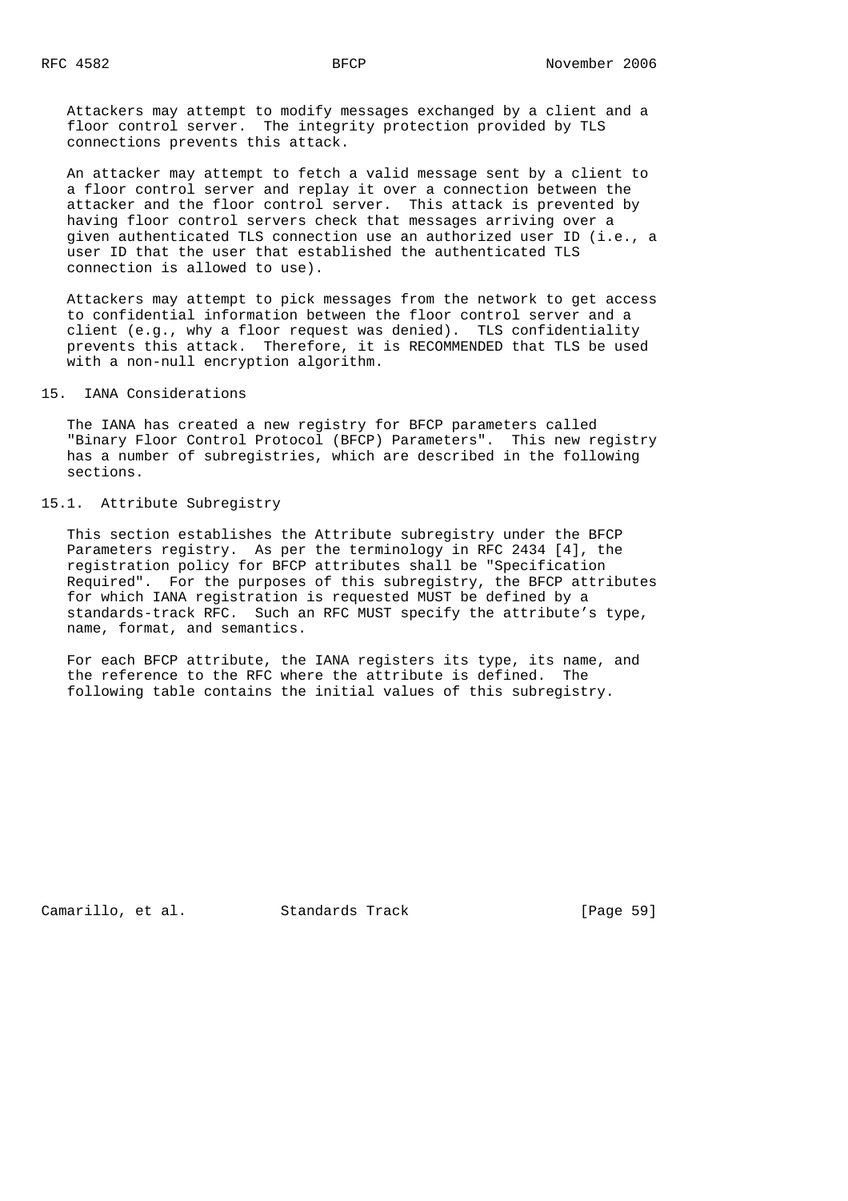Attackers may attempt to modify messages exchanged by a client and a floor control server. The integrity protection provided by TLS connections prevents this attack.

An attacker may attempt to fetch a valid message sent by a client to a floor control server and replay it over a connection between the attacker and the floor control server. This attack is prevented by having floor control servers check that messages arriving over a given authenticated TLS connection use an authorized user ID (i.e., a user ID that the user that established the authenticated TLS connection is allowed to use).

Attackers may attempt to pick messages from the network to get access to confidential information between the floor control server and a client (e.g., why a floor request was denied). TLS confidentiality prevents this attack. Therefore, it is RECOMMENDED that TLS be used with a non-null encryption algorithm.

## 15. IANA Considerations

The IANA has created a new registry for BFCP parameters called "Binary Floor Control Protocol (BFCP) Parameters". This new registry has a number of subregistries, which are described in the following sections.

### 15.1. Attribute Subregistry

This section establishes the Attribute subregistry under the BFCP Parameters registry. As per the terminology in RFC 2434 [4], the registration policy for BFCP attributes shall be "Specification Required". For the purposes of this subregistry, the BFCP attributes for which IANA registration is requested MUST be defined by a standards-track RFC. Such an RFC MUST specify the attribute's type, name, format, and semantics.

For each BFCP attribute, the IANA registers its type, its name, and the reference to the RFC where the attribute is defined. The following table contains the initial values of this subregistry.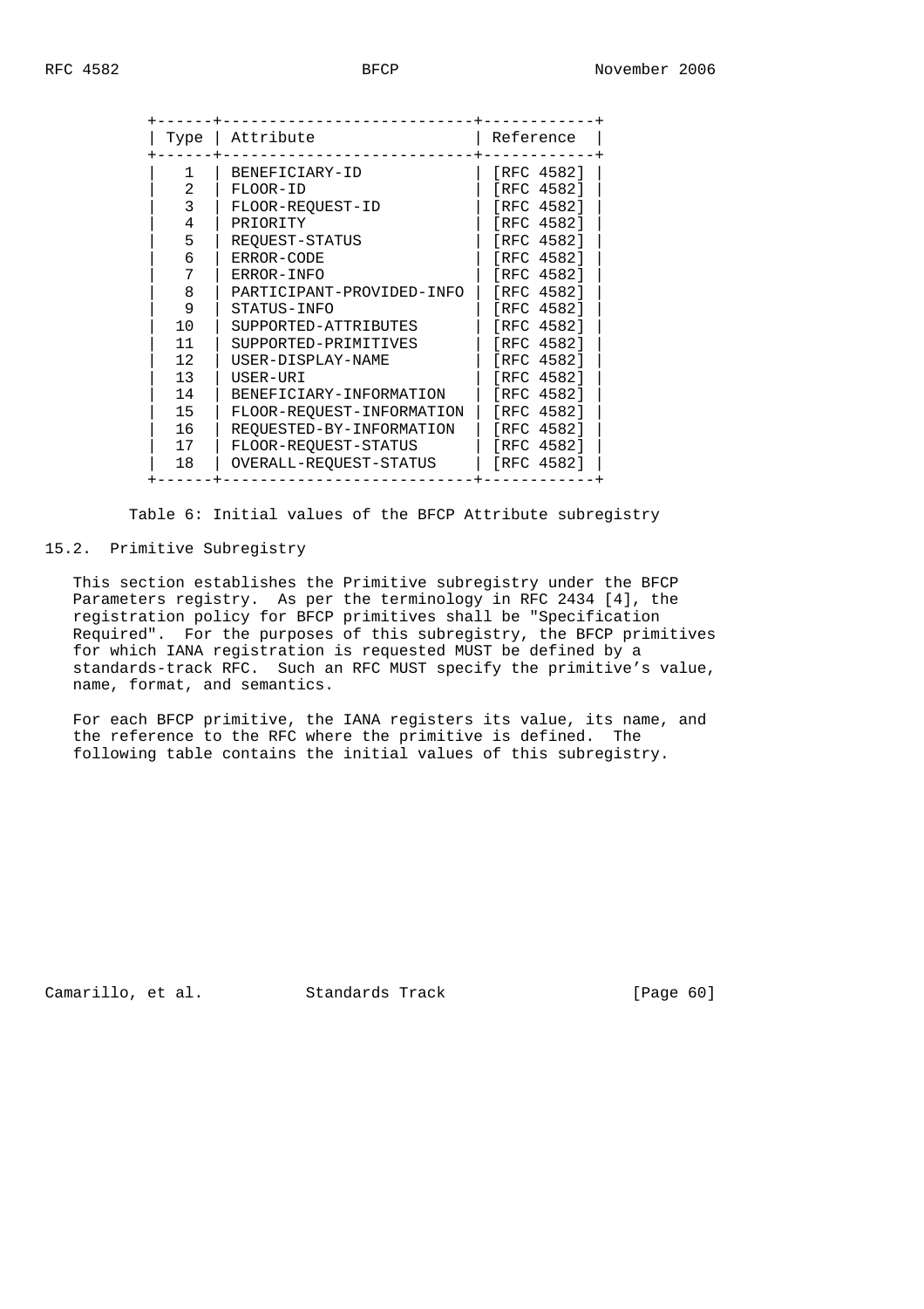| Type | Attribute | Reference |
|---|---|---|
| 1 | BENEFICIARY-ID | [RFC 4582] |
| 2 | FLOOR-ID | [RFC 4582] |
| 3 | FLOOR-REQUEST-ID | [RFC 4582] |
| 4 | PRIORITY | [RFC 4582] |
| 5 | REQUEST-STATUS | [RFC 4582] |
| 6 | ERROR-CODE | [RFC 4582] |
| 7 | ERROR-INFO | [RFC 4582] |
| 8 | PARTICIPANT-PROVIDED-INFO | [RFC 4582] |
| 9 | STATUS-INFO | [RFC 4582] |
| 10 | SUPPORTED-ATTRIBUTES | [RFC 4582] |
| 11 | SUPPORTED-PRIMITIVES | [RFC 4582] |
| 12 | USER-DISPLAY-NAME | [RFC 4582] |
| 13 | USER-URI | [RFC 4582] |
| 14 | BENEFICIARY-INFORMATION | [RFC 4582] |
| 15 | FLOOR-REQUEST-INFORMATION | [RFC 4582] |
| 16 | REQUESTED-BY-INFORMATION | [RFC 4582] |
| 17 | FLOOR-REQUEST-STATUS | [RFC 4582] |
| 18 | OVERALL-REQUEST-STATUS | [RFC 4582] |

Table 6: Initial values of the BFCP Attribute subregistry

## 15.2. Primitive Subregistry

This section establishes the Primitive subregistry under the BFCP Parameters registry. As per the terminology in RFC 2434 [4], the registration policy for BFCP primitives shall be "Specification Required". For the purposes of this subregistry, the BFCP primitives for which IANA registration is requested MUST be defined by a standards-track RFC. Such an RFC MUST specify the primitive's value, name, format, and semantics.

For each BFCP primitive, the IANA registers its value, its name, and the reference to the RFC where the primitive is defined. The following table contains the initial values of this subregistry.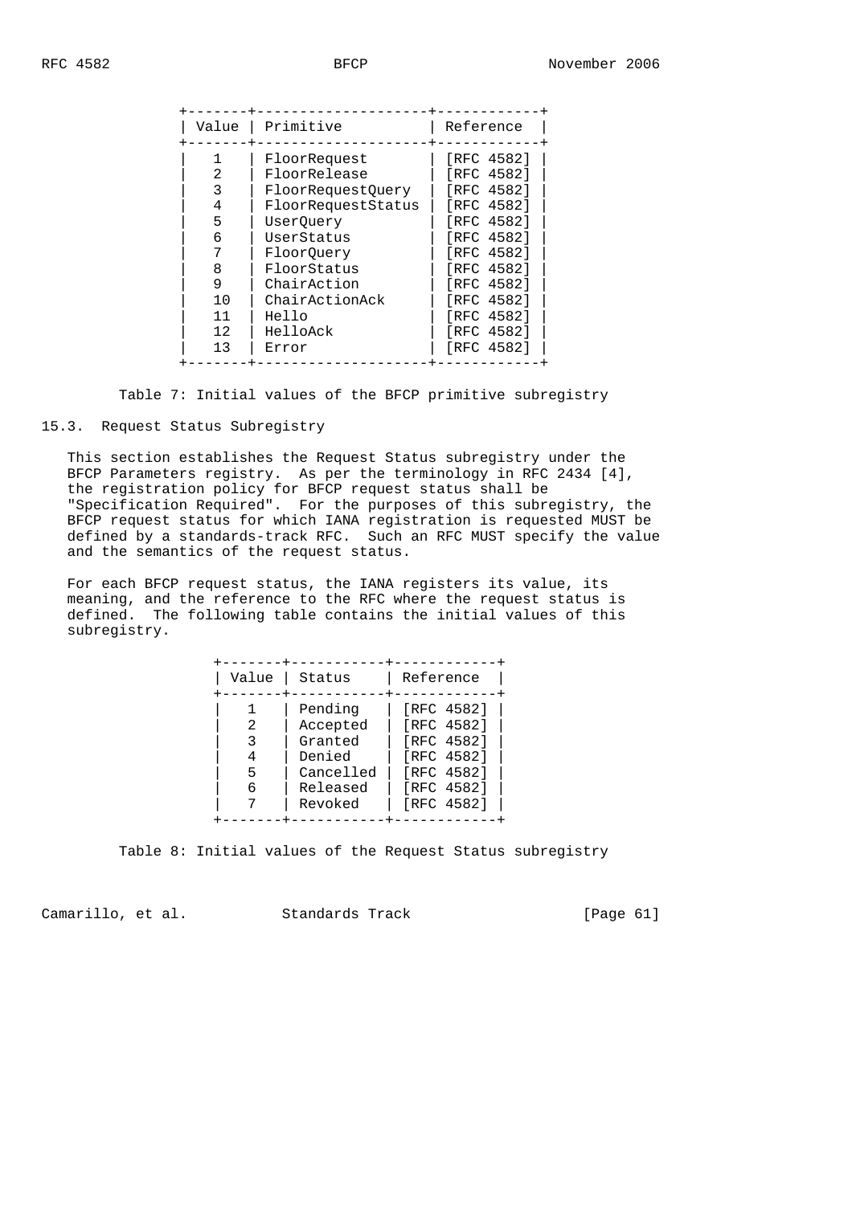| Value | Primitive | Reference |
| --- | --- | --- |
| 1 | FloorRequest | [RFC 4582] |
| 2 | FloorRelease | [RFC 4582] |
| 3 | FloorRequestQuery | [RFC 4582] |
| 4 | FloorRequestStatus | [RFC 4582] |
| 5 | UserQuery | [RFC 4582] |
| 6 | UserStatus | [RFC 4582] |
| 7 | FloorQuery | [RFC 4582] |
| 8 | FloorStatus | [RFC 4582] |
| 9 | ChairAction | [RFC 4582] |
| 10 | ChairActionAck | [RFC 4582] |
| 11 | Hello | [RFC 4582] |
| 12 | HelloAck | [RFC 4582] |
| 13 | Error | [RFC 4582] |

Table 7: Initial values of the BFCP primitive subregistry

### 15.3. Request Status Subregistry

This section establishes the Request Status subregistry under the BFCP Parameters registry. As per the terminology in RFC 2434 [4], the registration policy for BFCP request status shall be "Specification Required". For the purposes of this subregistry, the BFCP request status for which IANA registration is requested MUST be defined by a standards-track RFC. Such an RFC MUST specify the value and the semantics of the request status.

For each BFCP request status, the IANA registers its value, its meaning, and the reference to the RFC where the request status is defined. The following table contains the initial values of this subregistry.

| Value | Status | Reference |
| --- | --- | --- |
| 1 | Pending | [RFC 4582] |
| 2 | Accepted | [RFC 4582] |
| 3 | Granted | [RFC 4582] |
| 4 | Denied | [RFC 4582] |
| 5 | Cancelled | [RFC 4582] |
| 6 | Released | [RFC 4582] |
| 7 | Revoked | [RFC 4582] |

Table 8: Initial values of the Request Status subregistry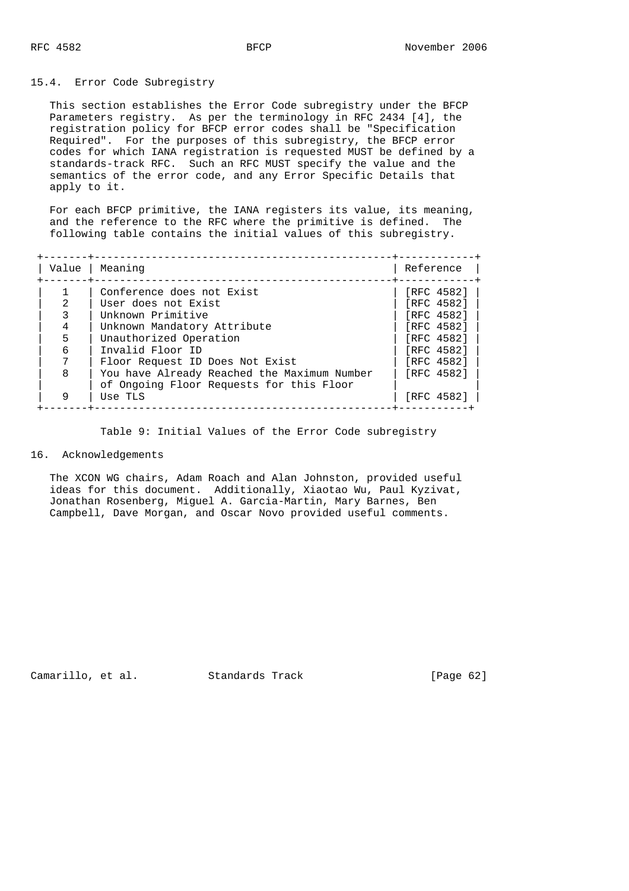### 15.4. Error Code Subregistry

This section establishes the Error Code subregistry under the BFCP Parameters registry. As per the terminology in RFC 2434 [4], the registration policy for BFCP error codes shall be "Specification Required". For the purposes of this subregistry, the BFCP error codes for which IANA registration is requested MUST be defined by a standards-track RFC. Such an RFC MUST specify the value and the semantics of the error code, and any Error Specific Details that apply to it.

For each BFCP primitive, the IANA registers its value, its meaning, and the reference to the RFC where the primitive is defined. The following table contains the initial values of this subregistry.

| Value | Meaning | Reference |
|---|---|---|
| 1 | Conference does not Exist | [RFC 4582] |
| 2 | User does not Exist | [RFC 4582] |
| 3 | Unknown Primitive | [RFC 4582] |
| 4 | Unknown Mandatory Attribute | [RFC 4582] |
| 5 | Unauthorized Operation | [RFC 4582] |
| 6 | Invalid Floor ID | [RFC 4582] |
| 7 | Floor Request ID Does Not Exist | [RFC 4582] |
| 8 | You have Already Reached the Maximum Number of Ongoing Floor Requests for this Floor | [RFC 4582] |
| 9 | Use TLS | [RFC 4582] |

Table 9: Initial Values of the Error Code subregistry

## 16. Acknowledgements

The XCON WG chairs, Adam Roach and Alan Johnston, provided useful ideas for this document. Additionally, Xiaotao Wu, Paul Kyzivat, Jonathan Rosenberg, Miguel A. Garcia-Martin, Mary Barnes, Ben Campbell, Dave Morgan, and Oscar Novo provided useful comments.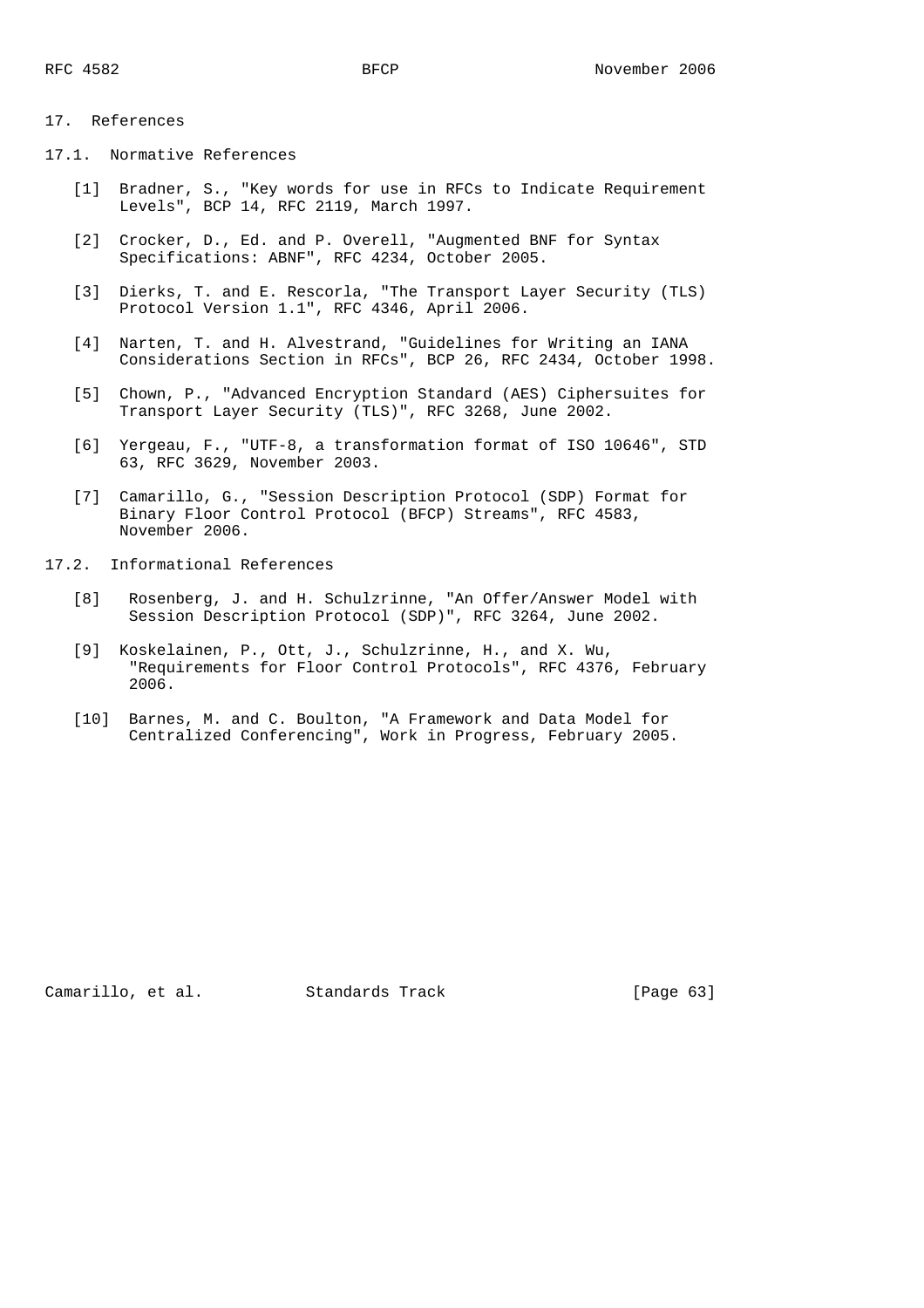## 17. References

### 17.1. Normative References

[1] Bradner, S., "Key words for use in RFCs to Indicate Requirement Levels", BCP 14, RFC 2119, March 1997.

[2] Crocker, D., Ed. and P. Overell, "Augmented BNF for Syntax Specifications: ABNF", RFC 4234, October 2005.

[3] Dierks, T. and E. Rescorla, "The Transport Layer Security (TLS) Protocol Version 1.1", RFC 4346, April 2006.

[4] Narten, T. and H. Alvestrand, "Guidelines for Writing an IANA Considerations Section in RFCs", BCP 26, RFC 2434, October 1998.

[5] Chown, P., "Advanced Encryption Standard (AES) Ciphersuites for Transport Layer Security (TLS)", RFC 3268, June 2002.

[6] Yergeau, F., "UTF-8, a transformation format of ISO 10646", STD 63, RFC 3629, November 2003.

[7] Camarillo, G., "Session Description Protocol (SDP) Format for Binary Floor Control Protocol (BFCP) Streams", RFC 4583, November 2006.

### 17.2. Informational References

[8] Rosenberg, J. and H. Schulzrinne, "An Offer/Answer Model with Session Description Protocol (SDP)", RFC 3264, June 2002.

[9] Koskelainen, P., Ott, J., Schulzrinne, H., and X. Wu, "Requirements for Floor Control Protocols", RFC 4376, February 2006.

[10] Barnes, M. and C. Boulton, "A Framework and Data Model for Centralized Conferencing", Work in Progress, February 2005.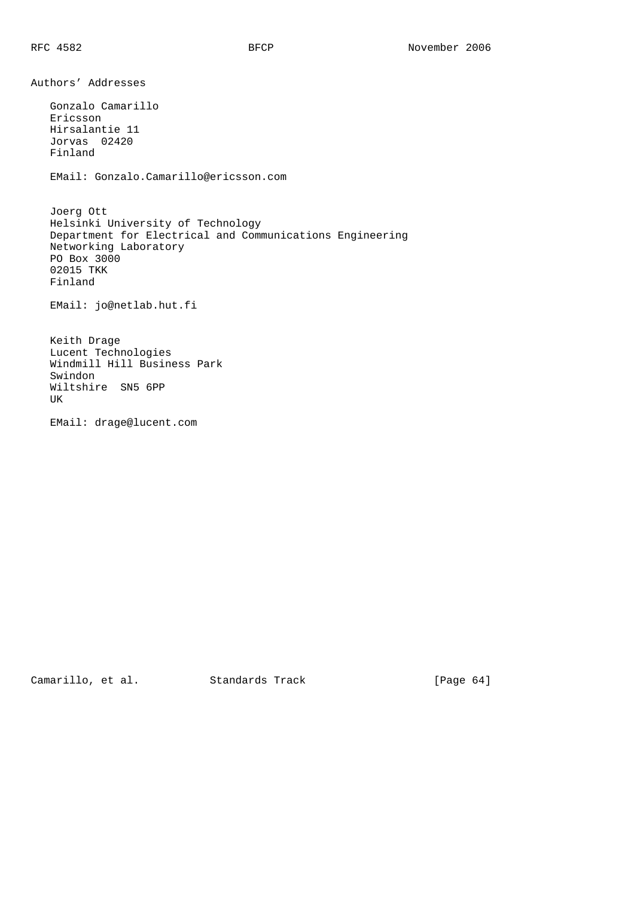# Authors' Addresses

Gonzalo Camarillo
Ericsson
Hirsalantie 11
Jorvas  02420
Finland

EMail: Gonzalo.Camarillo@ericsson.com

Joerg Ott
Helsinki University of Technology
Department for Electrical and Communications Engineering
Networking Laboratory
PO Box 3000
02015 TKK
Finland

EMail: jo@netlab.hut.fi

Keith Drage
Lucent Technologies
Windmill Hill Business Park
Swindon
Wiltshire  SN5 6PP
UK

EMail: drage@lucent.com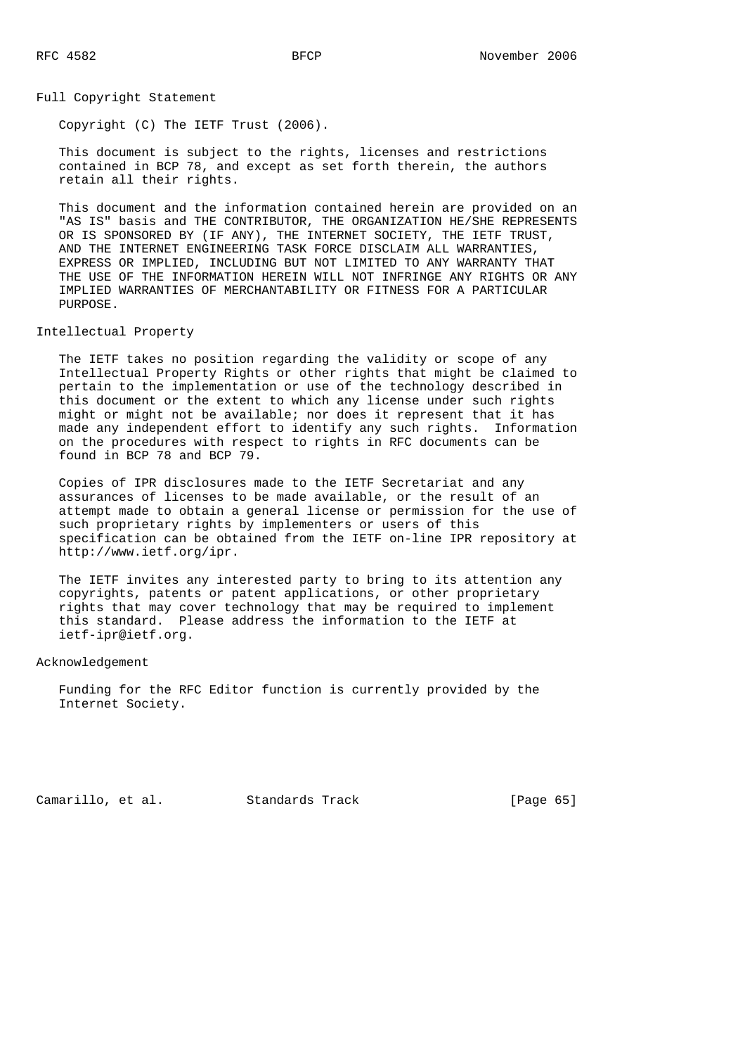## Full Copyright Statement

Copyright (C) The IETF Trust (2006).

This document is subject to the rights, licenses and restrictions contained in BCP 78, and except as set forth therein, the authors retain all their rights.

This document and the information contained herein are provided on an "AS IS" basis and THE CONTRIBUTOR, THE ORGANIZATION HE/SHE REPRESENTS OR IS SPONSORED BY (IF ANY), THE INTERNET SOCIETY, THE IETF TRUST, AND THE INTERNET ENGINEERING TASK FORCE DISCLAIM ALL WARRANTIES, EXPRESS OR IMPLIED, INCLUDING BUT NOT LIMITED TO ANY WARRANTY THAT THE USE OF THE INFORMATION HEREIN WILL NOT INFRINGE ANY RIGHTS OR ANY IMPLIED WARRANTIES OF MERCHANTABILITY OR FITNESS FOR A PARTICULAR PURPOSE.

## Intellectual Property

The IETF takes no position regarding the validity or scope of any Intellectual Property Rights or other rights that might be claimed to pertain to the implementation or use of the technology described in this document or the extent to which any license under such rights might or might not be available; nor does it represent that it has made any independent effort to identify any such rights. Information on the procedures with respect to rights in RFC documents can be found in BCP 78 and BCP 79.

Copies of IPR disclosures made to the IETF Secretariat and any assurances of licenses to be made available, or the result of an attempt made to obtain a general license or permission for the use of such proprietary rights by implementers or users of this specification can be obtained from the IETF on-line IPR repository at http://www.ietf.org/ipr.

The IETF invites any interested party to bring to its attention any copyrights, patents or patent applications, or other proprietary rights that may cover technology that may be required to implement this standard. Please address the information to the IETF at ietf-ipr@ietf.org.

## Acknowledgement

Funding for the RFC Editor function is currently provided by the Internet Society.